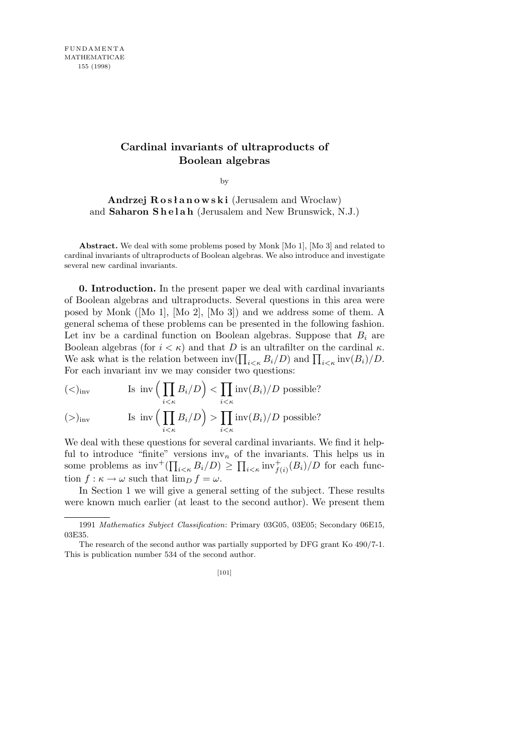# Cardinal invariants of ultraproducts of Boolean algebras

by

**Andrzej Rosłanowski** (Jerusalem and Wrocław)
and **Saharon Shelah** (Jerusalem and New Brunswick, N.J.)

**Abstract.** We deal with some problems posed by Monk [Mo 1], [Mo 3] and related to cardinal invariants of ultraproducts of Boolean algebras. We also introduce and investigate several new cardinal invariants.

**0. Introduction.** In the present paper we deal with cardinal invariants of Boolean algebras and ultraproducts. Several questions in this area were posed by Monk ([Mo 1], [Mo 2], [Mo 3]) and we address some of them. A general schema of these problems can be presented in the following fashion. Let inv be a cardinal function on Boolean algebras. Suppose that $B_i$ are Boolean algebras (for $i < \kappa$) and that $D$ is an ultrafilter on the cardinal $\kappa$. We ask what is the relation between $\mathrm{inv}(\prod_{i<\kappa} B_i/D)$ and $\prod_{i<\kappa} \mathrm{inv}(B_i)/D$. For each invariant inv we may consider two questions:

$$(<)_{\mathrm{inv}} \qquad \text{Is } \mathrm{inv}\Big(\prod_{i<\kappa} B_i/D\Big) < \prod_{i<\kappa} \mathrm{inv}(B_i)/D \text{ possible?}$$

$$(>)_{\mathrm{inv}} \qquad \text{Is } \mathrm{inv}\Big(\prod_{i<\kappa} B_i/D\Big) > \prod_{i<\kappa} \mathrm{inv}(B_i)/D \text{ possible?}$$

We deal with these questions for several cardinal invariants. We find it helpful to introduce "finite" versions $\mathrm{inv}_n$ of the invariants. This helps us in some problems as $\mathrm{inv}^+(\prod_{i<\kappa} B_i/D) \geq \prod_{i<\kappa} \mathrm{inv}^+_{f(i)}(B_i)/D$ for each function $f : \kappa \to \omega$ such that $\lim_D f = \omega$.

In Section 1 we will give a general setting of the subject. These results were known much earlier (at least to the second author). We present them

---

1991 *Mathematics Subject Classification*: Primary 03G05, 03E05; Secondary 06E15, 03E35.

The research of the second author was partially supported by DFG grant Ko 490/7-1. This is publication number 534 of the second author.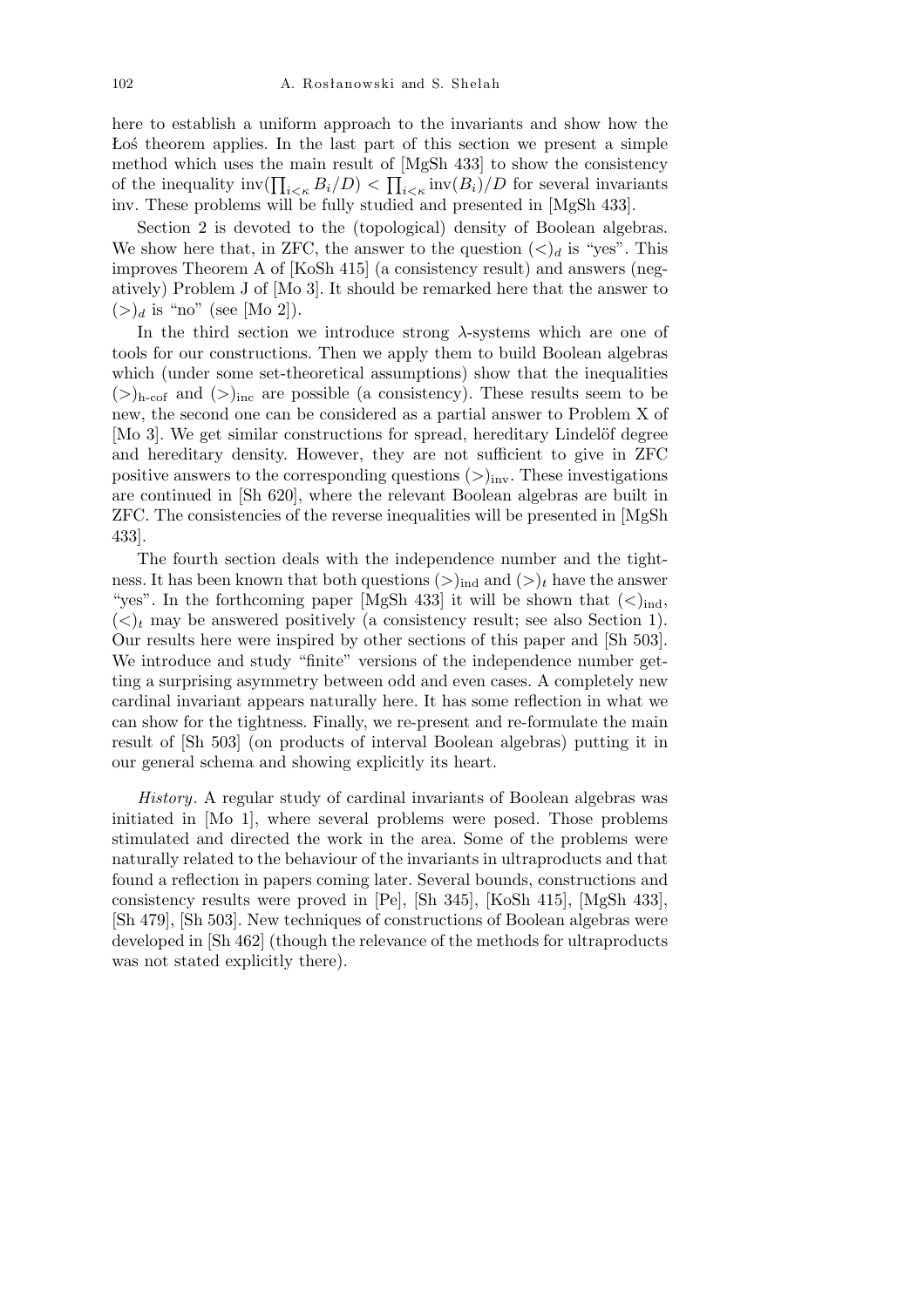here to establish a uniform approach to the invariants and show how the Łoś theorem applies. In the last part of this section we present a simple method which uses the main result of [MgSh 433] to show the consistency of the inequality $\mathrm{inv}(\prod_{i<\kappa} B_i/D) < \prod_{i<\kappa} \mathrm{inv}(B_i)/D$ for several invariants inv. These problems will be fully studied and presented in [MgSh 433].

Section 2 is devoted to the (topological) density of Boolean algebras. We show here that, in ZFC, the answer to the question $(<)_d$ is "yes". This improves Theorem A of [KoSh 415] (a consistency result) and answers (negatively) Problem J of [Mo 3]. It should be remarked here that the answer to $(>)_d$ is "no" (see [Mo 2]).

In the third section we introduce strong $\lambda$-systems which are one of tools for our constructions. Then we apply them to build Boolean algebras which (under some set-theoretical assumptions) show that the inequalities $(>)_{\text{h-cof}}$ and $(>)_{\text{inc}}$ are possible (a consistency). These results seem to be new, the second one can be considered as a partial answer to Problem X of [Mo 3]. We get similar constructions for spread, hereditary Lindelöf degree and hereditary density. However, they are not sufficient to give in ZFC positive answers to the corresponding questions $(>)_{\text{inv}}$. These investigations are continued in [Sh 620], where the relevant Boolean algebras are built in ZFC. The consistencies of the reverse inequalities will be presented in [MgSh 433].

The fourth section deals with the independence number and the tightness. It has been known that both questions $(>)_{\text{ind}}$ and $(>)_t$ have the answer "yes". In the forthcoming paper [MgSh 433] it will be shown that $(<)_{\text{ind}}$, $(<)_t$ may be answered positively (a consistency result; see also Section 1). Our results here were inspired by other sections of this paper and [Sh 503]. We introduce and study "finite" versions of the independence number getting a surprising asymmetry between odd and even cases. A completely new cardinal invariant appears naturally here. It has some reflection in what we can show for the tightness. Finally, we re-present and re-formulate the main result of [Sh 503] (on products of interval Boolean algebras) putting it in our general schema and showing explicitly its heart.

*History*. A regular study of cardinal invariants of Boolean algebras was initiated in [Mo 1], where several problems were posed. Those problems stimulated and directed the work in the area. Some of the problems were naturally related to the behaviour of the invariants in ultraproducts and that found a reflection in papers coming later. Several bounds, constructions and consistency results were proved in [Pe], [Sh 345], [KoSh 415], [MgSh 433], [Sh 479], [Sh 503]. New techniques of constructions of Boolean algebras were developed in [Sh 462] (though the relevance of the methods for ultraproducts was not stated explicitly there).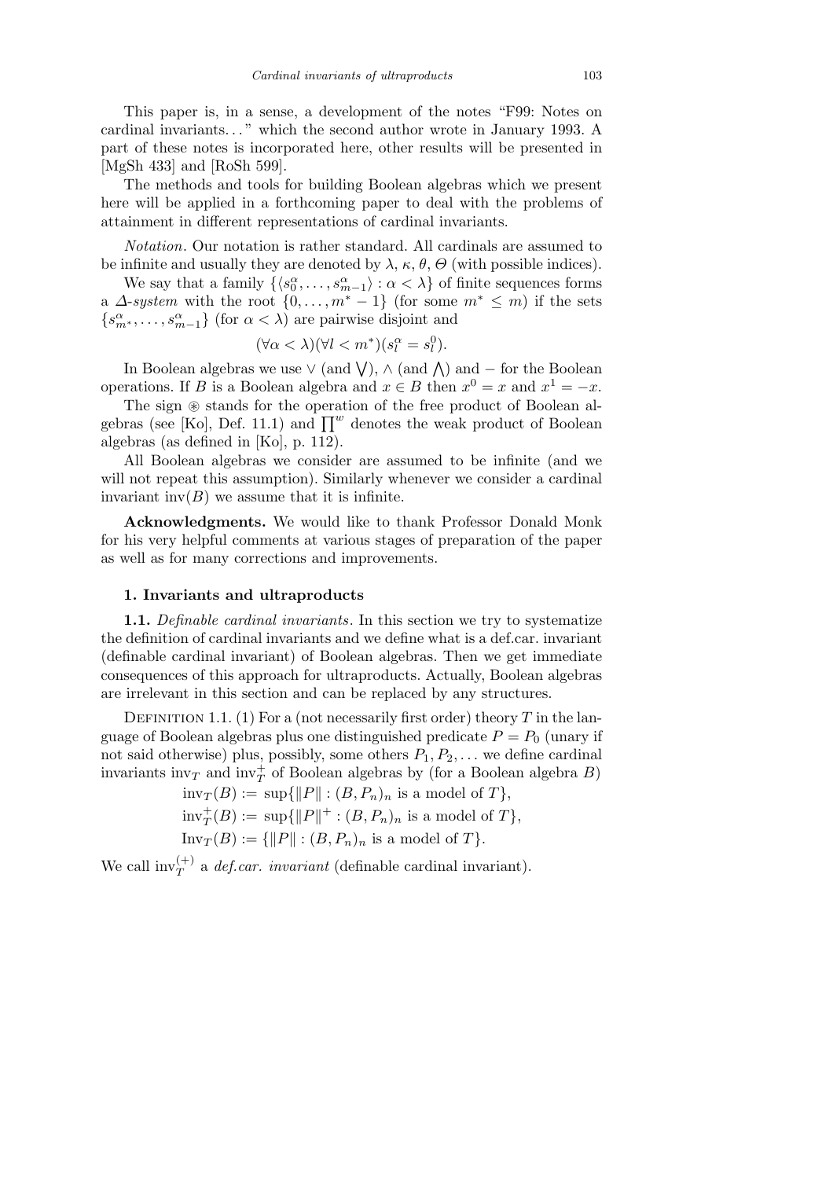This paper is, in a sense, a development of the notes "F99: Notes on cardinal invariants..." which the second author wrote in January 1993. A part of these notes is incorporated here, other results will be presented in [MgSh 433] and [RoSh 599].

The methods and tools for building Boolean algebras which we present here will be applied in a forthcoming paper to deal with the problems of attainment in different representations of cardinal invariants.

*Notation.* Our notation is rather standard. All cardinals are assumed to be infinite and usually they are denoted by $\lambda$, $\kappa$, $\theta$, $\Theta$ (with possible indices).

We say that a family $\{\langle s_0^\alpha, \ldots, s_{m-1}^\alpha \rangle : \alpha < \lambda\}$ of finite sequences forms a *$\Delta$-system* with the root $\{0, \ldots, m^* - 1\}$ (for some $m^* \leq m$) if the sets $\{s_{m^*}^\alpha, \ldots, s_{m-1}^\alpha\}$ (for $\alpha < \lambda$) are pairwise disjoint and

$$(\forall \alpha < \lambda)(\forall l < m^*)(s_l^\alpha = s_l^0).$$

In Boolean algebras we use $\vee$ (and $\bigvee$), $\wedge$ (and $\bigwedge$) and $-$ for the Boolean operations. If $B$ is a Boolean algebra and $x \in B$ then $x^0 = x$ and $x^1 = -x$.

The sign $\circledast$ stands for the operation of the free product of Boolean algebras (see [Ko], Def. 11.1) and $\prod^w$ denotes the weak product of Boolean algebras (as defined in [Ko], p. 112).

All Boolean algebras we consider are assumed to be infinite (and we will not repeat this assumption). Similarly whenever we consider a cardinal invariant $\mathrm{inv}(B)$ we assume that it is infinite.

**Acknowledgments.** We would like to thank Professor Donald Monk for his very helpful comments at various stages of preparation of the paper as well as for many corrections and improvements.

## 1. Invariants and ultraproducts

**1.1.** *Definable cardinal invariants.* In this section we try to systematize the definition of cardinal invariants and we define what is a def.car. invariant (definable cardinal invariant) of Boolean algebras. Then we get immediate consequences of this approach for ultraproducts. Actually, Boolean algebras are irrelevant in this section and can be replaced by any structures.

Definition 1.1. (1) For a (not necessarily first order) theory $T$ in the language of Boolean algebras plus one distinguished predicate $P = P_0$ (unary if not said otherwise) plus, possibly, some others $P_1, P_2, \ldots$ we define cardinal invariants $\mathrm{inv}_T$ and $\mathrm{inv}_T^+$ of Boolean algebras by (for a Boolean algebra $B$)

$$\mathrm{inv}_T(B) := \sup\{\|P\| : (B, P_n)_n \text{ is a model of } T\},$$

$$\mathrm{inv}_T^+(B) := \sup\{\|P\|^+ : (B, P_n)_n \text{ is a model of } T\},$$

$$\mathrm{Inv}_T(B) := \{\|P\| : (B, P_n)_n \text{ is a model of } T\}.$$

We call $\mathrm{inv}_T^{(+)}$ a *def.car. invariant* (definable cardinal invariant).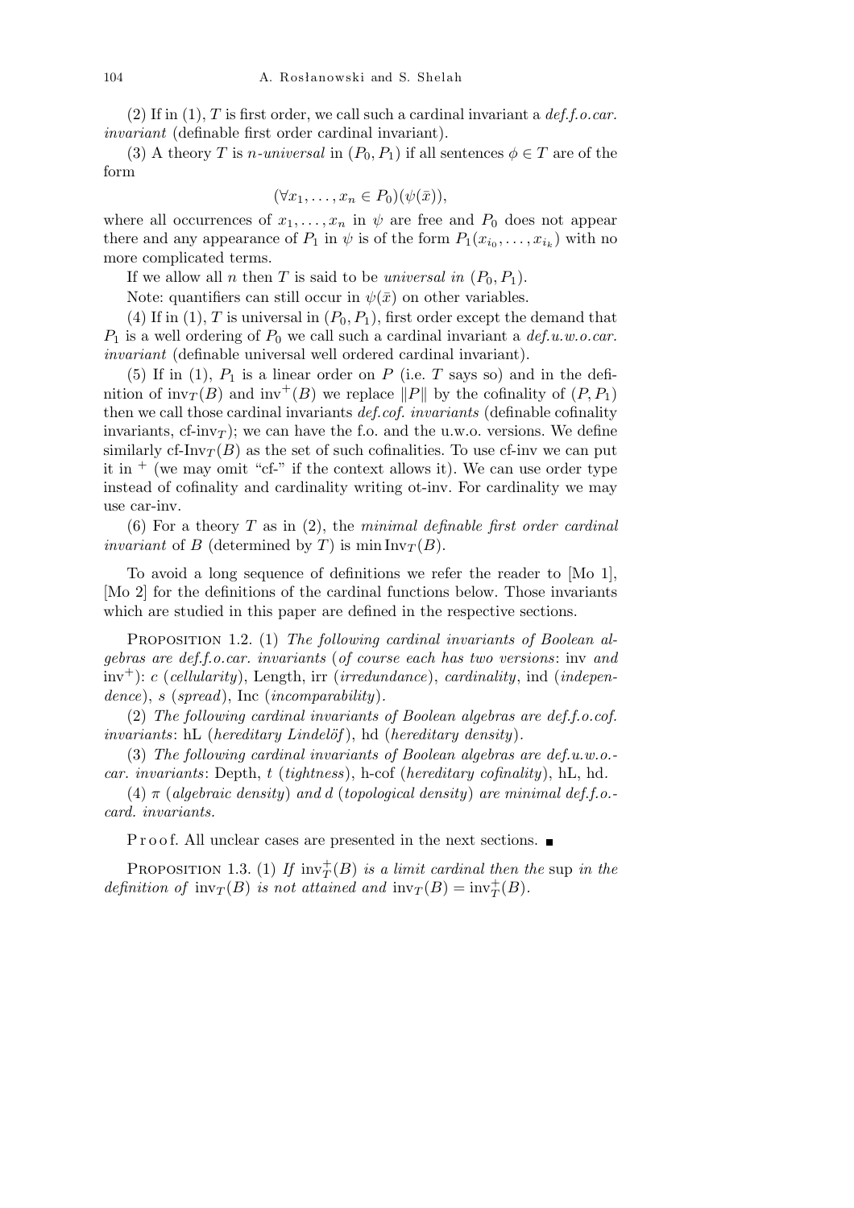(2) If in (1), $T$ is first order, we call such a cardinal invariant a *def.f.o.car. invariant* (definable first order cardinal invariant).

(3) A theory $T$ is *n-universal* in $(P_0, P_1)$ if all sentences $\phi \in T$ are of the form

$$(\forall x_1, \ldots, x_n \in P_0)(\psi(\bar{x})),$$

where all occurrences of $x_1, \ldots, x_n$ in $\psi$ are free and $P_0$ does not appear there and any appearance of $P_1$ in $\psi$ is of the form $P_1(x_{i_0}, \ldots, x_{i_k})$ with no more complicated terms.

If we allow all $n$ then $T$ is said to be *universal in* $(P_0, P_1)$.

Note: quantifiers can still occur in $\psi(\bar{x})$ on other variables.

(4) If in (1), $T$ is universal in $(P_0, P_1)$, first order except the demand that $P_1$ is a well ordering of $P_0$ we call such a cardinal invariant a *def.u.w.o.car. invariant* (definable universal well ordered cardinal invariant).

(5) If in (1), $P_1$ is a linear order on $P$ (i.e. $T$ says so) and in the definition of $\mathrm{inv}_T(B)$ and $\mathrm{inv}^+(B)$ we replace $\|P\|$ by the cofinality of $(P, P_1)$ then we call those cardinal invariants *def.cof. invariants* (definable cofinality invariants, cf-$\mathrm{inv}_T$); we can have the f.o. and the u.w.o. versions. We define similarly cf-$\mathrm{Inv}_T(B)$ as the set of such cofinalities. To use cf-inv we can put it in $^+$ (we may omit "cf-" if the context allows it). We can use order type instead of cofinality and cardinality writing ot-inv. For cardinality we may use car-inv.

(6) For a theory $T$ as in (2), the *minimal definable first order cardinal invariant* of $B$ (determined by $T$) is $\min \mathrm{Inv}_T(B)$.

To avoid a long sequence of definitions we refer the reader to [Mo 1], [Mo 2] for the definitions of the cardinal functions below. Those invariants which are studied in this paper are defined in the respective sections.

Proposition 1.2. (1) *The following cardinal invariants of Boolean algebras are def.f.o.car. invariants* (*of course each has two versions*: inv *and* $\mathrm{inv}^+$): $c$ (*cellularity*), Length, irr (*irredundance*), *cardinality*, ind (*independence*), $s$ (*spread*), Inc (*incomparability*).

(2) *The following cardinal invariants of Boolean algebras are def.f.o.cof. invariants*: hL (*hereditary Lindelöf*), hd (*hereditary density*).

(3) *The following cardinal invariants of Boolean algebras are def.u.w.o.-car. invariants*: Depth, $t$ (*tightness*), h-cof (*hereditary cofinality*), hL, hd.

(4) $\pi$ (*algebraic density*) *and* $d$ (*topological density*) *are minimal def.f.o.-card. invariants.*

Proof. All unclear cases are presented in the next sections. ■

Proposition 1.3. (1) *If* $\mathrm{inv}^+_T(B)$ *is a limit cardinal then the* sup *in the definition of* $\mathrm{inv}_T(B)$ *is not attained and* $\mathrm{inv}_T(B) = \mathrm{inv}^+_T(B)$.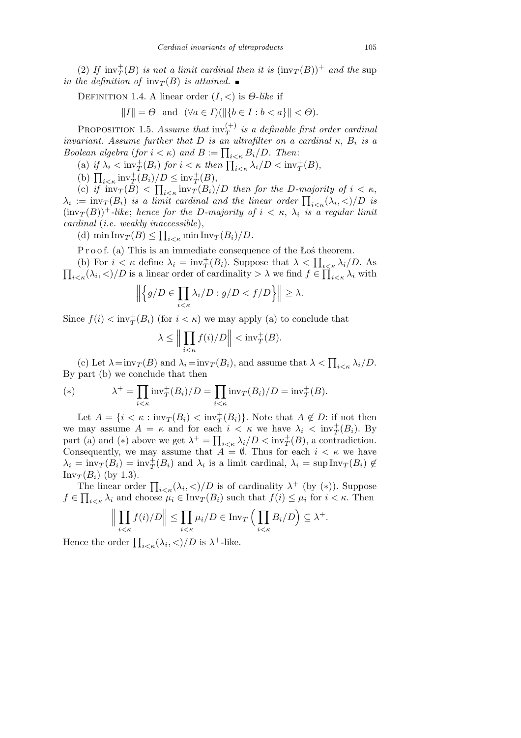(2) *If* $\mathrm{inv}^+_T(B)$ *is not a limit cardinal then it is* $(\mathrm{inv}_T(B))^+$ *and the* sup *in the definition of* $\mathrm{inv}_T(B)$ *is attained.* ∎

Definition 1.4. A linear order $(I,<)$ is *$\Theta$-like* if

$$\|I\| = \Theta \quad \text{and} \quad (\forall a \in I)(\|\{b \in I : b < a\}\| < \Theta).$$

Proposition 1.5. *Assume that* $\mathrm{inv}^{(+)}_T$ *is a definable first order cardinal invariant. Assume further that* $D$ *is an ultrafilter on a cardinal* $\kappa$, $B_i$ *is a Boolean algebra* (*for* $i<\kappa$) *and* $B := \prod_{i<\kappa} B_i/D$. *Then*:

(a) *if* $\lambda_i < \mathrm{inv}^+_T(B_i)$ *for* $i<\kappa$ *then* $\prod_{i<\kappa}\lambda_i/D < \mathrm{inv}^+_T(B)$,

(b) $\prod_{i<\kappa}\mathrm{inv}^+_T(B_i)/D \le \mathrm{inv}^+_T(B)$,

(c) *if* $\mathrm{inv}_T(B) < \prod_{i<\kappa}\mathrm{inv}_T(B_i)/D$ *then for the $D$-majority of* $i<\kappa$, $\lambda_i := \mathrm{inv}_T(B_i)$ *is a limit cardinal and the linear order* $\prod_{i<\kappa}(\lambda_i,<)/D$ *is* $(\mathrm{inv}_T(B))^+$*-like*; *hence for the $D$-majority of* $i<\kappa$, $\lambda_i$ *is a regular limit cardinal* (*i.e. weakly inaccessible*),

(d) $\min \mathrm{Inv}_T(B) \le \prod_{i<\kappa}\min\mathrm{Inv}_T(B_i)/D$.

Proof. (a) This is an immediate consequence of the Łoś theorem.

(b) For $i<\kappa$ define $\lambda_i = \mathrm{inv}^+_T(B_i)$. Suppose that $\lambda < \prod_{i<\kappa}\lambda_i/D$. As $\prod_{i<\kappa}(\lambda_i,<)/D$ is a linear order of cardinality $>\lambda$ we find $f\in\prod_{i<\kappa}\lambda_i$ with

$$\Big\|\Big\{g/D \in \prod_{i<\kappa}\lambda_i/D : g/D < f/D\Big\}\Big\| \ge \lambda.$$

Since $f(i) < \mathrm{inv}^+_T(B_i)$ (for $i<\kappa$) we may apply (a) to conclude that

$$\lambda \le \Big\|\prod_{i<\kappa} f(i)/D\Big\| < \mathrm{inv}^+_T(B).$$

(c) Let $\lambda = \mathrm{inv}_T(B)$ and $\lambda_i = \mathrm{inv}_T(B_i)$, and assume that $\lambda < \prod_{i<\kappa}\lambda_i/D$. By part (b) we conclude that then

$$(*) \qquad \lambda^+ = \prod_{i<\kappa}\mathrm{inv}^+_T(B_i)/D = \prod_{i<\kappa}\mathrm{inv}_T(B_i)/D = \mathrm{inv}^+_T(B).$$

Let $A = \{i<\kappa : \mathrm{inv}_T(B_i) < \mathrm{inv}^+_T(B_i)\}$. Note that $A\notin D$: if not then we may assume $A=\kappa$ and for each $i<\kappa$ we have $\lambda_i < \mathrm{inv}^+_T(B_i)$. By part (a) and $(*)$ above we get $\lambda^+ = \prod_{i<\kappa}\lambda_i/D < \mathrm{inv}^+_T(B)$, a contradiction. Consequently, we may assume that $A=\emptyset$. Thus for each $i<\kappa$ we have $\lambda_i = \mathrm{inv}_T(B_i) = \mathrm{inv}^+_T(B_i)$ and $\lambda_i$ is a limit cardinal, $\lambda_i = \sup \mathrm{Inv}_T(B_i) \notin \mathrm{Inv}_T(B_i)$ (by 1.3).

The linear order $\prod_{i<\kappa}(\lambda_i,<)/D$ is of cardinality $\lambda^+$ (by $(*)$). Suppose $f\in\prod_{i<\kappa}\lambda_i$ and choose $\mu_i \in \mathrm{Inv}_T(B_i)$ such that $f(i)\le\mu_i$ for $i<\kappa$. Then

$$\Big\|\prod_{i<\kappa} f(i)/D\Big\| \le \prod_{i<\kappa}\mu_i/D \in \mathrm{Inv}_T\Big(\prod_{i<\kappa}B_i/D\Big) \subseteq \lambda^+.$$

Hence the order $\prod_{i<\kappa}(\lambda_i,<)/D$ is $\lambda^+$-like.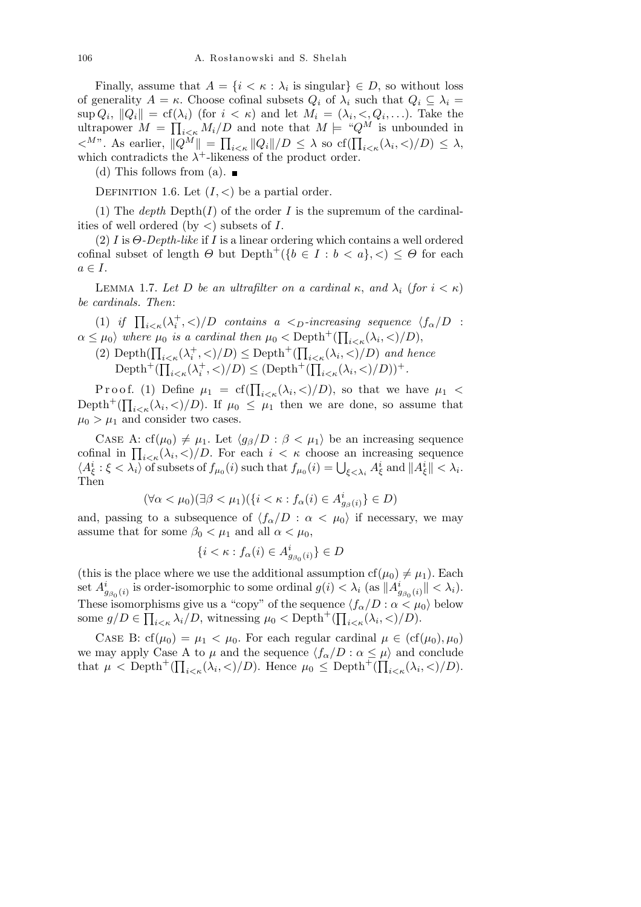Finally, assume that $A = \{i < \kappa : \lambda_i \text{ is singular}\} \in D$, so without loss of generality $A = \kappa$. Choose cofinal subsets $Q_i$ of $\lambda_i$ such that $Q_i \subseteq \lambda_i = \sup Q_i$, $\|Q_i\| = \mathrm{cf}(\lambda_i)$ (for $i < \kappa$) and let $M_i = (\lambda_i, <, Q_i, \ldots)$. Take the ultrapower $M = \prod_{i<\kappa} M_i/D$ and note that $M \models$ "$Q^M$ is unbounded in $<^M$". As earlier, $\|Q^M\| = \prod_{i<\kappa} \|Q_i\|/D \le \lambda$ so $\mathrm{cf}(\prod_{i<\kappa}(\lambda_i, <)/D) \le \lambda$, which contradicts the $\lambda^+$-likeness of the product order.

(d) This follows from (a). ■

Definition 1.6. Let $(I, <)$ be a partial order.

(1) The *depth* $\mathrm{Depth}(I)$ of the order $I$ is the supremum of the cardinalities of well ordered (by $<$) subsets of $I$.

(2) $I$ is *$\Theta$-Depth-like* if $I$ is a linear ordering which contains a well ordered cofinal subset of length $\Theta$ but $\mathrm{Depth}^+(\{b \in I : b < a\}, <) \le \Theta$ for each $a \in I$.

Lemma 1.7. *Let $D$ be an ultrafilter on a cardinal $\kappa$, and $\lambda_i$ (for $i < \kappa$) be cardinals. Then*:

(1) *if $\prod_{i<\kappa}(\lambda_i^+, <)/D$ contains a $<_D$-increasing sequence $\langle f_\alpha/D : \alpha \le \mu_0\rangle$ where $\mu_0$ is a cardinal then $\mu_0 < \mathrm{Depth}^+(\prod_{i<\kappa}(\lambda_i, <)/D)$*,

(2) *$\mathrm{Depth}(\prod_{i<\kappa}(\lambda_i^+, <)/D) \le \mathrm{Depth}^+(\prod_{i<\kappa}(\lambda_i, <)/D)$ and hence*
$$\mathrm{Depth}^+(\textstyle\prod_{i<\kappa}(\lambda_i^+, <)/D) \le (\mathrm{Depth}^+(\prod_{i<\kappa}(\lambda_i, <)/D))^+.$$

Proof. (1) Define $\mu_1 = \mathrm{cf}(\prod_{i<\kappa}(\lambda_i, <)/D)$, so that we have $\mu_1 < \mathrm{Depth}^+(\prod_{i<\kappa}(\lambda_i, <)/D)$. If $\mu_0 \le \mu_1$ then we are done, so assume that $\mu_0 > \mu_1$ and consider two cases.

Case A: $\mathrm{cf}(\mu_0) \ne \mu_1$. Let $\langle g_\beta/D : \beta < \mu_1\rangle$ be an increasing sequence cofinal in $\prod_{i<\kappa}(\lambda_i, <)/D$. For each $i < \kappa$ choose an increasing sequence $\langle A^i_\xi : \xi < \lambda_i\rangle$ of subsets of $f_{\mu_0}(i)$ such that $f_{\mu_0}(i) = \bigcup_{\xi<\lambda_i} A^i_\xi$ and $\|A^i_\xi\| < \lambda_i$. Then

$$(\forall \alpha < \mu_0)(\exists \beta < \mu_1)(\{i < \kappa : f_\alpha(i) \in A^i_{g_\beta(i)}\} \in D)$$

and, passing to a subsequence of $\langle f_\alpha/D : \alpha < \mu_0\rangle$ if necessary, we may assume that for some $\beta_0 < \mu_1$ and all $\alpha < \mu_0$,

$$\{i < \kappa : f_\alpha(i) \in A^i_{g_{\beta_0}(i)}\} \in D$$

(this is the place where we use the additional assumption $\mathrm{cf}(\mu_0) \ne \mu_1$). Each set $A^i_{g_{\beta_0}(i)}$ is order-isomorphic to some ordinal $g(i) < \lambda_i$ (as $\|A^i_{g_{\beta_0}(i)}\| < \lambda_i$). These isomorphisms give us a "copy" of the sequence $\langle f_\alpha/D : \alpha < \mu_0\rangle$ below some $g/D \in \prod_{i<\kappa} \lambda_i/D$, witnessing $\mu_0 < \mathrm{Depth}^+(\prod_{i<\kappa}(\lambda_i, <)/D)$.

Case B: $\mathrm{cf}(\mu_0) = \mu_1 < \mu_0$. For each regular cardinal $\mu \in (\mathrm{cf}(\mu_0), \mu_0)$ we may apply Case A to $\mu$ and the sequence $\langle f_\alpha/D : \alpha \le \mu\rangle$ and conclude that $\mu < \mathrm{Depth}^+(\prod_{i<\kappa}(\lambda_i, <)/D)$. Hence $\mu_0 \le \mathrm{Depth}^+(\prod_{i<\kappa}(\lambda_i, <)/D)$.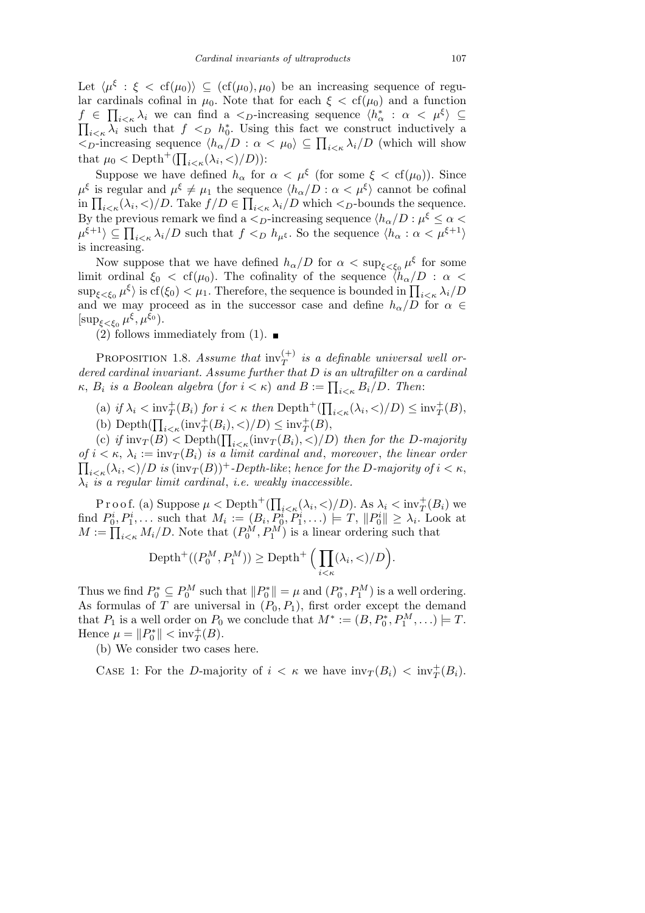Let $\langle \mu^\xi : \xi < \mathrm{cf}(\mu_0)\rangle \subseteq (\mathrm{cf}(\mu_0), \mu_0)$ be an increasing sequence of regular cardinals cofinal in $\mu_0$. Note that for each $\xi < \mathrm{cf}(\mu_0)$ and a function $f \in \prod_{i<\kappa} \lambda_i$ we can find a $<_D$-increasing sequence $\langle h^*_\alpha : \alpha < \mu^\xi\rangle \subseteq \prod_{i<\kappa} \lambda_i$ such that $f <_D h^*_0$. Using this fact we construct inductively a $<_D$-increasing sequence $\langle h_\alpha/D : \alpha < \mu_0\rangle \subseteq \prod_{i<\kappa} \lambda_i/D$ (which will show that $\mu_0 < \mathrm{Depth}^+(\prod_{i<\kappa}(\lambda_i,<)/D)$):

Suppose we have defined $h_\alpha$ for $\alpha < \mu^\xi$ (for some $\xi < \mathrm{cf}(\mu_0)$). Since $\mu^\xi$ is regular and $\mu^\xi \neq \mu_1$ the sequence $\langle h_\alpha/D : \alpha < \mu^\xi\rangle$ cannot be cofinal in $\prod_{i<\kappa}(\lambda_i,<)/D$. Take $f/D \in \prod_{i<\kappa} \lambda_i/D$ which $<_D$-bounds the sequence. By the previous remark we find a $<_D$-increasing sequence $\langle h_\alpha/D : \mu^\xi \le \alpha < \mu^{\xi+1}\rangle \subseteq \prod_{i<\kappa} \lambda_i/D$ such that $f <_D h_{\mu^\xi}$. So the sequence $\langle h_\alpha : \alpha < \mu^{\xi+1}\rangle$ is increasing.

Now suppose that we have defined $h_\alpha/D$ for $\alpha < \sup_{\xi<\xi_0} \mu^\xi$ for some limit ordinal $\xi_0 < \mathrm{cf}(\mu_0)$. The cofinality of the sequence $\langle h_\alpha/D : \alpha < \sup_{\xi<\xi_0} \mu^\xi\rangle$ is $\mathrm{cf}(\xi_0) < \mu_1$. Therefore, the sequence is bounded in $\prod_{i<\kappa} \lambda_i/D$ and we may proceed as in the successor case and define $h_\alpha/D$ for $\alpha \in [\sup_{\xi<\xi_0} \mu^\xi, \mu^{\xi_0})$.

(2) follows immediately from (1). ■

PROPOSITION 1.8. *Assume that* $\mathrm{inv}^{(+)}_T$ *is a definable universal well ordered cardinal invariant. Assume further that* $D$ *is an ultrafilter on a cardinal* $\kappa$, $B_i$ *is a Boolean algebra* (*for* $i < \kappa$) *and* $B := \prod_{i<\kappa} B_i/D$. *Then*:

(a) *if* $\lambda_i < \mathrm{inv}^+_T(B_i)$ *for* $i < \kappa$ *then* $\mathrm{Depth}^+(\prod_{i<\kappa}(\lambda_i,<)/D) \le \mathrm{inv}^+_T(B)$,

(b) $\mathrm{Depth}(\prod_{i<\kappa}(\mathrm{inv}^+_T(B_i),<)/D) \le \mathrm{inv}^+_T(B)$,

(c) *if* $\mathrm{inv}_T(B) < \mathrm{Depth}(\prod_{i<\kappa}(\mathrm{inv}_T(B_i),<)/D)$ *then for the* $D$*-majority of* $i < \kappa$, $\lambda_i := \mathrm{inv}_T(B_i)$ *is a limit cardinal and*, *moreover*, *the linear order* $\prod_{i<\kappa}(\lambda_i,<)/D$ *is* $(\mathrm{inv}_T(B))^+$*-Depth-like*; *hence for the* $D$*-majority of* $i < \kappa$, $\lambda_i$ *is a regular limit cardinal*, *i.e. weakly inaccessible.*

Proof. (a) Suppose $\mu < \mathrm{Depth}^+(\prod_{i<\kappa}(\lambda_i,<)/D)$. As $\lambda_i < \mathrm{inv}^+_T(B_i)$ we find $P^i_0, P^i_1, \ldots$ such that $M_i := (B_i, P^i_0, P^i_1, \ldots) \models T$, $\|P^i_0\| \ge \lambda_i$. Look at $M := \prod_{i<\kappa} M_i/D$. Note that $(P^M_0, P^M_1)$ is a linear ordering such that

$$\mathrm{Depth}^+((P^M_0, P^M_1)) \ge \mathrm{Depth}^+\Big(\prod_{i<\kappa}(\lambda_i,<)/D\Big).$$

Thus we find $P^*_0 \subseteq P^M_0$ such that $\|P^*_0\| = \mu$ and $(P^*_0, P^M_1)$ is a well ordering. As formulas of $T$ are universal in $(P_0, P_1)$, first order except the demand that $P_1$ is a well order on $P_0$ we conclude that $M^* := (B, P^*_0, P^M_1, \ldots) \models T$. Hence $\mu = \|P^*_0\| < \mathrm{inv}^+_T(B)$.

(b) We consider two cases here.

CASE 1: For the $D$-majority of $i < \kappa$ we have $\mathrm{inv}_T(B_i) < \mathrm{inv}^+_T(B_i)$.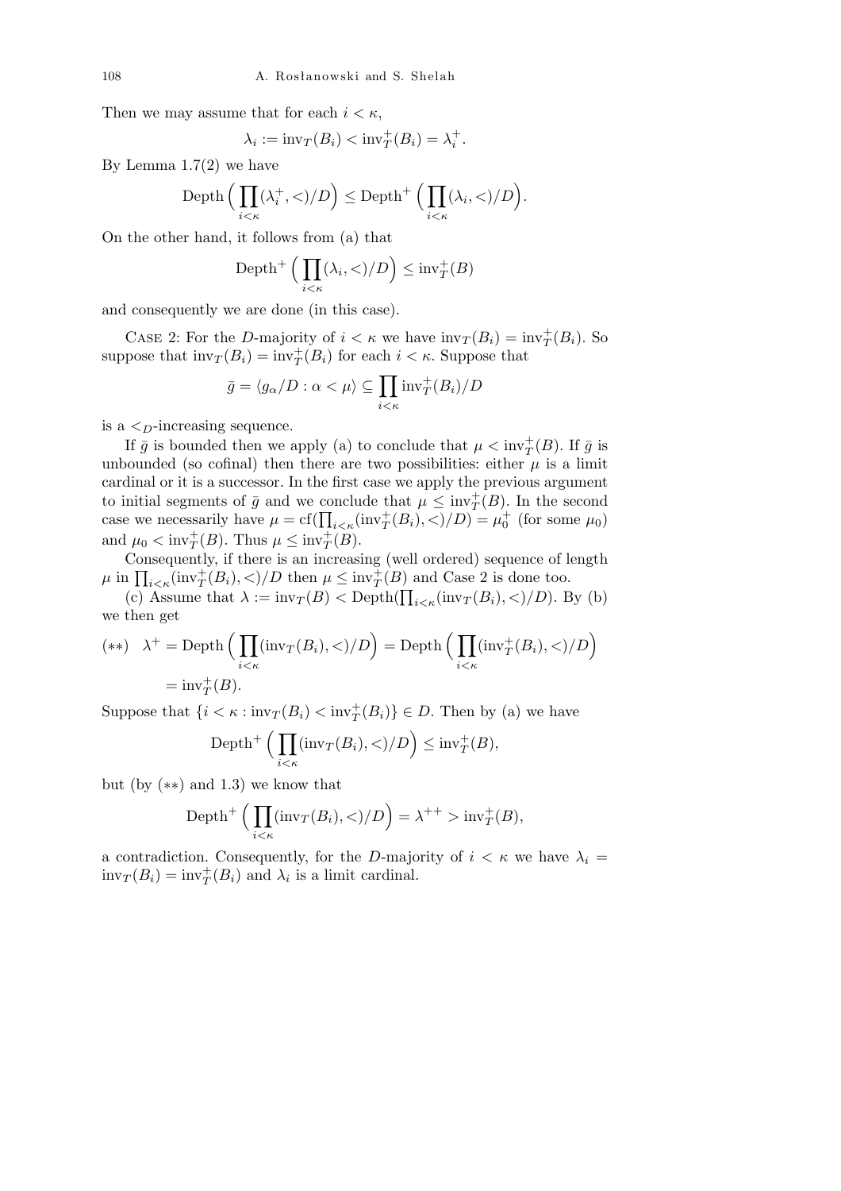Then we may assume that for each $i < \kappa$,

$$\lambda_i := \mathrm{inv}_T(B_i) < \mathrm{inv}^+_T(B_i) = \lambda_i^+.$$

By Lemma 1.7(2) we have

$$\mathrm{Depth}\Big(\prod_{i<\kappa}(\lambda_i^+, <)/D\Big) \le \mathrm{Depth}^+\Big(\prod_{i<\kappa}(\lambda_i, <)/D\Big).$$

On the other hand, it follows from (a) that

$$\mathrm{Depth}^+\Big(\prod_{i<\kappa}(\lambda_i, <)/D\Big) \le \mathrm{inv}^+_T(B)$$

and consequently we are done (in this case).

Case 2: For the $D$-majority of $i < \kappa$ we have $\mathrm{inv}_T(B_i) = \mathrm{inv}^+_T(B_i)$. So suppose that $\mathrm{inv}_T(B_i) = \mathrm{inv}^+_T(B_i)$ for each $i < \kappa$. Suppose that

$$\bar{g} = \langle g_\alpha/D : \alpha < \mu\rangle \subseteq \prod_{i<\kappa}\mathrm{inv}^+_T(B_i)/D$$

is a $<_D$-increasing sequence.

If $\bar{g}$ is bounded then we apply (a) to conclude that $\mu < \mathrm{inv}^+_T(B)$. If $\bar{g}$ is unbounded (so cofinal) then there are two possibilities: either $\mu$ is a limit cardinal or it is a successor. In the first case we apply the previous argument to initial segments of $\bar{g}$ and we conclude that $\mu \le \mathrm{inv}^+_T(B)$. In the second case we necessarily have $\mu = \mathrm{cf}(\prod_{i<\kappa}(\mathrm{inv}^+_T(B_i), <)/D) = \mu_0^+$ (for some $\mu_0$) and $\mu_0 < \mathrm{inv}^+_T(B)$. Thus $\mu \le \mathrm{inv}^+_T(B)$.

Consequently, if there is an increasing (well ordered) sequence of length $\mu$ in $\prod_{i<\kappa}(\mathrm{inv}^+_T(B_i), <)/D$ then $\mu \le \mathrm{inv}^+_T(B)$ and Case 2 is done too.

(c) Assume that $\lambda := \mathrm{inv}_T(B) < \mathrm{Depth}(\prod_{i<\kappa}(\mathrm{inv}_T(B_i), <)/D)$. By (b) we then get

$$(**)\quad \lambda^+ = \mathrm{Depth}\Big(\prod_{i<\kappa}(\mathrm{inv}_T(B_i), <)/D\Big) = \mathrm{Depth}\Big(\prod_{i<\kappa}(\mathrm{inv}^+_T(B_i), <)/D\Big) = \mathrm{inv}^+_T(B).$$

Suppose that $\{i < \kappa : \mathrm{inv}_T(B_i) < \mathrm{inv}^+_T(B_i)\} \in D$. Then by (a) we have

$$\mathrm{Depth}^+\Big(\prod_{i<\kappa}(\mathrm{inv}_T(B_i), <)/D\Big) \le \mathrm{inv}^+_T(B),$$

but (by $(**)$ and 1.3) we know that

$$\mathrm{Depth}^+\Big(\prod_{i<\kappa}(\mathrm{inv}_T(B_i), <)/D\Big) = \lambda^{++} > \mathrm{inv}^+_T(B),$$

a contradiction. Consequently, for the $D$-majority of $i < \kappa$ we have $\lambda_i = \mathrm{inv}_T(B_i) = \mathrm{inv}^+_T(B_i)$ and $\lambda_i$ is a limit cardinal.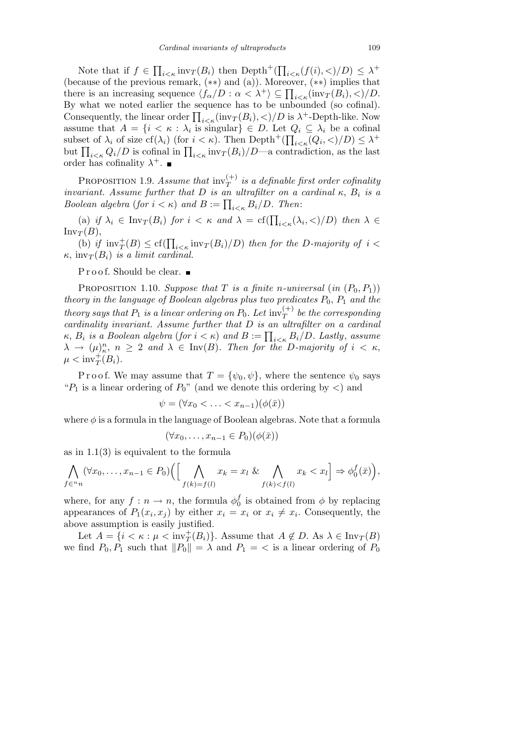Note that if $f \in \prod_{i<\kappa} \mathrm{inv}_T(B_i)$ then $\mathrm{Depth}^+(\prod_{i<\kappa}(f(i),<)/D) \le \lambda^+$ (because of the previous remark, $(**)$ and (a)). Moreover, $(**)$ implies that there is an increasing sequence $\langle f_\alpha/D : \alpha < \lambda^+\rangle \subseteq \prod_{i<\kappa}(\mathrm{inv}_T(B_i),<)/D$. By what we noted earlier the sequence has to be unbounded (so cofinal). Consequently, the linear order $\prod_{i<\kappa}(\mathrm{inv}_T(B_i),<)/D$ is $\lambda^+$-Depth-like. Now assume that $A = \{i < \kappa : \lambda_i \text{ is singular}\} \in D$. Let $Q_i \subseteq \lambda_i$ be a cofinal subset of $\lambda_i$ of size $\mathrm{cf}(\lambda_i)$ (for $i < \kappa$). Then $\mathrm{Depth}^+(\prod_{i<\kappa}(Q_i,<)/D) \le \lambda^+$ but $\prod_{i<\kappa} Q_i/D$ is cofinal in $\prod_{i<\kappa} \mathrm{inv}_T(B_i)/D$—a contradiction, as the last order has cofinality $\lambda^+$. ∎

PROPOSITION 1.9. *Assume that $\mathrm{inv}_T^{(+)}$ is a definable first order cofinality invariant. Assume further that $D$ is an ultrafilter on a cardinal $\kappa$, $B_i$ is a Boolean algebra (for $i < \kappa$) and $B := \prod_{i<\kappa} B_i/D$. Then*:

(a) *if $\lambda_i \in \mathrm{Inv}_T(B_i)$ for $i < \kappa$ and $\lambda = \mathrm{cf}(\prod_{i<\kappa}(\lambda_i,<)/D)$ then $\lambda \in \mathrm{Inv}_T(B)$,*

(b) *if $\mathrm{inv}_T^+(B) \le \mathrm{cf}(\prod_{i<\kappa} \mathrm{inv}_T(B_i)/D)$ then for the $D$-majority of $i < \kappa$, $\mathrm{inv}_T(B_i)$ is a limit cardinal.*

Proof. Should be clear. ∎

PROPOSITION 1.10. *Suppose that $T$ is a finite $n$-universal (in $(P_0,P_1)$) theory in the language of Boolean algebras plus two predicates $P_0$, $P_1$ and the theory says that $P_1$ is a linear ordering on $P_0$. Let $\mathrm{inv}_T^{(+)}$ be the corresponding cardinality invariant. Assume further that $D$ is an ultrafilter on a cardinal $\kappa$, $B_i$ is a Boolean algebra (for $i < \kappa$) and $B := \prod_{i<\kappa} B_i/D$. Lastly, assume $\lambda \to (\mu)^n_\kappa$, $n \ge 2$ and $\lambda \in \mathrm{Inv}(B)$. Then for the $D$-majority of $i < \kappa$, $\mu < \mathrm{inv}_T^+(B_i)$.*

Proof. We may assume that $T = \{\psi_0, \psi\}$, where the sentence $\psi_0$ says "$P_1$ is a linear ordering of $P_0$" (and we denote this ordering by $<$) and

$$\psi = (\forall x_0 < \ldots < x_{n-1})(\phi(\bar{x}))$$

where $\phi$ is a formula in the language of Boolean algebras. Note that a formula

$$(\forall x_0,\ldots,x_{n-1} \in P_0)(\phi(\bar{x}))$$

as in 1.1(3) is equivalent to the formula

$$\bigwedge_{f\in {}^n n} (\forall x_0,\ldots,x_{n-1} \in P_0)\Big(\Big[\bigwedge_{f(k)=f(l)} x_k = x_l \;\&\; \bigwedge_{f(k)<f(l)} x_k < x_l\Big] \Rightarrow \phi_0^f(\bar{x})\Big),$$

where, for any $f : n \to n$, the formula $\phi_0^f$ is obtained from $\phi$ by replacing appearances of $P_1(x_i,x_j)$ by either $x_i = x_i$ or $x_i \ne x_i$. Consequently, the above assumption is easily justified.

Let $A = \{i < \kappa : \mu < \mathrm{inv}_T^+(B_i)\}$. Assume that $A \notin D$. As $\lambda \in \mathrm{Inv}_T(B)$ we find $P_0, P_1$ such that $\|P_0\| = \lambda$ and $P_1 = <$ is a linear ordering of $P_0$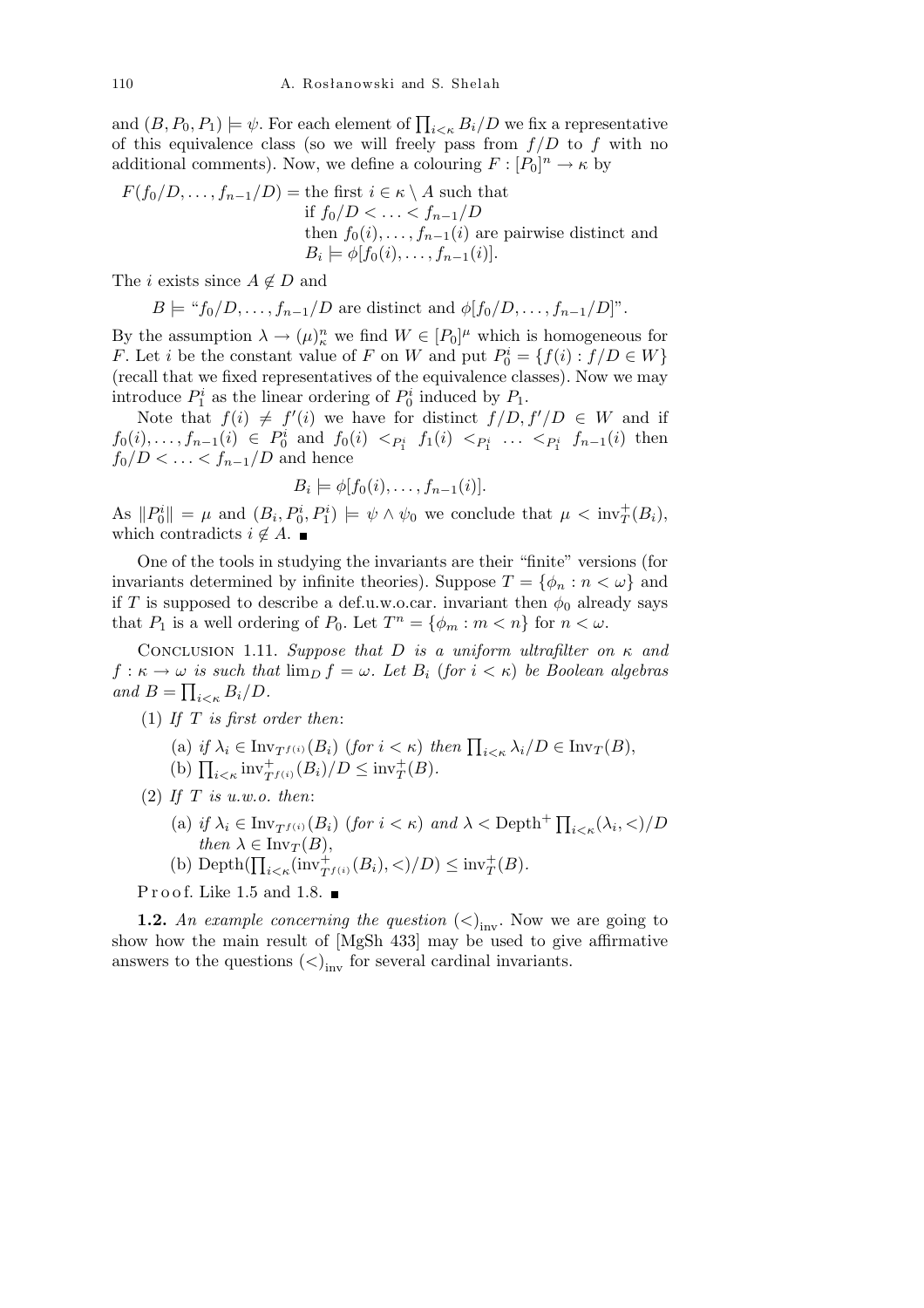and $(B, P_0, P_1) \models \psi$. For each element of $\prod_{i<\kappa} B_i/D$ we fix a representative of this equivalence class (so we will freely pass from $f/D$ to $f$ with no additional comments). Now, we define a colouring $F : [P_0]^n \to \kappa$ by

$$
\begin{aligned}
F(f_0/D, \ldots, f_{n-1}/D) = {} & \text{the first } i \in \kappa \setminus A \text{ such that} \\
& \text{if } f_0/D < \ldots < f_{n-1}/D \\
& \text{then } f_0(i), \ldots, f_{n-1}(i) \text{ are pairwise distinct and} \\
& B_i \models \phi[f_0(i), \ldots, f_{n-1}(i)].
\end{aligned}
$$

The $i$ exists since $A \notin D$ and

$$B \models \text{“}f_0/D, \ldots, f_{n-1}/D \text{ are distinct and } \phi[f_0/D, \ldots, f_{n-1}/D]\text{”}.$$

By the assumption $\lambda \to (\mu)^n_\kappa$ we find $W \in [P_0]^\mu$ which is homogeneous for $F$. Let $i$ be the constant value of $F$ on $W$ and put $P_0^i = \{f(i) : f/D \in W\}$ (recall that we fixed representatives of the equivalence classes). Now we may introduce $P_1^i$ as the linear ordering of $P_0^i$ induced by $P_1$.

Note that $f(i) \neq f'(i)$ we have for distinct $f/D, f'/D \in W$ and if $f_0(i), \ldots, f_{n-1}(i) \in P_0^i$ and $f_0(i) <_{P_1^i} f_1(i) <_{P_1^i} \ldots <_{P_1^i} f_{n-1}(i)$ then $f_0/D < \ldots < f_{n-1}/D$ and hence

$$B_i \models \phi[f_0(i), \ldots, f_{n-1}(i)].$$

As $\|P_0^i\| = \mu$ and $(B_i, P_0^i, P_1^i) \models \psi \wedge \psi_0$ we conclude that $\mu < \mathrm{inv}^+_T(B_i)$, which contradicts $i \notin A$. ■

One of the tools in studying the invariants are their “finite” versions (for invariants determined by infinite theories). Suppose $T = \{\phi_n : n < \omega\}$ and if $T$ is supposed to describe a def.u.w.o.car. invariant then $\phi_0$ already says that $P_1$ is a well ordering of $P_0$. Let $T^n = \{\phi_m : m < n\}$ for $n < \omega$.

Conclusion 1.11. *Suppose that $D$ is a uniform ultrafilter on $\kappa$ and $f : \kappa \to \omega$ is such that $\lim_D f = \omega$. Let $B_i$ (for $i < \kappa$) be Boolean algebras and $B = \prod_{i<\kappa} B_i/D$.*

(1) *If $T$ is first order then*:

(a) *if $\lambda_i \in \mathrm{Inv}_{T^{f(i)}}(B_i)$ (for $i < \kappa$) then $\prod_{i<\kappa} \lambda_i/D \in \mathrm{Inv}_T(B)$,*

(b) $\prod_{i<\kappa} \mathrm{inv}^+_{T^{f(i)}}(B_i)/D \le \mathrm{inv}^+_T(B)$.

(2) *If $T$ is u.w.o. then*:

(a) *if $\lambda_i \in \mathrm{Inv}_{T^{f(i)}}(B_i)$ (for $i < \kappa$) and $\lambda < \mathrm{Depth}^+ \prod_{i<\kappa}(\lambda_i, <)/D$ then $\lambda \in \mathrm{Inv}_T(B)$,*

(b) $\mathrm{Depth}(\prod_{i<\kappa}(\mathrm{inv}^+_{T^{f(i)}}(B_i), <)/D) \le \mathrm{inv}^+_T(B)$.

Proof. Like 1.5 and 1.8. ■

**1.2.** *An example concerning the question* $(<)_{\mathrm{inv}}$. Now we are going to show how the main result of [MgSh 433] may be used to give affirmative answers to the questions $(<)_{\mathrm{inv}}$ for several cardinal invariants.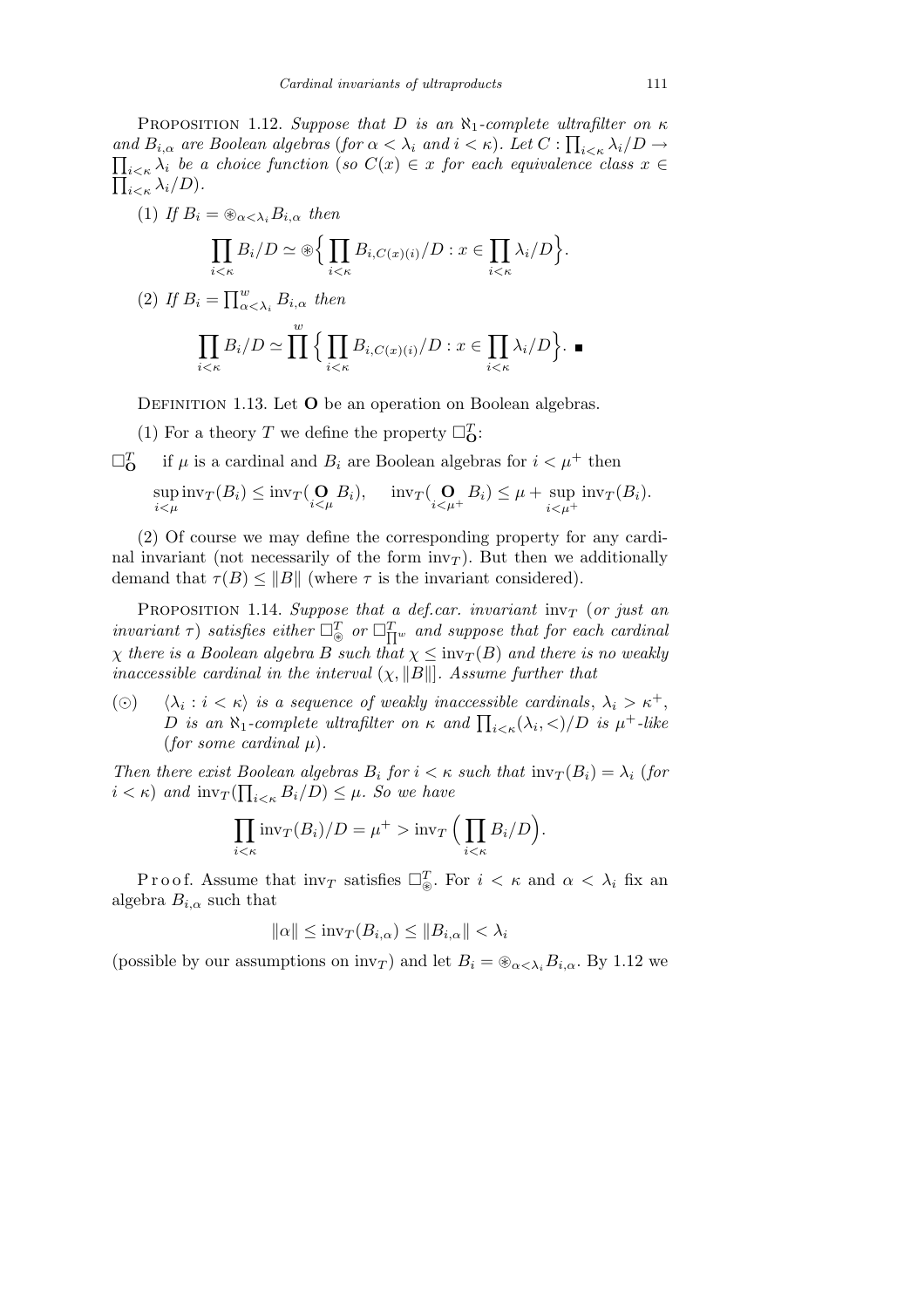**Proposition 1.12.** *Suppose that $D$ is an $\aleph_1$-complete ultrafilter on $\kappa$ and $B_{i,\alpha}$ are Boolean algebras* (*for $\alpha < \lambda_i$ and $i < \kappa$*). *Let $C : \prod_{i<\kappa} \lambda_i/D \to \prod_{i<\kappa} \lambda_i$ be a choice function* (*so $C(x) \in x$ for each equivalence class $x \in \prod_{i<\kappa} \lambda_i/D$*).

(1) *If $B_i = \circledast_{\alpha<\lambda_i} B_{i,\alpha}$ then*

$$\prod_{i<\kappa} B_i/D \simeq \circledast\Big\{ \prod_{i<\kappa} B_{i,C(x)(i)}/D : x \in \prod_{i<\kappa} \lambda_i/D \Big\}.$$

(2) *If $B_i = \prod^w_{\alpha<\lambda_i} B_{i,\alpha}$ then*

$$\prod_{i<\kappa} B_i/D \simeq \prod^w \Big\{ \prod_{i<\kappa} B_{i,C(x)(i)}/D : x \in \prod_{i<\kappa} \lambda_i/D \Big\}. \;\blacksquare$$

**Definition 1.13.** Let $\mathbf{O}$ be an operation on Boolean algebras.

(1) For a theory $T$ we define the property $\square^T_{\mathbf{O}}$:

$\square^T_{\mathbf{O}}$ if $\mu$ is a cardinal and $B_i$ are Boolean algebras for $i < \mu^+$ then

$$\sup_{i<\mu} \mathrm{inv}_T(B_i) \le \mathrm{inv}_T(\mathop{\mathbf{O}}_{i<\mu} B_i), \quad \mathrm{inv}_T(\mathop{\mathbf{O}}_{i<\mu^+} B_i) \le \mu + \sup_{i<\mu^+} \mathrm{inv}_T(B_i).$$

(2) Of course we may define the corresponding property for any cardinal invariant (not necessarily of the form $\mathrm{inv}_T$). But then we additionally demand that $\tau(B) \le \|B\|$ (where $\tau$ is the invariant considered).

**Proposition 1.14.** *Suppose that a def.car. invariant $\mathrm{inv}_T$* (*or just an invariant $\tau$*) *satisfies either $\square^T_{\circledast}$ or $\square^T_{\prod^w}$ and suppose that for each cardinal $\chi$ there is a Boolean algebra $B$ such that $\chi \le \mathrm{inv}_T(B)$ and there is no weakly inaccessible cardinal in the interval $(\chi, \|B\|]$. Assume further that*

($\odot$) *$\langle \lambda_i : i < \kappa \rangle$ is a sequence of weakly inaccessible cardinals, $\lambda_i > \kappa^+$, $D$ is an $\aleph_1$-complete ultrafilter on $\kappa$ and $\prod_{i<\kappa}(\lambda_i, <)/D$ is $\mu^+$-like* (*for some cardinal $\mu$*).

*Then there exist Boolean algebras $B_i$ for $i < \kappa$ such that $\mathrm{inv}_T(B_i) = \lambda_i$* (*for $i < \kappa$*) *and $\mathrm{inv}_T(\prod_{i<\kappa} B_i/D) \le \mu$. So we have*

$$\prod_{i<\kappa} \mathrm{inv}_T(B_i)/D = \mu^+ > \mathrm{inv}_T\Big( \prod_{i<\kappa} B_i/D \Big).$$

*Proof.* Assume that $\mathrm{inv}_T$ satisfies $\square^T_{\circledast}$. For $i < \kappa$ and $\alpha < \lambda_i$ fix an algebra $B_{i,\alpha}$ such that

$$\|\alpha\| \le \mathrm{inv}_T(B_{i,\alpha}) \le \|B_{i,\alpha}\| < \lambda_i$$

(possible by our assumptions on $\mathrm{inv}_T$) and let $B_i = \circledast_{\alpha<\lambda_i} B_{i,\alpha}$. By 1.12 we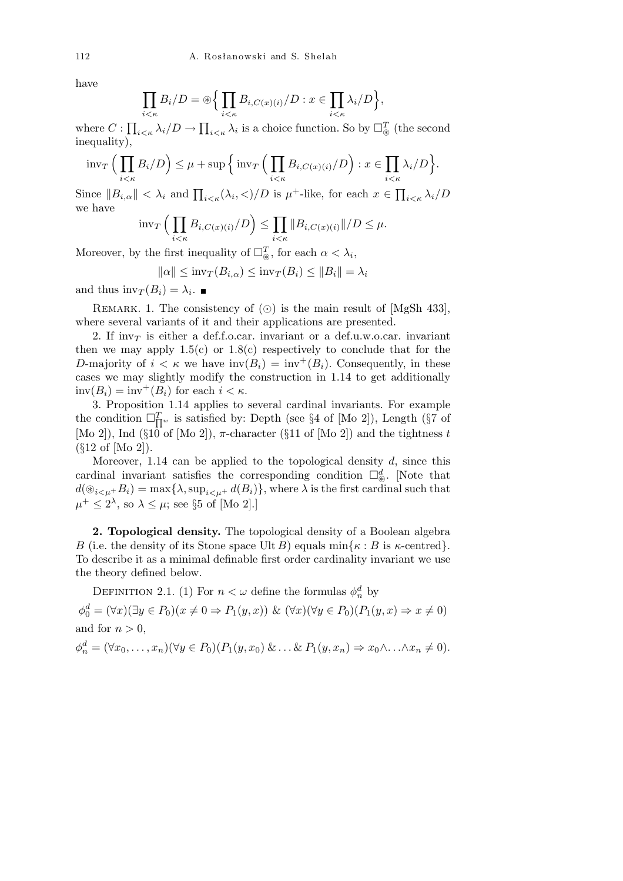have

$$\prod_{i<\kappa} B_i/D = \circledast\Big\{\prod_{i<\kappa} B_{i,C(x)(i)}/D : x\in \prod_{i<\kappa}\lambda_i/D\Big\},$$

where $C:\prod_{i<\kappa}\lambda_i/D\to\prod_{i<\kappa}\lambda_i$ is a choice function. So by $\square^T_{\circledast}$ (the second inequality),

$$\mathrm{inv}_T\Big(\prod_{i<\kappa} B_i/D\Big)\le \mu+\sup\Big\{\mathrm{inv}_T\Big(\prod_{i<\kappa} B_{i,C(x)(i)}/D\Big) : x\in\prod_{i<\kappa}\lambda_i/D\Big\}.$$

Since $\|B_{i,\alpha}\|<\lambda_i$ and $\prod_{i<\kappa}(\lambda_i,<)/D$ is $\mu^+$-like, for each $x\in\prod_{i<\kappa}\lambda_i/D$ we have

$$\mathrm{inv}_T\Big(\prod_{i<\kappa} B_{i,C(x)(i)}/D\Big)\le \prod_{i<\kappa}\|B_{i,C(x)(i)}\|/D\le\mu.$$

Moreover, by the first inequality of $\square^T_{\circledast}$, for each $\alpha<\lambda_i$,

$$\|\alpha\|\le \mathrm{inv}_T(B_{i,\alpha})\le \mathrm{inv}_T(B_i)\le\|B_i\|=\lambda_i$$

and thus $\mathrm{inv}_T(B_i)=\lambda_i$. ∎

Remark. 1. The consistency of $(\odot)$ is the main result of [MgSh 433], where several variants of it and their applications are presented.

2. If $\mathrm{inv}_T$ is either a def.f.o.car. invariant or a def.u.w.o.car. invariant then we may apply 1.5(c) or 1.8(c) respectively to conclude that for the $D$-majority of $i<\kappa$ we have $\mathrm{inv}(B_i)=\mathrm{inv}^+(B_i)$. Consequently, in these cases we may slightly modify the construction in 1.14 to get additionally $\mathrm{inv}(B_i)=\mathrm{inv}^+(B_i)$ for each $i<\kappa$.

3. Proposition 1.14 applies to several cardinal invariants. For example the condition $\square^T_{\prod^w}$ is satisfied by: Depth (see §4 of [Mo 2]), Length (§7 of [Mo 2]), Ind (§10 of [Mo 2]), $\pi$-character (§11 of [Mo 2]) and the tightness $t$ (§12 of [Mo 2]).

Moreover, 1.14 can be applied to the topological density $d$, since this cardinal invariant satisfies the corresponding condition $\square^d_{\circledast}$. [Note that $d(\circledast_{i<\mu^+}B_i)=\max\{\lambda,\sup_{i<\mu^+}d(B_i)\}$, where $\lambda$ is the first cardinal such that $\mu^+\le 2^\lambda$, so $\lambda\le\mu$; see §5 of [Mo 2].]

**2. Topological density.** The topological density of a Boolean algebra $B$ (i.e. the density of its Stone space $\mathrm{Ult}\,B$) equals $\min\{\kappa : B \text{ is } \kappa\text{-centred}\}$. To describe it as a minimal definable first order cardinality invariant we use the theory defined below.

Definition 2.1. (1) For $n<\omega$ define the formulas $\phi^d_n$ by

$$\phi^d_0=(\forall x)(\exists y\in P_0)(x\ne 0\Rightarrow P_1(y,x))\ \&\ (\forall x)(\forall y\in P_0)(P_1(y,x)\Rightarrow x\ne 0)$$

and for $n>0$,

$$\phi^d_n=(\forall x_0,\ldots,x_n)(\forall y\in P_0)(P_1(y,x_0)\,\&\ldots\&\,P_1(y,x_n)\Rightarrow x_0\wedge\ldots\wedge x_n\ne 0).$$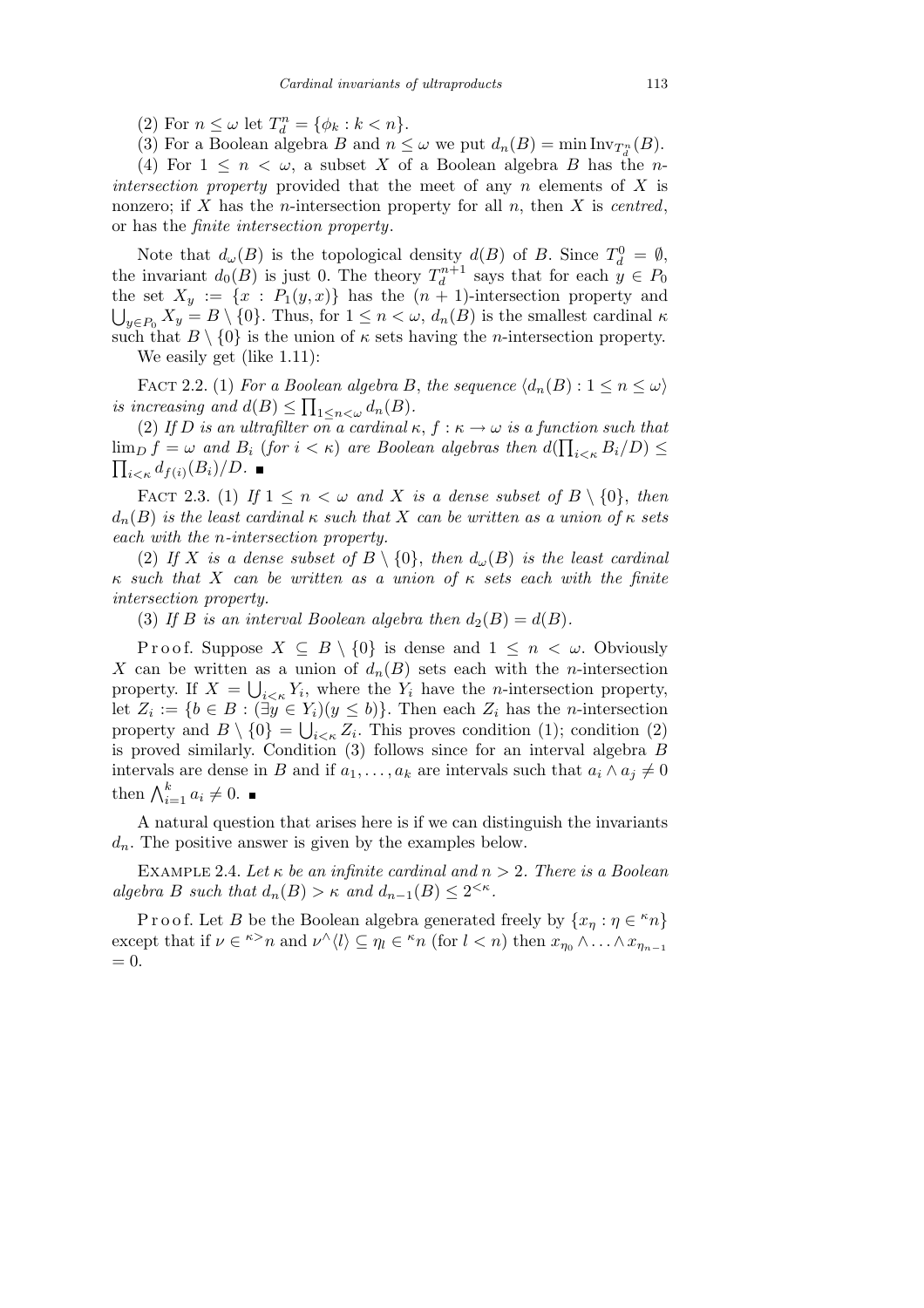(2) For $n \leq \omega$ let $T_d^n = \{\phi_k : k < n\}$.

(3) For a Boolean algebra $B$ and $n \leq \omega$ we put $d_n(B) = \min \mathrm{Inv}_{T_d^n}(B)$.

(4) For $1 \leq n < \omega$, a subset $X$ of a Boolean algebra $B$ has the *$n$-intersection property* provided that the meet of any $n$ elements of $X$ is nonzero; if $X$ has the $n$-intersection property for all $n$, then $X$ is *centred*, or has the *finite intersection property*.

Note that $d_\omega(B)$ is the topological density $d(B)$ of $B$. Since $T_d^0 = \emptyset$, the invariant $d_0(B)$ is just 0. The theory $T_d^{n+1}$ says that for each $y \in P_0$ the set $X_y := \{x : P_1(y, x)\}$ has the $(n+1)$-intersection property and $\bigcup_{y \in P_0} X_y = B \setminus \{0\}$. Thus, for $1 \leq n < \omega$, $d_n(B)$ is the smallest cardinal $\kappa$ such that $B \setminus \{0\}$ is the union of $\kappa$ sets having the $n$-intersection property.

We easily get (like 1.11):

FACT 2.2. (1) *For a Boolean algebra $B$, the sequence $\langle d_n(B) : 1 \leq n \leq \omega\rangle$ is increasing and $d(B) \leq \prod_{1 \leq n < \omega} d_n(B)$.*

(2) *If $D$ is an ultrafilter on a cardinal $\kappa$, $f : \kappa \to \omega$ is a function such that $\lim_D f = \omega$ and $B_i$ (for $i < \kappa$) are Boolean algebras then $d(\prod_{i<\kappa} B_i/D) \leq \prod_{i<\kappa} d_{f(i)}(B_i)/D$.* ∎

FACT 2.3. (1) *If $1 \leq n < \omega$ and $X$ is a dense subset of $B \setminus \{0\}$, then $d_n(B)$ is the least cardinal $\kappa$ such that $X$ can be written as a union of $\kappa$ sets each with the $n$-intersection property.*

(2) *If $X$ is a dense subset of $B \setminus \{0\}$, then $d_\omega(B)$ is the least cardinal $\kappa$ such that $X$ can be written as a union of $\kappa$ sets each with the finite intersection property.*

(3) *If $B$ is an interval Boolean algebra then $d_2(B) = d(B)$.*

Proof. Suppose $X \subseteq B \setminus \{0\}$ is dense and $1 \leq n < \omega$. Obviously $X$ can be written as a union of $d_n(B)$ sets each with the $n$-intersection property. If $X = \bigcup_{i<\kappa} Y_i$, where the $Y_i$ have the $n$-intersection property, let $Z_i := \{b \in B : (\exists y \in Y_i)(y \leq b)\}$. Then each $Z_i$ has the $n$-intersection property and $B \setminus \{0\} = \bigcup_{i<\kappa} Z_i$. This proves condition (1); condition (2) is proved similarly. Condition (3) follows since for an interval algebra $B$ intervals are dense in $B$ and if $a_1, \ldots, a_k$ are intervals such that $a_i \wedge a_j \neq 0$ then $\bigwedge_{i=1}^k a_i \neq 0$. ∎

A natural question that arises here is if we can distinguish the invariants $d_n$. The positive answer is given by the examples below.

EXAMPLE 2.4. *Let $\kappa$ be an infinite cardinal and $n > 2$. There is a Boolean algebra $B$ such that $d_n(B) > \kappa$ and $d_{n-1}(B) \leq 2^{<\kappa}$.*

Proof. Let $B$ be the Boolean algebra generated freely by $\{x_\eta : \eta \in {}^\kappa n\}$ except that if $\nu \in {}^{\kappa>}n$ and $\nu^\frown\langle l\rangle \subseteq \eta_l \in {}^\kappa n$ (for $l < n$) then $x_{\eta_0} \wedge \ldots \wedge x_{\eta_{n-1}} = 0$.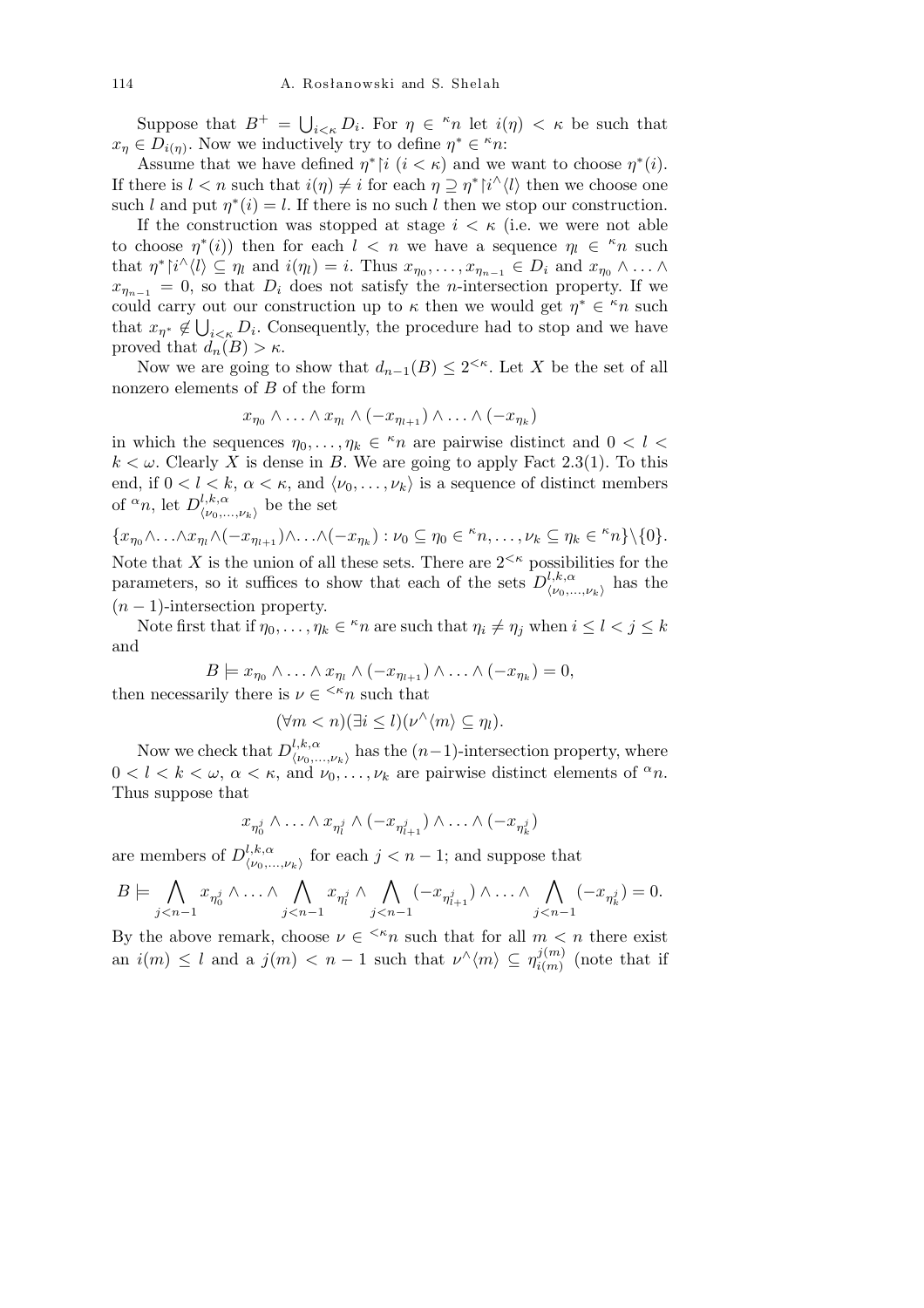Suppose that $B^+ = \bigcup_{i<\kappa} D_i$. For $\eta \in {}^{\kappa}n$ let $i(\eta) < \kappa$ be such that $x_\eta \in D_{i(\eta)}$. Now we inductively try to define $\eta^* \in {}^{\kappa}n$:

Assume that we have defined $\eta^*{\restriction}i$ ($i < \kappa$) and we want to choose $\eta^*(i)$. If there is $l < n$ such that $i(\eta) \neq i$ for each $\eta \supseteq \eta^*{\restriction}i^\frown\langle l\rangle$ then we choose one such $l$ and put $\eta^*(i) = l$. If there is no such $l$ then we stop our construction.

If the construction was stopped at stage $i < \kappa$ (i.e. we were not able to choose $\eta^*(i)$) then for each $l < n$ we have a sequence $\eta_l \in {}^{\kappa}n$ such that $\eta^*{\restriction}i^\frown\langle l\rangle \subseteq \eta_l$ and $i(\eta_l) = i$. Thus $x_{\eta_0}, \ldots, x_{\eta_{n-1}} \in D_i$ and $x_{\eta_0} \wedge \ldots \wedge x_{\eta_{n-1}} = 0$, so that $D_i$ does not satisfy the $n$-intersection property. If we could carry out our construction up to $\kappa$ then we would get $\eta^* \in {}^{\kappa}n$ such that $x_{\eta^*} \notin \bigcup_{i<\kappa} D_i$. Consequently, the procedure had to stop and we have proved that $d_n(B) > \kappa$.

Now we are going to show that $d_{n-1}(B) \leq 2^{<\kappa}$. Let $X$ be the set of all nonzero elements of $B$ of the form

$$x_{\eta_0} \wedge \ldots \wedge x_{\eta_l} \wedge (-x_{\eta_{l+1}}) \wedge \ldots \wedge (-x_{\eta_k})$$

in which the sequences $\eta_0, \ldots, \eta_k \in {}^{\kappa}n$ are pairwise distinct and $0 < l < k < \omega$. Clearly $X$ is dense in $B$. We are going to apply Fact 2.3(1). To this end, if $0 < l < k$, $\alpha < \kappa$, and $\langle \nu_0, \ldots, \nu_k\rangle$ is a sequence of distinct members of ${}^{\alpha}n$, let $D^{l,k,\alpha}_{\langle \nu_0,\ldots,\nu_k\rangle}$ be the set

$$\{x_{\eta_0}\wedge\ldots\wedge x_{\eta_l}\wedge(-x_{\eta_{l+1}})\wedge\ldots\wedge(-x_{\eta_k}) : \nu_0 \subseteq \eta_0 \in {}^{\kappa}n, \ldots, \nu_k \subseteq \eta_k \in {}^{\kappa}n\}\setminus\{0\}.$$

Note that $X$ is the union of all these sets. There are $2^{<\kappa}$ possibilities for the parameters, so it suffices to show that each of the sets $D^{l,k,\alpha}_{\langle \nu_0,\ldots,\nu_k\rangle}$ has the $(n-1)$-intersection property.

Note first that if $\eta_0, \ldots, \eta_k \in {}^{\kappa}n$ are such that $\eta_i \neq \eta_j$ when $i \leq l < j \leq k$ and

$$B \models x_{\eta_0} \wedge \ldots \wedge x_{\eta_l} \wedge (-x_{\eta_{l+1}}) \wedge \ldots \wedge (-x_{\eta_k}) = 0,$$

then necessarily there is $\nu \in {}^{<\kappa}n$ such that

$$(\forall m < n)(\exists i \leq l)(\nu^\frown\langle m\rangle \subseteq \eta_l).$$

Now we check that $D^{l,k,\alpha}_{\langle \nu_0,\ldots,\nu_k\rangle}$ has the $(n-1)$-intersection property, where $0 < l < k < \omega$, $\alpha < \kappa$, and $\nu_0, \ldots, \nu_k$ are pairwise distinct elements of ${}^{\alpha}n$. Thus suppose that

$$x_{\eta^j_0} \wedge \ldots \wedge x_{\eta^j_l} \wedge (-x_{\eta^j_{l+1}}) \wedge \ldots \wedge (-x_{\eta^j_k})$$

are members of $D^{l,k,\alpha}_{\langle \nu_0,\ldots,\nu_k\rangle}$ for each $j < n-1$; and suppose that

$$B \models \bigwedge_{j<n-1} x_{\eta^j_0} \wedge \ldots \wedge \bigwedge_{j<n-1} x_{\eta^j_l} \wedge \bigwedge_{j<n-1} (-x_{\eta^j_{l+1}}) \wedge \ldots \wedge \bigwedge_{j<n-1} (-x_{\eta^j_k}) = 0.$$

By the above remark, choose $\nu \in {}^{<\kappa}n$ such that for all $m < n$ there exist an $i(m) \leq l$ and a $j(m) < n-1$ such that $\nu^\frown\langle m\rangle \subseteq \eta^{j(m)}_{i(m)}$ (note that if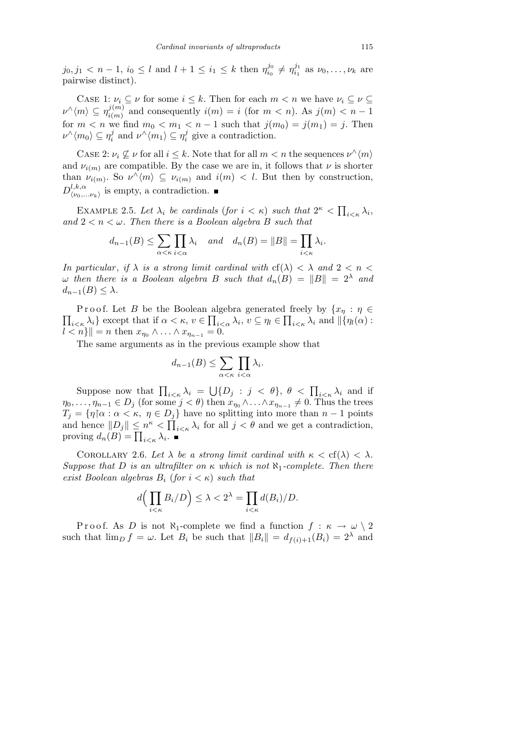$j_0, j_1 < n-1$, $i_0 \le l$ and $l+1 \le i_1 \le k$ then $\eta^{j_0}_{i_0} \ne \eta^{j_1}_{i_1}$ as $\nu_0, \ldots, \nu_k$ are pairwise distinct).

Case 1: $\nu_i \subseteq \nu$ for some $i \le k$. Then for each $m < n$ we have $\nu_i \subseteq \nu \subseteq \nu^\wedge\langle m\rangle \subseteq \eta^{j(m)}_{i(m)}$ and consequently $i(m) = i$ (for $m < n$). As $j(m) < n-1$ for $m < n$ we find $m_0 < m_1 < n-1$ such that $j(m_0) = j(m_1) = j$. Then $\nu^\wedge\langle m_0\rangle \subseteq \eta^j_i$ and $\nu^\wedge\langle m_1\rangle \subseteq \eta^j_i$ give a contradiction.

Case 2: $\nu_i \not\subseteq \nu$ for all $i \le k$. Note that for all $m < n$ the sequences $\nu^\wedge\langle m\rangle$ and $\nu_{i(m)}$ are compatible. By the case we are in, it follows that $\nu$ is shorter than $\nu_{i(m)}$. So $\nu^\wedge\langle m\rangle \subseteq \nu_{i(m)}$ and $i(m) < l$. But then by construction, $D^{l,k,\alpha}_{\langle \nu_0, \ldots \nu_k\rangle}$ is empty, a contradiction. ∎

Example 2.5. *Let $\lambda_i$ be cardinals (for $i < \kappa$) such that $2^\kappa < \prod_{i<\kappa} \lambda_i$, and $2 < n < \omega$. Then there is a Boolean algebra $B$ such that*

$$d_{n-1}(B) \le \sum_{\alpha<\kappa} \prod_{i<\alpha} \lambda_i \quad \text{and} \quad d_n(B) = \|B\| = \prod_{i<\kappa} \lambda_i.$$

*In particular, if $\lambda$ is a strong limit cardinal with $\mathrm{cf}(\lambda) < \lambda$ and $2 < n < \omega$ then there is a Boolean algebra $B$ such that $d_n(B) = \|B\| = 2^\lambda$ and $d_{n-1}(B) \le \lambda$.*

Proof. Let $B$ be the Boolean algebra generated freely by $\{x_\eta : \eta \in \prod_{i<\kappa} \lambda_i\}$ except that if $\alpha < \kappa$, $v \in \prod_{i<\alpha} \lambda_i$, $v \subseteq \eta_l \in \prod_{i<\kappa} \lambda_i$ and $\|\{\eta_l(\alpha) : l < n\}\| = n$ then $x_{\eta_0} \wedge \ldots \wedge x_{\eta_{n-1}} = 0$.

The same arguments as in the previous example show that

$$d_{n-1}(B) \le \sum_{\alpha<\kappa} \prod_{i<\alpha} \lambda_i.$$

Suppose now that $\prod_{i<\kappa} \lambda_i = \bigcup\{D_j : j < \theta\}$, $\theta < \prod_{i<\kappa} \lambda_i$ and if $\eta_0, \ldots, \eta_{n-1} \in D_j$ (for some $j < \theta$) then $x_{\eta_0} \wedge \ldots \wedge x_{\eta_{n-1}} \ne 0$. Thus the trees $T_j = \{\eta{\restriction}\alpha : \alpha < \kappa,\ \eta \in D_j\}$ have no splitting into more than $n-1$ points and hence $\|D_j\| \le n^\kappa < \prod_{i<\kappa} \lambda_i$ for all $j < \theta$ and we get a contradiction, proving $d_n(B) = \prod_{i<\kappa} \lambda_i$. ∎

Corollary 2.6. *Let $\lambda$ be a strong limit cardinal with $\kappa < \mathrm{cf}(\lambda) < \lambda$. Suppose that $D$ is an ultrafilter on $\kappa$ which is not $\aleph_1$-complete. Then there exist Boolean algebras $B_i$ (for $i < \kappa$) such that*

$$d\Big(\prod_{i<\kappa} B_i/D\Big) \le \lambda < 2^\lambda = \prod_{i<\kappa} d(B_i)/D.$$

Proof. As $D$ is not $\aleph_1$-complete we find a function $f : \kappa \to \omega \setminus 2$ such that $\lim_D f = \omega$. Let $B_i$ be such that $\|B_i\| = d_{f(i)+1}(B_i) = 2^\lambda$ and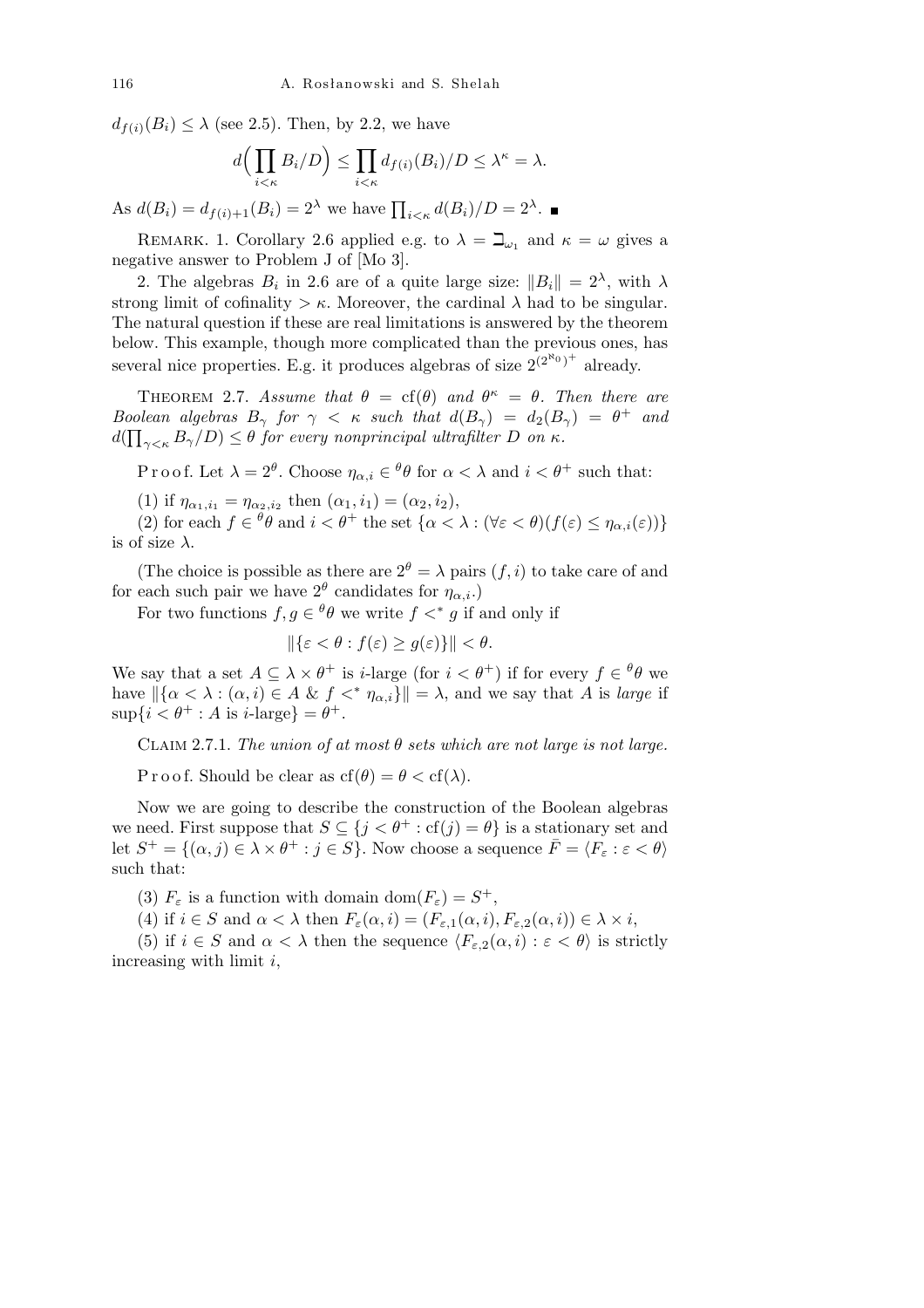$d_{f(i)}(B_i) \le \lambda$ (see 2.5). Then, by 2.2, we have

$$d\Big(\prod_{i<\kappa} B_i/D\Big) \le \prod_{i<\kappa} d_{f(i)}(B_i)/D \le \lambda^\kappa = \lambda.$$

As $d(B_i) = d_{f(i)+1}(B_i) = 2^\lambda$ we have $\prod_{i<\kappa} d(B_i)/D = 2^\lambda$. ■

REMARK. 1. Corollary 2.6 applied e.g. to $\lambda = \beth_{\omega_1}$ and $\kappa = \omega$ gives a negative answer to Problem J of [Mo 3].

2. The algebras $B_i$ in 2.6 are of a quite large size: $\|B_i\| = 2^\lambda$, with $\lambda$ strong limit of cofinality $> \kappa$. Moreover, the cardinal $\lambda$ had to be singular. The natural question if these are real limitations is answered by the theorem below. This example, though more complicated than the previous ones, has several nice properties. E.g. it produces algebras of size $2^{(2^{\aleph_0})^+}$ already.

THEOREM 2.7. *Assume that $\theta = \mathrm{cf}(\theta)$ and $\theta^\kappa = \theta$. Then there are Boolean algebras $B_\gamma$ for $\gamma < \kappa$ such that $d(B_\gamma) = d_2(B_\gamma) = \theta^+$ and $d(\prod_{\gamma<\kappa} B_\gamma/D) \le \theta$ for every nonprincipal ultrafilter $D$ on $\kappa$.*

Proof. Let $\lambda = 2^\theta$. Choose $\eta_{\alpha,i} \in {}^\theta\theta$ for $\alpha < \lambda$ and $i < \theta^+$ such that:

(1) if $\eta_{\alpha_1,i_1} = \eta_{\alpha_2,i_2}$ then $(\alpha_1, i_1) = (\alpha_2, i_2)$,

(2) for each $f \in {}^\theta\theta$ and $i < \theta^+$ the set $\{\alpha < \lambda : (\forall \varepsilon < \theta)(f(\varepsilon) \le \eta_{\alpha,i}(\varepsilon))\}$ is of size $\lambda$.

(The choice is possible as there are $2^\theta = \lambda$ pairs $(f, i)$ to take care of and for each such pair we have $2^\theta$ candidates for $\eta_{\alpha,i}$.)

For two functions $f, g \in {}^\theta\theta$ we write $f <^* g$ if and only if

$$\|\{\varepsilon < \theta : f(\varepsilon) \ge g(\varepsilon)\}\| < \theta.$$

We say that a set $A \subseteq \lambda \times \theta^+$ is $i$-large (for $i < \theta^+$) if for every $f \in {}^\theta\theta$ we have $\|\{\alpha < \lambda : (\alpha, i) \in A \ \& \ f <^* \eta_{\alpha,i}\}\| = \lambda$, and we say that $A$ is *large* if $\sup\{i < \theta^+ : A \text{ is } i\text{-large}\} = \theta^+$.

CLAIM 2.7.1. *The union of at most $\theta$ sets which are not large is not large.*

Proof. Should be clear as $\mathrm{cf}(\theta) = \theta < \mathrm{cf}(\lambda)$.

Now we are going to describe the construction of the Boolean algebras we need. First suppose that $S \subseteq \{j < \theta^+ : \mathrm{cf}(j) = \theta\}$ is a stationary set and let $S^+ = \{(\alpha, j) \in \lambda \times \theta^+ : j \in S\}$. Now choose a sequence $\bar{F} = \langle F_\varepsilon : \varepsilon < \theta \rangle$ such that:

(3) $F_\varepsilon$ is a function with domain $\mathrm{dom}(F_\varepsilon) = S^+$,

(4) if $i \in S$ and $\alpha < \lambda$ then $F_\varepsilon(\alpha, i) = (F_{\varepsilon,1}(\alpha, i), F_{\varepsilon,2}(\alpha, i)) \in \lambda \times i$,

(5) if $i \in S$ and $\alpha < \lambda$ then the sequence $\langle F_{\varepsilon,2}(\alpha, i) : \varepsilon < \theta \rangle$ is strictly increasing with limit $i$,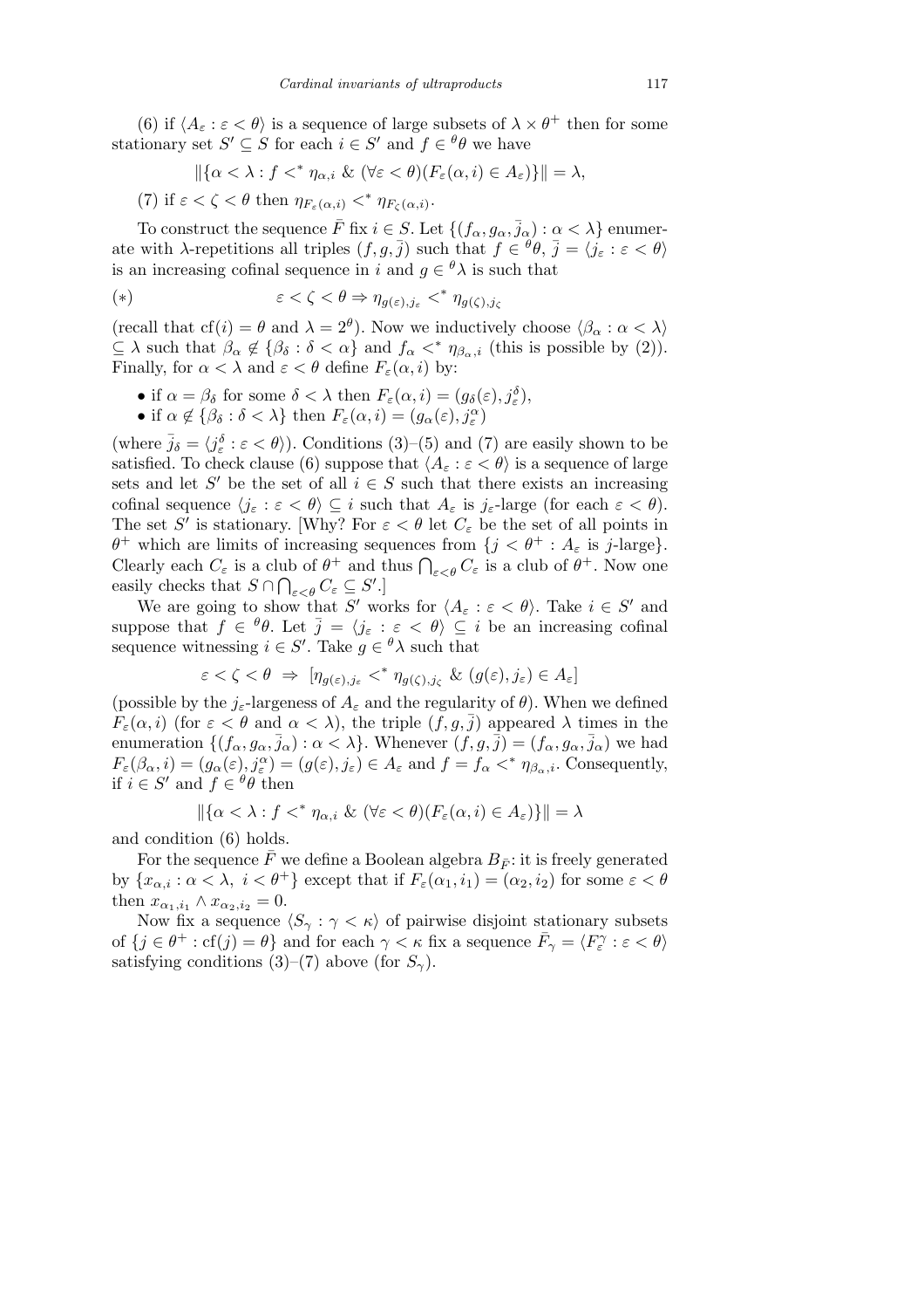(6) if $\langle A_\varepsilon : \varepsilon < \theta \rangle$ is a sequence of large subsets of $\lambda \times \theta^+$ then for some stationary set $S' \subseteq S$ for each $i \in S'$ and $f \in {}^\theta\theta$ we have

$$\|\{\alpha < \lambda : f <^* \eta_{\alpha,i} \ \& \ (\forall \varepsilon < \theta)(F_\varepsilon(\alpha, i) \in A_\varepsilon)\}\| = \lambda,$$

(7) if $\varepsilon < \zeta < \theta$ then $\eta_{F_\varepsilon(\alpha,i)} <^* \eta_{F_\zeta(\alpha,i)}$.

To construct the sequence $\bar{F}$ fix $i \in S$. Let $\{(f_\alpha, g_\alpha, \bar{j}_\alpha) : \alpha < \lambda\}$ enumerate with $\lambda$-repetitions all triples $(f, g, \bar{j})$ such that $f \in {}^\theta\theta$, $\bar{j} = \langle j_\varepsilon : \varepsilon < \theta \rangle$ is an increasing cofinal sequence in $i$ and $g \in {}^\theta\lambda$ is such that

$$(*) \qquad \varepsilon < \zeta < \theta \Rightarrow \eta_{g(\varepsilon), j_\varepsilon} <^* \eta_{g(\zeta), j_\zeta}$$

(recall that $\mathrm{cf}(i) = \theta$ and $\lambda = 2^\theta$). Now we inductively choose $\langle \beta_\alpha : \alpha < \lambda \rangle \subseteq \lambda$ such that $\beta_\alpha \notin \{\beta_\delta : \delta < \alpha\}$ and $f_\alpha <^* \eta_{\beta_\alpha, i}$ (this is possible by (2)). Finally, for $\alpha < \lambda$ and $\varepsilon < \theta$ define $F_\varepsilon(\alpha, i)$ by:

- if $\alpha = \beta_\delta$ for some $\delta < \lambda$ then $F_\varepsilon(\alpha, i) = (g_\delta(\varepsilon), j^\delta_\varepsilon)$,
- if $\alpha \notin \{\beta_\delta : \delta < \lambda\}$ then $F_\varepsilon(\alpha, i) = (g_\alpha(\varepsilon), j^\alpha_\varepsilon)$

(where $\bar{j}_\delta = \langle j^\delta_\varepsilon : \varepsilon < \theta \rangle$). Conditions (3)–(5) and (7) are easily shown to be satisfied. To check clause (6) suppose that $\langle A_\varepsilon : \varepsilon < \theta \rangle$ is a sequence of large sets and let $S'$ be the set of all $i \in S$ such that there exists an increasing cofinal sequence $\langle j_\varepsilon : \varepsilon < \theta \rangle \subseteq i$ such that $A_\varepsilon$ is $j_\varepsilon$-large (for each $\varepsilon < \theta$). The set $S'$ is stationary. [Why? For $\varepsilon < \theta$ let $C_\varepsilon$ be the set of all points in $\theta^+$ which are limits of increasing sequences from $\{j < \theta^+ : A_\varepsilon \text{ is } j\text{-large}\}$. Clearly each $C_\varepsilon$ is a club of $\theta^+$ and thus $\bigcap_{\varepsilon<\theta} C_\varepsilon$ is a club of $\theta^+$. Now one easily checks that $S \cap \bigcap_{\varepsilon<\theta} C_\varepsilon \subseteq S'$.]

We are going to show that $S'$ works for $\langle A_\varepsilon : \varepsilon < \theta \rangle$. Take $i \in S'$ and suppose that $f \in {}^\theta\theta$. Let $\bar{j} = \langle j_\varepsilon : \varepsilon < \theta \rangle \subseteq i$ be an increasing cofinal sequence witnessing $i \in S'$. Take $g \in {}^\theta\lambda$ such that

$$\varepsilon < \zeta < \theta \ \Rightarrow \ [\eta_{g(\varepsilon), j_\varepsilon} <^* \eta_{g(\zeta), j_\zeta} \ \& \ (g(\varepsilon), j_\varepsilon) \in A_\varepsilon]$$

(possible by the $j_\varepsilon$-largeness of $A_\varepsilon$ and the regularity of $\theta$). When we defined $F_\varepsilon(\alpha, i)$ (for $\varepsilon < \theta$ and $\alpha < \lambda$), the triple $(f, g, \bar{j})$ appeared $\lambda$ times in the enumeration $\{(f_\alpha, g_\alpha, \bar{j}_\alpha) : \alpha < \lambda\}$. Whenever $(f, g, \bar{j}) = (f_\alpha, g_\alpha, \bar{j}_\alpha)$ we had $F_\varepsilon(\beta_\alpha, i) = (g_\alpha(\varepsilon), j^\alpha_\varepsilon) = (g(\varepsilon), j_\varepsilon) \in A_\varepsilon$ and $f = f_\alpha <^* \eta_{\beta_\alpha, i}$. Consequently, if $i \in S'$ and $f \in {}^\theta\theta$ then

$$\|\{\alpha < \lambda : f <^* \eta_{\alpha,i} \ \& \ (\forall \varepsilon < \theta)(F_\varepsilon(\alpha, i) \in A_\varepsilon)\}\| = \lambda$$

and condition (6) holds.

For the sequence $\bar{F}$ we define a Boolean algebra $B_{\bar{F}}$: it is freely generated by $\{x_{\alpha,i} : \alpha < \lambda, \ i < \theta^+\}$ except that if $F_\varepsilon(\alpha_1, i_1) = (\alpha_2, i_2)$ for some $\varepsilon < \theta$ then $x_{\alpha_1,i_1} \wedge x_{\alpha_2,i_2} = 0$.

Now fix a sequence $\langle S_\gamma : \gamma < \kappa \rangle$ of pairwise disjoint stationary subsets of $\{j \in \theta^+ : \mathrm{cf}(j) = \theta\}$ and for each $\gamma < \kappa$ fix a sequence $\bar{F}_\gamma = \langle F^\gamma_\varepsilon : \varepsilon < \theta \rangle$ satisfying conditions (3)–(7) above (for $S_\gamma$).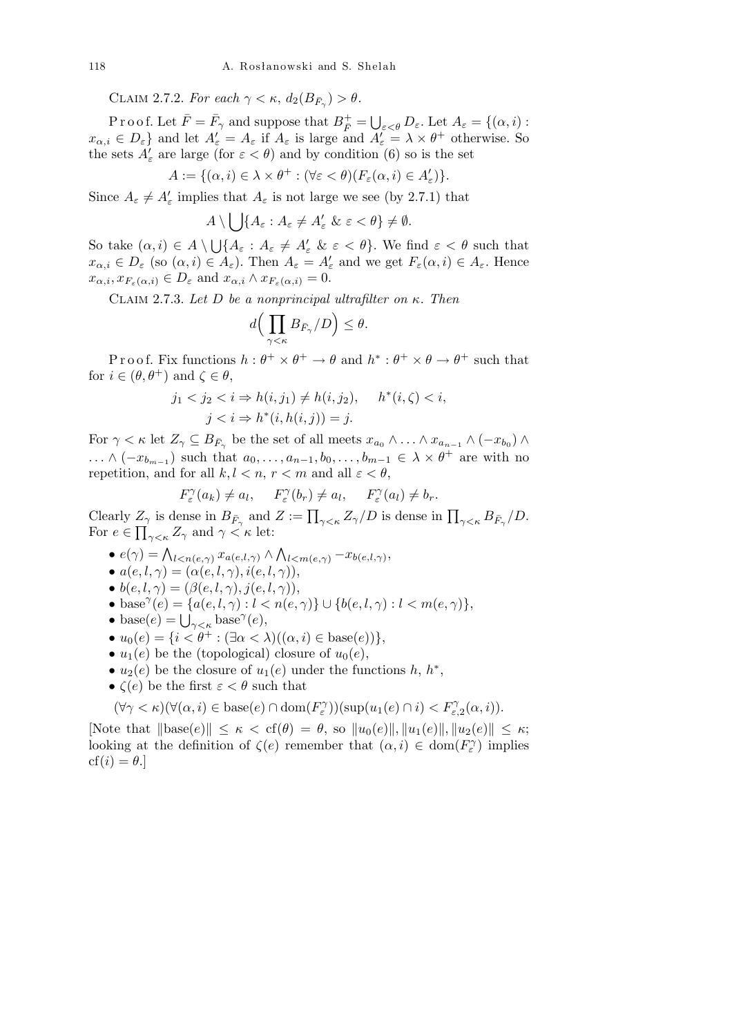Claim 2.7.2. *For each $\gamma < \kappa$, $d_2(B_{\bar F_\gamma}) > \theta$.*

Proof. Let $\bar F = \bar F_\gamma$ and suppose that $B^+_{\bar F} = \bigcup_{\varepsilon<\theta} D_\varepsilon$. Let $A_\varepsilon = \{(\alpha,i) : x_{\alpha,i} \in D_\varepsilon\}$ and let $A'_\varepsilon = A_\varepsilon$ if $A_\varepsilon$ is large and $A'_\varepsilon = \lambda\times\theta^+$ otherwise. So the sets $A'_\varepsilon$ are large (for $\varepsilon<\theta$) and by condition (6) so is the set

$$A := \{(\alpha,i) \in \lambda\times\theta^+ : (\forall\varepsilon<\theta)(F_\varepsilon(\alpha,i)\in A'_\varepsilon)\}.$$

Since $A_\varepsilon \neq A'_\varepsilon$ implies that $A_\varepsilon$ is not large we see (by 2.7.1) that

$$A \setminus \bigcup\{A_\varepsilon : A_\varepsilon \neq A'_\varepsilon \ \&\ \varepsilon<\theta\} \neq \emptyset.$$

So take $(\alpha,i)\in A\setminus\bigcup\{A_\varepsilon : A_\varepsilon\neq A'_\varepsilon \ \&\ \varepsilon<\theta\}$. We find $\varepsilon<\theta$ such that $x_{\alpha,i}\in D_\varepsilon$ (so $(\alpha,i)\in A_\varepsilon$). Then $A_\varepsilon = A'_\varepsilon$ and we get $F_\varepsilon(\alpha,i)\in A_\varepsilon$. Hence $x_{\alpha,i}, x_{F_\varepsilon(\alpha,i)} \in D_\varepsilon$ and $x_{\alpha,i}\wedge x_{F_\varepsilon(\alpha,i)} = 0$.

Claim 2.7.3. *Let $D$ be a nonprincipal ultrafilter on $\kappa$. Then*

$$d\Big(\prod_{\gamma<\kappa} B_{\bar F_\gamma}/D\Big) \le \theta.$$

Proof. Fix functions $h:\theta^+\times\theta^+\to\theta$ and $h^*:\theta^+\times\theta\to\theta^+$ such that for $i\in(\theta,\theta^+)$ and $\zeta\in\theta$,

$$j_1<j_2<i \Rightarrow h(i,j_1)\neq h(i,j_2), \qquad h^*(i,\zeta)<i,$$
$$j<i \Rightarrow h^*(i,h(i,j)) = j.$$

For $\gamma<\kappa$ let $Z_\gamma\subseteq B_{\bar F_\gamma}$ be the set of all meets $x_{a_0}\wedge\ldots\wedge x_{a_{n-1}}\wedge(-x_{b_0})\wedge\ldots\wedge(-x_{b_{m-1}})$ such that $a_0,\ldots,a_{n-1},b_0,\ldots,b_{m-1}\in\lambda\times\theta^+$ are with no repetition, and for all $k,l<n$, $r<m$ and all $\varepsilon<\theta$,

$$F^\gamma_\varepsilon(a_k)\neq a_l, \quad F^\gamma_\varepsilon(b_r)\neq a_l, \quad F^\gamma_\varepsilon(a_l)\neq b_r.$$

Clearly $Z_\gamma$ is dense in $B_{\bar F_\gamma}$ and $Z := \prod_{\gamma<\kappa} Z_\gamma/D$ is dense in $\prod_{\gamma<\kappa}B_{\bar F_\gamma}/D$. For $e\in\prod_{\gamma<\kappa}Z_\gamma$ and $\gamma<\kappa$ let:

- $e(\gamma) = \bigwedge_{l<n(e,\gamma)} x_{a(e,l,\gamma)} \wedge \bigwedge_{l<m(e,\gamma)} -x_{b(e,l,\gamma)}$,
- $a(e,l,\gamma) = (\alpha(e,l,\gamma), i(e,l,\gamma))$,
- $b(e,l,\gamma) = (\beta(e,l,\gamma), j(e,l,\gamma))$,
- $\mathrm{base}^\gamma(e) = \{a(e,l,\gamma) : l<n(e,\gamma)\}\cup\{b(e,l,\gamma) : l<m(e,\gamma)\}$,
- $\mathrm{base}(e) = \bigcup_{\gamma<\kappa}\mathrm{base}^\gamma(e)$,
- $u_0(e) = \{i<\theta^+ : (\exists\alpha<\lambda)((\alpha,i)\in\mathrm{base}(e))\}$,
- $u_1(e)$ be the (topological) closure of $u_0(e)$,
- $u_2(e)$ be the closure of $u_1(e)$ under the functions $h$, $h^*$,
- $\zeta(e)$ be the first $\varepsilon<\theta$ such that

$$(\forall\gamma<\kappa)(\forall(\alpha,i)\in\mathrm{base}(e)\cap\mathrm{dom}(F^\gamma_\varepsilon))(\sup(u_1(e)\cap i) < F^\gamma_{\varepsilon,2}(\alpha,i)).$$

[Note that $\|\mathrm{base}(e)\|\le\kappa<\mathrm{cf}(\theta)=\theta$, so $\|u_0(e)\|,\|u_1(e)\|,\|u_2(e)\|\le\kappa$; looking at the definition of $\zeta(e)$ remember that $(\alpha,i)\in\mathrm{dom}(F^\gamma_\varepsilon)$ implies $\mathrm{cf}(i)=\theta$.]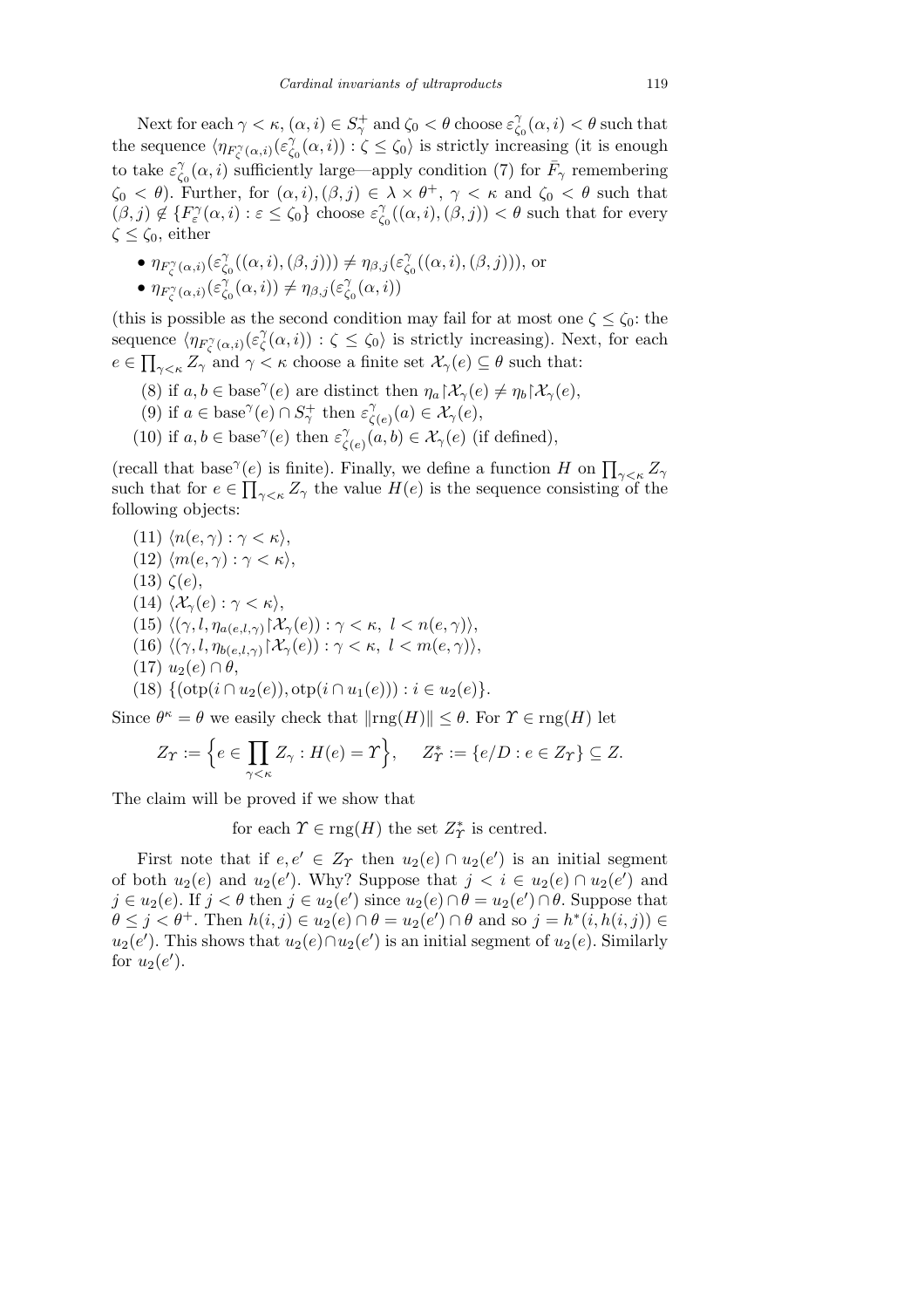Next for each $\gamma < \kappa$, $(\alpha, i) \in S^+_\gamma$ and $\zeta_0 < \theta$ choose $\varepsilon^\gamma_{\zeta_0}(\alpha, i) < \theta$ such that the sequence $\langle \eta_{F^\gamma_\zeta(\alpha,i)}(\varepsilon^\gamma_{\zeta_0}(\alpha, i)) : \zeta \le \zeta_0 \rangle$ is strictly increasing (it is enough to take $\varepsilon^\gamma_{\zeta_0}(\alpha, i)$ sufficiently large—apply condition (7) for $\bar{F}_\gamma$ remembering $\zeta_0 < \theta$). Further, for $(\alpha, i), (\beta, j) \in \lambda \times \theta^+$, $\gamma < \kappa$ and $\zeta_0 < \theta$ such that $(\beta, j) \notin \{F^\gamma_\varepsilon(\alpha, i) : \varepsilon \le \zeta_0\}$ choose $\varepsilon^\gamma_{\zeta_0}((\alpha, i), (\beta, j)) < \theta$ such that for every $\zeta \le \zeta_0$, either

- $\eta_{F^\gamma_\zeta(\alpha,i)}(\varepsilon^\gamma_{\zeta_0}((\alpha, i), (\beta, j))) \ne \eta_{\beta,j}(\varepsilon^\gamma_{\zeta_0}((\alpha, i), (\beta, j)))$, or
- $\eta_{F^\gamma_\zeta(\alpha,i)}(\varepsilon^\gamma_{\zeta_0}(\alpha, i)) \ne \eta_{\beta,j}(\varepsilon^\gamma_{\zeta_0}(\alpha, i))$

(this is possible as the second condition may fail for at most one $\zeta \le \zeta_0$: the sequence $\langle \eta_{F^\gamma_\zeta(\alpha,i)}(\varepsilon^\gamma_\zeta(\alpha, i)) : \zeta \le \zeta_0 \rangle$ is strictly increasing). Next, for each $e \in \prod_{\gamma<\kappa} Z_\gamma$ and $\gamma < \kappa$ choose a finite set $\mathcal{X}_\gamma(e) \subseteq \theta$ such that:

(8) if $a, b \in \mathrm{base}^\gamma(e)$ are distinct then $\eta_a \restriction \mathcal{X}_\gamma(e) \ne \eta_b \restriction \mathcal{X}_\gamma(e)$,

(9) if $a \in \mathrm{base}^\gamma(e) \cap S^+_\gamma$ then $\varepsilon^\gamma_{\zeta(e)}(a) \in \mathcal{X}_\gamma(e)$,

(10) if $a, b \in \mathrm{base}^\gamma(e)$ then $\varepsilon^\gamma_{\zeta(e)}(a, b) \in \mathcal{X}_\gamma(e)$ (if defined),

(recall that $\mathrm{base}^\gamma(e)$ is finite). Finally, we define a function $H$ on $\prod_{\gamma<\kappa} Z_\gamma$ such that for $e \in \prod_{\gamma<\kappa} Z_\gamma$ the value $H(e)$ is the sequence consisting of the following objects:

(11) $\langle n(e, \gamma) : \gamma < \kappa \rangle$,

(12) $\langle m(e, \gamma) : \gamma < \kappa \rangle$,

(13) $\zeta(e)$,

(14) $\langle \mathcal{X}_\gamma(e) : \gamma < \kappa \rangle$,

(15) $\langle (\gamma, l, \eta_{a(e,l,\gamma)} \restriction \mathcal{X}_\gamma(e)) : \gamma < \kappa,\ l < n(e, \gamma) \rangle$,

(16) $\langle (\gamma, l, \eta_{b(e,l,\gamma)} \restriction \mathcal{X}_\gamma(e)) : \gamma < \kappa,\ l < m(e, \gamma) \rangle$,

(17) $u_2(e) \cap \theta$,

(18) $\{(\mathrm{otp}(i \cap u_2(e)), \mathrm{otp}(i \cap u_1(e))) : i \in u_2(e)\}$.

Since $\theta^\kappa = \theta$ we easily check that $\|\mathrm{rng}(H)\| \le \theta$. For $\Upsilon \in \mathrm{rng}(H)$ let

$$Z_\Upsilon := \Big\{ e \in \prod_{\gamma<\kappa} Z_\gamma : H(e) = \Upsilon \Big\}, \qquad Z^*_\Upsilon := \{ e/D : e \in Z_\Upsilon \} \subseteq Z.$$

The claim will be proved if we show that

for each $\Upsilon \in \mathrm{rng}(H)$ the set $Z^*_\Upsilon$ is centred.

First note that if $e, e' \in Z_\Upsilon$ then $u_2(e) \cap u_2(e')$ is an initial segment of both $u_2(e)$ and $u_2(e')$. Why? Suppose that $j < i \in u_2(e) \cap u_2(e')$ and $j \in u_2(e)$. If $j < \theta$ then $j \in u_2(e')$ since $u_2(e) \cap \theta = u_2(e') \cap \theta$. Suppose that $\theta \le j < \theta^+$. Then $h(i, j) \in u_2(e) \cap \theta = u_2(e') \cap \theta$ and so $j = h^*(i, h(i, j)) \in u_2(e')$. This shows that $u_2(e) \cap u_2(e')$ is an initial segment of $u_2(e)$. Similarly for $u_2(e')$.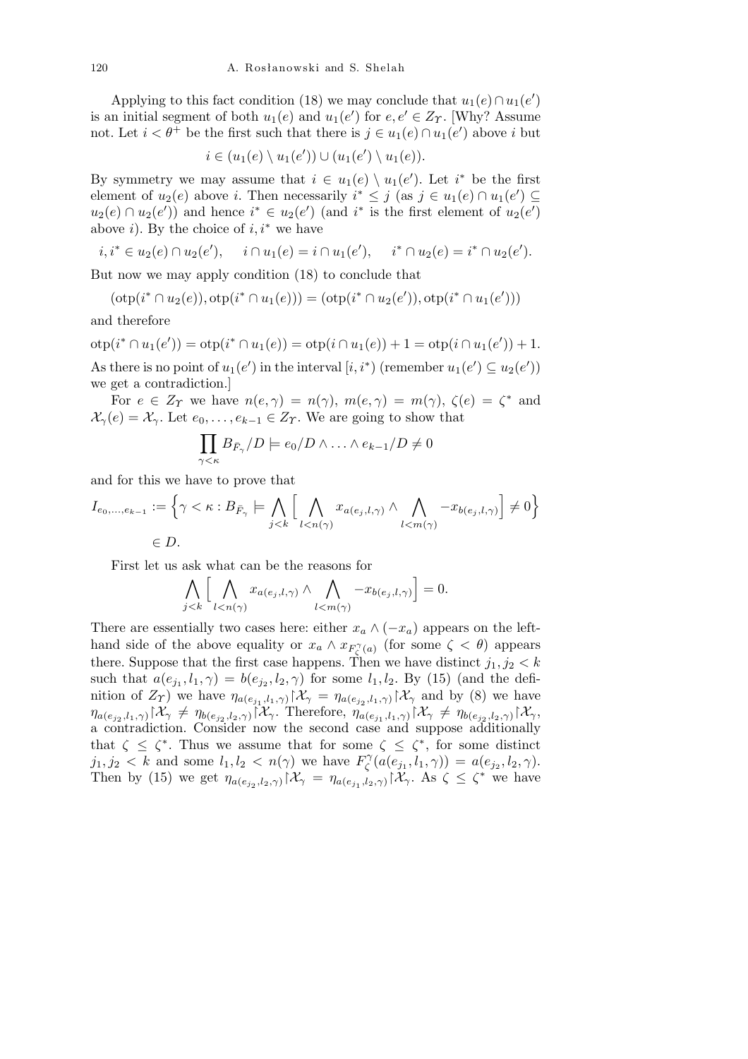Applying to this fact condition (18) we may conclude that $u_1(e) \cap u_1(e')$ is an initial segment of both $u_1(e)$ and $u_1(e')$ for $e, e' \in Z_\Upsilon$. [Why? Assume not. Let $i < \theta^+$ be the first such that there is $j \in u_1(e) \cap u_1(e')$ above $i$ but

$$i \in (u_1(e) \setminus u_1(e')) \cup (u_1(e') \setminus u_1(e)).$$

By symmetry we may assume that $i \in u_1(e) \setminus u_1(e')$. Let $i^*$ be the first element of $u_2(e)$ above $i$. Then necessarily $i^* \leq j$ (as $j \in u_1(e) \cap u_1(e') \subseteq u_2(e) \cap u_2(e')$) and hence $i^* \in u_2(e')$ (and $i^*$ is the first element of $u_2(e')$ above $i$). By the choice of $i, i^*$ we have

$$i, i^* \in u_2(e) \cap u_2(e'), \qquad i \cap u_1(e) = i \cap u_1(e'), \qquad i^* \cap u_2(e) = i^* \cap u_2(e').$$

But now we may apply condition (18) to conclude that

$$(\mathrm{otp}(i^* \cap u_2(e)), \mathrm{otp}(i^* \cap u_1(e))) = (\mathrm{otp}(i^* \cap u_2(e')), \mathrm{otp}(i^* \cap u_1(e')))$$

and therefore

$$\mathrm{otp}(i^* \cap u_1(e')) = \mathrm{otp}(i^* \cap u_1(e)) = \mathrm{otp}(i \cap u_1(e)) + 1 = \mathrm{otp}(i \cap u_1(e')) + 1.$$

As there is no point of $u_1(e')$ in the interval $[i, i^*)$ (remember $u_1(e') \subseteq u_2(e')$) we get a contradiction.]

For $e \in Z_\Upsilon$ we have $n(e,\gamma) = n(\gamma)$, $m(e,\gamma) = m(\gamma)$, $\zeta(e) = \zeta^*$ and $\mathcal{X}_\gamma(e) = \mathcal{X}_\gamma$. Let $e_0, \ldots, e_{k-1} \in Z_\Upsilon$. We are going to show that

$$\prod_{\gamma<\kappa} B_{\bar{F}_\gamma}/D \models e_0/D \wedge \ldots \wedge e_{k-1}/D \neq 0$$

and for this we have to prove that

$$I_{e_0,\ldots,e_{k-1}} := \Big\{\gamma < \kappa : B_{\bar{F}_\gamma} \models \bigwedge_{j<k} \Big[ \bigwedge_{l<n(\gamma)} x_{a(e_j,l,\gamma)} \wedge \bigwedge_{l<m(\gamma)} -x_{b(e_j,l,\gamma)} \Big] \neq 0 \Big\}$$
$$\in D.$$

First let us ask what can be the reasons for

$$\bigwedge_{j<k} \Big[ \bigwedge_{l<n(\gamma)} x_{a(e_j,l,\gamma)} \wedge \bigwedge_{l<m(\gamma)} -x_{b(e_j,l,\gamma)} \Big] = 0.$$

There are essentially two cases here: either $x_a \wedge (-x_a)$ appears on the left-hand side of the above equality or $x_a \wedge x_{F^\gamma_\zeta(a)}$ (for some $\zeta < \theta$) appears there. Suppose that the first case happens. Then we have distinct $j_1, j_2 < k$ such that $a(e_{j_1}, l_1, \gamma) = b(e_{j_2}, l_2, \gamma)$ for some $l_1, l_2$. By (15) (and the definition of $Z_\Upsilon$) we have $\eta_{a(e_{j_1},l_1,\gamma)}{\restriction}\mathcal{X}_\gamma = \eta_{a(e_{j_2},l_1,\gamma)}{\restriction}\mathcal{X}_\gamma$ and by (8) we have $\eta_{a(e_{j_2},l_1,\gamma)}{\restriction}\mathcal{X}_\gamma \neq \eta_{b(e_{j_2},l_2,\gamma)}{\restriction}\mathcal{X}_\gamma$. Therefore, $\eta_{a(e_{j_1},l_1,\gamma)}{\restriction}\mathcal{X}_\gamma \neq \eta_{b(e_{j_2},l_2,\gamma)}{\restriction}\mathcal{X}_\gamma$, a contradiction. Consider now the second case and suppose additionally that $\zeta \leq \zeta^*$. Thus we assume that for some $\zeta \leq \zeta^*$, for some distinct $j_1, j_2 < k$ and some $l_1, l_2 < n(\gamma)$ we have $F^\gamma_\zeta(a(e_{j_1}, l_1, \gamma)) = a(e_{j_2}, l_2, \gamma)$. Then by (15) we get $\eta_{a(e_{j_2},l_2,\gamma)}{\restriction}\mathcal{X}_\gamma = \eta_{a(e_{j_1},l_2,\gamma)}{\restriction}\mathcal{X}_\gamma$. As $\zeta \leq \zeta^*$ we have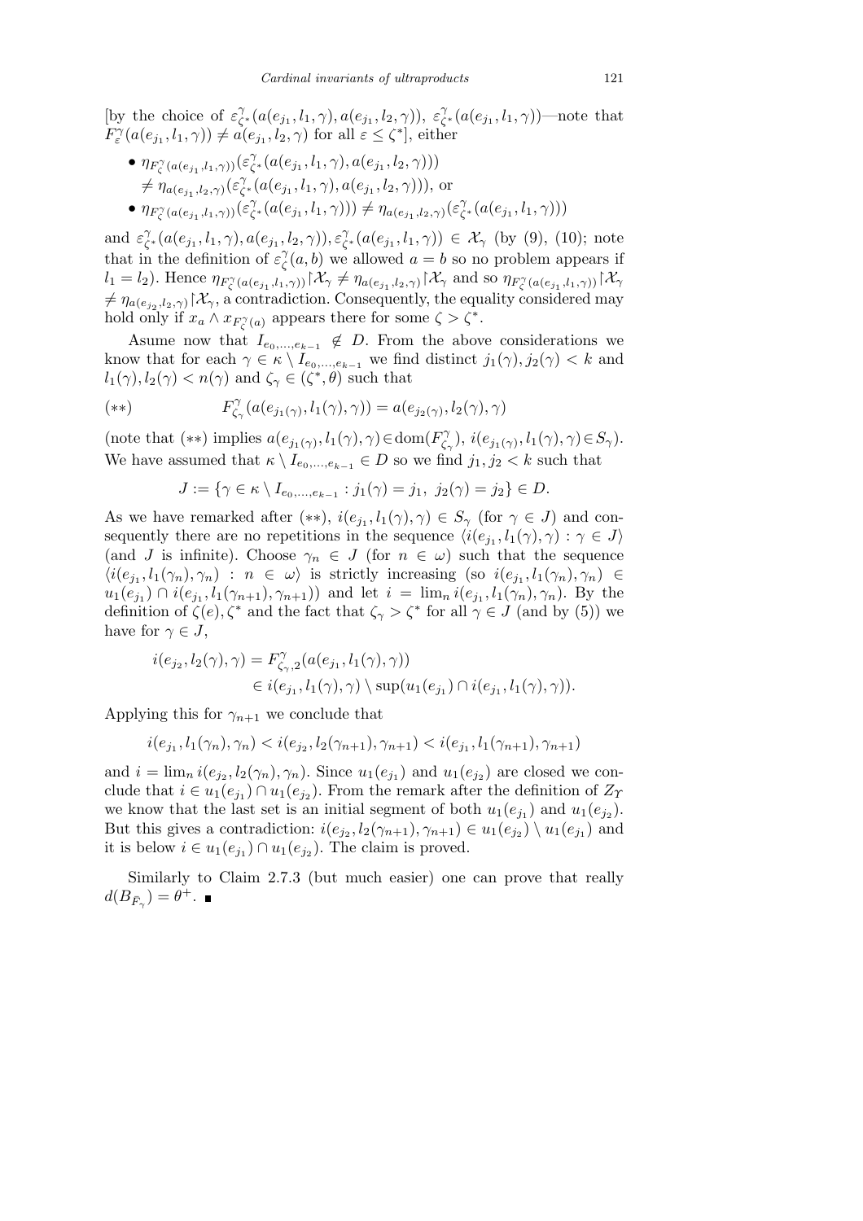[by the choice of $\varepsilon^{\gamma}_{\zeta^*}(a(e_{j_1}, l_1, \gamma), a(e_{j_1}, l_2, \gamma))$, $\varepsilon^{\gamma}_{\zeta^*}(a(e_{j_1}, l_1, \gamma))$—note that $F^{\gamma}_{\varepsilon}(a(e_{j_1}, l_1, \gamma)) \neq a(e_{j_1}, l_2, \gamma)$ for all $\varepsilon \leq \zeta^*$], either

- $\eta_{F^{\gamma}_{\zeta}(a(e_{j_1}, l_1, \gamma))}(\varepsilon^{\gamma}_{\zeta^*}(a(e_{j_1}, l_1, \gamma), a(e_{j_1}, l_2, \gamma)))$ $\neq \eta_{a(e_{j_1}, l_2, \gamma)}(\varepsilon^{\gamma}_{\zeta^*}(a(e_{j_1}, l_1, \gamma), a(e_{j_1}, l_2, \gamma)))$, or
- $\eta_{F^{\gamma}_{\zeta}(a(e_{j_1}, l_1, \gamma))}(\varepsilon^{\gamma}_{\zeta^*}(a(e_{j_1}, l_1, \gamma))) \neq \eta_{a(e_{j_1}, l_2, \gamma)}(\varepsilon^{\gamma}_{\zeta^*}(a(e_{j_1}, l_1, \gamma)))$

and $\varepsilon^{\gamma}_{\zeta^*}(a(e_{j_1}, l_1, \gamma), a(e_{j_1}, l_2, \gamma)), \varepsilon^{\gamma}_{\zeta^*}(a(e_{j_1}, l_1, \gamma)) \in \mathcal{X}_{\gamma}$ (by (9), (10); note that in the definition of $\varepsilon^{\gamma}_{\zeta}(a, b)$ we allowed $a = b$ so no problem appears if $l_1 = l_2$). Hence $\eta_{F^{\gamma}_{\zeta}(a(e_{j_1}, l_1, \gamma))} \restriction \mathcal{X}_{\gamma} \neq \eta_{a(e_{j_1}, l_2, \gamma)} \restriction \mathcal{X}_{\gamma}$ and so $\eta_{F^{\gamma}_{\zeta}(a(e_{j_1}, l_1, \gamma))} \restriction \mathcal{X}_{\gamma} \neq \eta_{a(e_{j_2}, l_2, \gamma)} \restriction \mathcal{X}_{\gamma}$, a contradiction. Consequently, the equality considered may hold only if $x_a \wedge x_{F^{\gamma}_{\zeta}(a)}$ appears there for some $\zeta > \zeta^*$.

Asume now that $I_{e_0, \ldots, e_{k-1}} \notin D$. From the above considerations we know that for each $\gamma \in \kappa \setminus I_{e_0, \ldots, e_{k-1}}$ we find distinct $j_1(\gamma), j_2(\gamma) < k$ and $l_1(\gamma), l_2(\gamma) < n(\gamma)$ and $\zeta_{\gamma} \in (\zeta^*, \theta)$ such that

$$(**) \qquad F^{\gamma}_{\zeta_{\gamma}}(a(e_{j_1(\gamma)}, l_1(\gamma), \gamma)) = a(e_{j_2(\gamma)}, l_2(\gamma), \gamma)$$

(note that $(**)$ implies $a(e_{j_1(\gamma)}, l_1(\gamma), \gamma) \in \mathrm{dom}(F^{\gamma}_{\zeta_{\gamma}})$, $i(e_{j_1(\gamma)}, l_1(\gamma), \gamma) \in S_{\gamma}$). We have assumed that $\kappa \setminus I_{e_0, \ldots, e_{k-1}} \in D$ so we find $j_1, j_2 < k$ such that

$$J := \{\gamma \in \kappa \setminus I_{e_0, \ldots, e_{k-1}} : j_1(\gamma) = j_1,\ j_2(\gamma) = j_2\} \in D.$$

As we have remarked after $(**)$, $i(e_{j_1}, l_1(\gamma), \gamma) \in S_{\gamma}$ (for $\gamma \in J$) and consequently there are no repetitions in the sequence $\langle i(e_{j_1}, l_1(\gamma), \gamma) : \gamma \in J \rangle$ (and $J$ is infinite). Choose $\gamma_n \in J$ (for $n \in \omega$) such that the sequence $\langle i(e_{j_1}, l_1(\gamma_n), \gamma_n) : n \in \omega \rangle$ is strictly increasing (so $i(e_{j_1}, l_1(\gamma_n), \gamma_n) \in u_1(e_{j_1}) \cap i(e_{j_1}, l_1(\gamma_{n+1}), \gamma_{n+1})$) and let $i = \lim_n i(e_{j_1}, l_1(\gamma_n), \gamma_n)$. By the definition of $\zeta(e), \zeta^*$ and the fact that $\zeta_{\gamma} > \zeta^*$ for all $\gamma \in J$ (and by (5)) we have for $\gamma \in J$,

$$\begin{aligned} i(e_{j_2}, l_2(\gamma), \gamma) &= F^{\gamma}_{\zeta_{\gamma}, 2}(a(e_{j_1}, l_1(\gamma), \gamma)) \\ &\in i(e_{j_1}, l_1(\gamma), \gamma) \setminus \sup(u_1(e_{j_1}) \cap i(e_{j_1}, l_1(\gamma), \gamma)). \end{aligned}$$

Applying this for $\gamma_{n+1}$ we conclude that

$$i(e_{j_1}, l_1(\gamma_n), \gamma_n) < i(e_{j_2}, l_2(\gamma_{n+1}), \gamma_{n+1}) < i(e_{j_1}, l_1(\gamma_{n+1}), \gamma_{n+1})$$

and $i = \lim_n i(e_{j_2}, l_2(\gamma_n), \gamma_n)$. Since $u_1(e_{j_1})$ and $u_1(e_{j_2})$ are closed we conclude that $i \in u_1(e_{j_1}) \cap u_1(e_{j_2})$. From the remark after the definition of $Z_{\Upsilon}$ we know that the last set is an initial segment of both $u_1(e_{j_1})$ and $u_1(e_{j_2})$. But this gives a contradiction: $i(e_{j_2}, l_2(\gamma_{n+1}), \gamma_{n+1}) \in u_1(e_{j_2}) \setminus u_1(e_{j_1})$ and it is below $i \in u_1(e_{j_1}) \cap u_1(e_{j_2})$. The claim is proved.

Similarly to Claim 2.7.3 (but much easier) one can prove that really $d(B_{\bar{F}_{\gamma}}) = \theta^+$. ∎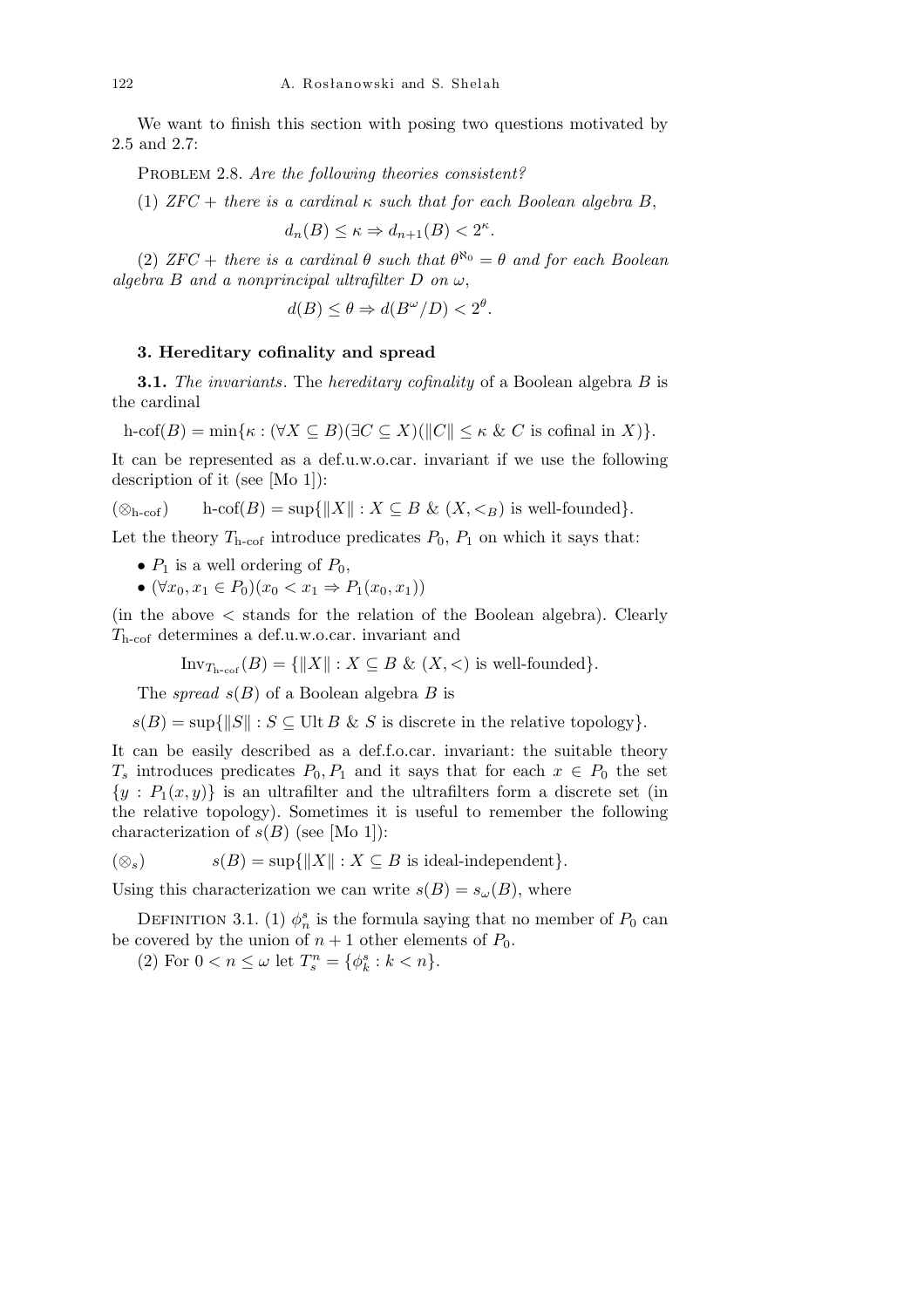We want to finish this section with posing two questions motivated by 2.5 and 2.7:

Problem 2.8. *Are the following theories consistent?*

(1) *ZFC + there is a cardinal $\kappa$ such that for each Boolean algebra $B$,*

$$d_n(B) \le \kappa \Rightarrow d_{n+1}(B) < 2^\kappa.$$

(2) *ZFC + there is a cardinal $\theta$ such that $\theta^{\aleph_0} = \theta$ and for each Boolean algebra $B$ and a nonprincipal ultrafilter $D$ on $\omega$,*

$$d(B) \le \theta \Rightarrow d(B^\omega/D) < 2^\theta.$$

### 3. Hereditary cofinality and spread

**3.1.** *The invariants.* The *hereditary cofinality* of a Boolean algebra $B$ is the cardinal

$$\text{h-cof}(B) = \min\{\kappa : (\forall X \subseteq B)(\exists C \subseteq X)(\|C\| \le \kappa \;\&\; C \text{ is cofinal in } X)\}.$$

It can be represented as a def.u.w.o.car. invariant if we use the following description of it (see [Mo 1]):

$(\otimes_{\text{h-cof}})$ $\qquad \text{h-cof}(B) = \sup\{\|X\| : X \subseteq B \;\&\; (X, <_B) \text{ is well-founded}\}.$

Let the theory $T_{\text{h-cof}}$ introduce predicates $P_0$, $P_1$ on which it says that:

- $P_1$ is a well ordering of $P_0$,
- $(\forall x_0, x_1 \in P_0)(x_0 < x_1 \Rightarrow P_1(x_0, x_1))$

(in the above $<$ stands for the relation of the Boolean algebra). Clearly $T_{\text{h-cof}}$ determines a def.u.w.o.car. invariant and

$$\text{Inv}_{T_{\text{h-cof}}}(B) = \{\|X\| : X \subseteq B \;\&\; (X, <) \text{ is well-founded}\}.$$

The *spread* $s(B)$ of a Boolean algebra $B$ is

$$s(B) = \sup\{\|S\| : S \subseteq \text{Ult}\, B \;\&\; S \text{ is discrete in the relative topology}\}.$$

It can be easily described as a def.f.o.car. invariant: the suitable theory $T_s$ introduces predicates $P_0, P_1$ and it says that for each $x \in P_0$ the set $\{y : P_1(x, y)\}$ is an ultrafilter and the ultrafilters form a discrete set (in the relative topology). Sometimes it is useful to remember the following characterization of $s(B)$ (see [Mo 1]):

$(\otimes_s)$ $\qquad s(B) = \sup\{\|X\| : X \subseteq B \text{ is ideal-independent}\}.$

Using this characterization we can write $s(B) = s_\omega(B)$, where

Definition 3.1. (1) $\phi^s_n$ is the formula saying that no member of $P_0$ can be covered by the union of $n+1$ other elements of $P_0$.

(2) For $0 < n \le \omega$ let $T^n_s = \{\phi^s_k : k < n\}$.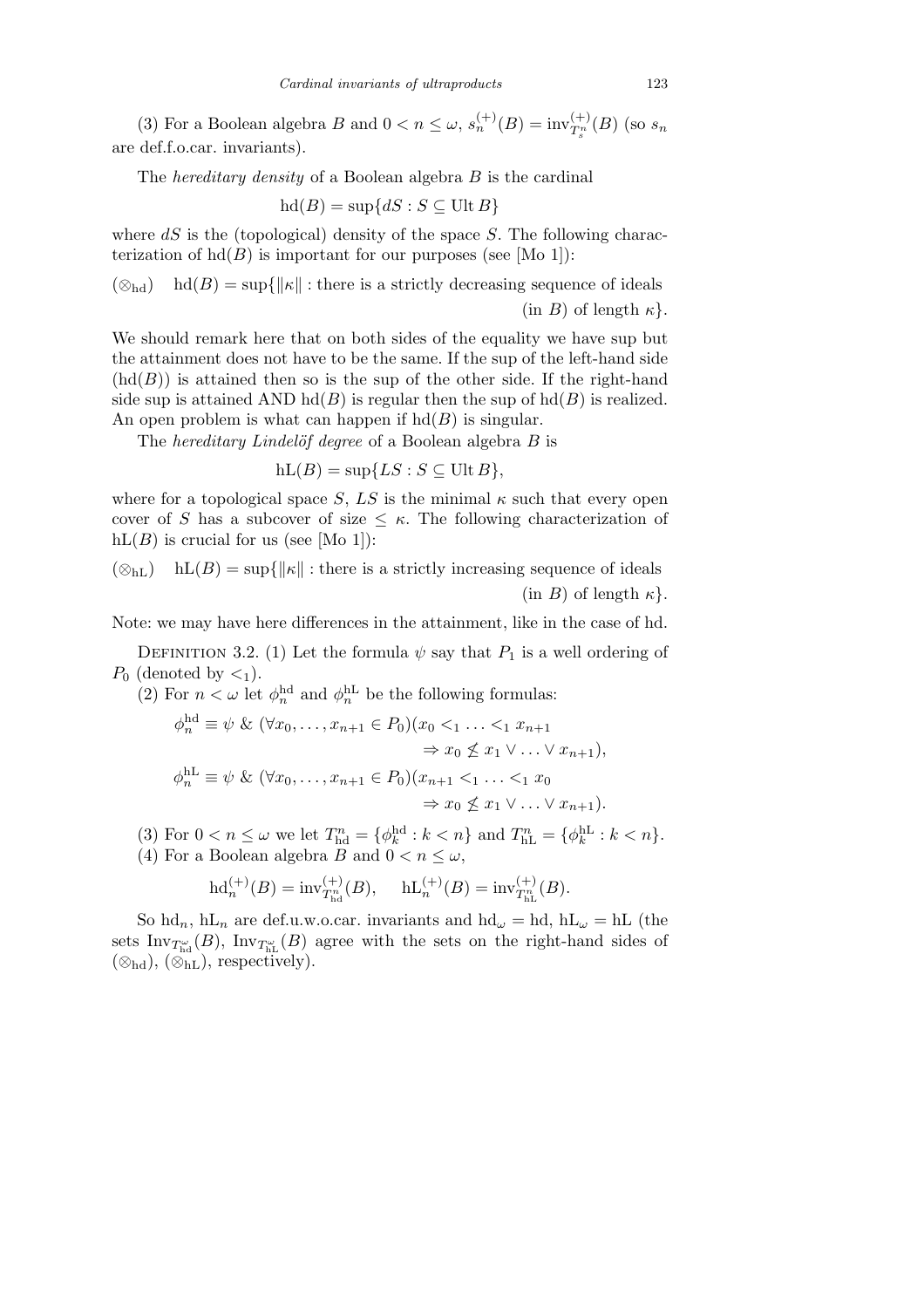(3) For a Boolean algebra $B$ and $0 < n \le \omega$, $s_n^{(+)}(B) = \mathrm{inv}_{T_s^n}^{(+)}(B)$ (so $s_n$ are def.f.o.car. invariants).

The *hereditary density* of a Boolean algebra $B$ is the cardinal

$$\mathrm{hd}(B) = \sup\{dS : S \subseteq \mathrm{Ult}\, B\}$$

where $dS$ is the (topological) density of the space $S$. The following characterization of $\mathrm{hd}(B)$ is important for our purposes (see [Mo 1]):

$(\otimes_{\mathrm{hd}})$ $\quad \mathrm{hd}(B) = \sup\{\|\kappa\| :$ there is a strictly decreasing sequence of ideals (in $B$) of length $\kappa\}$.

We should remark here that on both sides of the equality we have sup but the attainment does not have to be the same. If the sup of the left-hand side $(\mathrm{hd}(B))$ is attained then so is the sup of the other side. If the right-hand side sup is attained AND $\mathrm{hd}(B)$ is regular then the sup of $\mathrm{hd}(B)$ is realized. An open problem is what can happen if $\mathrm{hd}(B)$ is singular.

The *hereditary Lindelöf degree* of a Boolean algebra $B$ is

$$\mathrm{hL}(B) = \sup\{LS : S \subseteq \mathrm{Ult}\, B\},$$

where for a topological space $S$, $LS$ is the minimal $\kappa$ such that every open cover of $S$ has a subcover of size $\le \kappa$. The following characterization of $\mathrm{hL}(B)$ is crucial for us (see [Mo 1]):

$(\otimes_{\mathrm{hL}})$ $\quad \mathrm{hL}(B) = \sup\{\|\kappa\| :$ there is a strictly increasing sequence of ideals (in $B$) of length $\kappa\}$.

Note: we may have here differences in the attainment, like in the case of hd.

Definition 3.2. (1) Let the formula $\psi$ say that $P_1$ is a well ordering of $P_0$ (denoted by $<_1$).

(2) For $n < \omega$ let $\phi_n^{\mathrm{hd}}$ and $\phi_n^{\mathrm{hL}}$ be the following formulas:

$$\phi_n^{\mathrm{hd}} \equiv \psi \;\&\; (\forall x_0, \ldots, x_{n+1} \in P_0)(x_0 <_1 \ldots <_1 x_{n+1} \Rightarrow x_0 \not\le x_1 \vee \ldots \vee x_{n+1}),$$

$$\phi_n^{\mathrm{hL}} \equiv \psi \;\&\; (\forall x_0, \ldots, x_{n+1} \in P_0)(x_{n+1} <_1 \ldots <_1 x_0 \Rightarrow x_0 \not\le x_1 \vee \ldots \vee x_{n+1}).$$

(3) For $0 < n \le \omega$ we let $T_{\mathrm{hd}}^n = \{\phi_k^{\mathrm{hd}} : k < n\}$ and $T_{\mathrm{hL}}^n = \{\phi_k^{\mathrm{hL}} : k < n\}$.

(4) For a Boolean algebra $B$ and $0 < n \le \omega$,

$$\mathrm{hd}_n^{(+)}(B) = \mathrm{inv}_{T_{\mathrm{hd}}^n}^{(+)}(B), \qquad \mathrm{hL}_n^{(+)}(B) = \mathrm{inv}_{T_{\mathrm{hL}}^n}^{(+)}(B).$$

So $\mathrm{hd}_n$, $\mathrm{hL}_n$ are def.u.w.o.car. invariants and $\mathrm{hd}_\omega = \mathrm{hd}$, $\mathrm{hL}_\omega = \mathrm{hL}$ (the sets $\mathrm{Inv}_{T_{\mathrm{hd}}^\omega}(B)$, $\mathrm{Inv}_{T_{\mathrm{hL}}^\omega}(B)$ agree with the sets on the right-hand sides of $(\otimes_{\mathrm{hd}})$, $(\otimes_{\mathrm{hL}})$, respectively).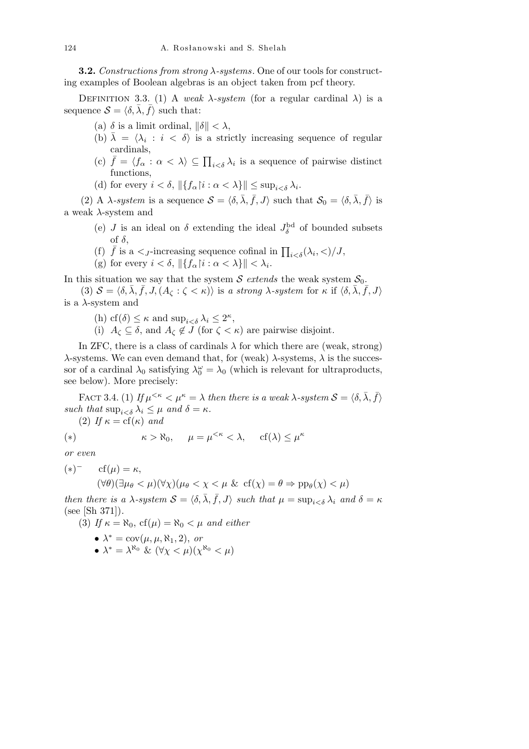**3.2.** *Constructions from strong $\lambda$-systems.* One of our tools for constructing examples of Boolean algebras is an object taken from pcf theory.

Definition 3.3. (1) A *weak $\lambda$-system* (for a regular cardinal $\lambda$) is a sequence $\mathcal{S} = \langle \delta, \bar{\lambda}, \bar{f} \rangle$ such that:

- (a) $\delta$ is a limit ordinal, $\|\delta\| < \lambda$,
- (b) $\bar{\lambda} = \langle \lambda_i : i < \delta \rangle$ is a strictly increasing sequence of regular cardinals,
- (c) $\bar{f} = \langle f_\alpha : \alpha < \lambda \rangle \subseteq \prod_{i<\delta} \lambda_i$ is a sequence of pairwise distinct functions,
- (d) for every $i < \delta$, $\|\{f_\alpha {\restriction} i : \alpha < \lambda\}\| \le \sup_{i<\delta} \lambda_i$.

(2) A *$\lambda$-system* is a sequence $\mathcal{S} = \langle \delta, \bar{\lambda}, \bar{f}, J \rangle$ such that $\mathcal{S}_0 = \langle \delta, \bar{\lambda}, \bar{f} \rangle$ is a weak $\lambda$-system and

- (e) $J$ is an ideal on $\delta$ extending the ideal $J^{\rm bd}_\delta$ of bounded subsets of $\delta$,
- (f) $\bar{f}$ is a $<_J$-increasing sequence cofinal in $\prod_{i<\delta}(\lambda_i, <)/J$,
- (g) for every $i < \delta$, $\|\{f_\alpha {\restriction} i : \alpha < \lambda\}\| < \lambda_i$.

In this situation we say that the system $\mathcal{S}$ *extends* the weak system $\mathcal{S}_0$.

(3) $\mathcal{S} = \langle \delta, \bar{\lambda}, \bar{f}, J, (A_\zeta : \zeta < \kappa) \rangle$ is *a strong $\lambda$-system* for $\kappa$ if $\langle \delta, \bar{\lambda}, \bar{f}, J \rangle$ is a $\lambda$-system and

- (h) $\mathrm{cf}(\delta) \le \kappa$ and $\sup_{i<\delta} \lambda_i \le 2^\kappa$,
- (i) $A_\zeta \subseteq \delta$, and $A_\zeta \notin J$ (for $\zeta < \kappa$) are pairwise disjoint.

In ZFC, there is a class of cardinals $\lambda$ for which there are (weak, strong) $\lambda$-systems. We can even demand that, for (weak) $\lambda$-systems, $\lambda$ is the successor of a cardinal $\lambda_0$ satisfying $\lambda_0^\omega = \lambda_0$ (which is relevant for ultraproducts, see below). More precisely:

Fact 3.4. (1) *If $\mu^{<\kappa} < \mu^\kappa = \lambda$ then there is a weak $\lambda$-system $\mathcal{S} = \langle \delta, \bar{\lambda}, \bar{f} \rangle$ such that $\sup_{i<\delta} \lambda_i \le \mu$ and $\delta = \kappa$.*

(2) *If $\kappa = \mathrm{cf}(\kappa)$ and*

$$(*) \qquad \kappa > \aleph_0, \quad \mu = \mu^{<\kappa} < \lambda, \quad \mathrm{cf}(\lambda) \le \mu^\kappa$$

*or even*

$$(*)^- \quad \mathrm{cf}(\mu) = \kappa,$$
$$(\forall \theta)(\exists \mu_\theta < \mu)(\forall \chi)(\mu_\theta < \chi < \mu \ \&\ \mathrm{cf}(\chi) = \theta \Rightarrow \mathrm{pp}_\theta(\chi) < \mu)$$

*then there is a $\lambda$-system $\mathcal{S} = \langle \delta, \bar{\lambda}, \bar{f}, J \rangle$ such that $\mu = \sup_{i<\delta} \lambda_i$ and $\delta = \kappa$* (see [Sh 371]).

(3) *If $\kappa = \aleph_0$, $\mathrm{cf}(\mu) = \aleph_0 < \mu$ and either*

- *$\lambda^* = \mathrm{cov}(\mu, \mu, \aleph_1, 2)$, or*
- *$\lambda^* = \lambda^{\aleph_0}$ & $(\forall \chi < \mu)(\chi^{\aleph_0} < \mu)$*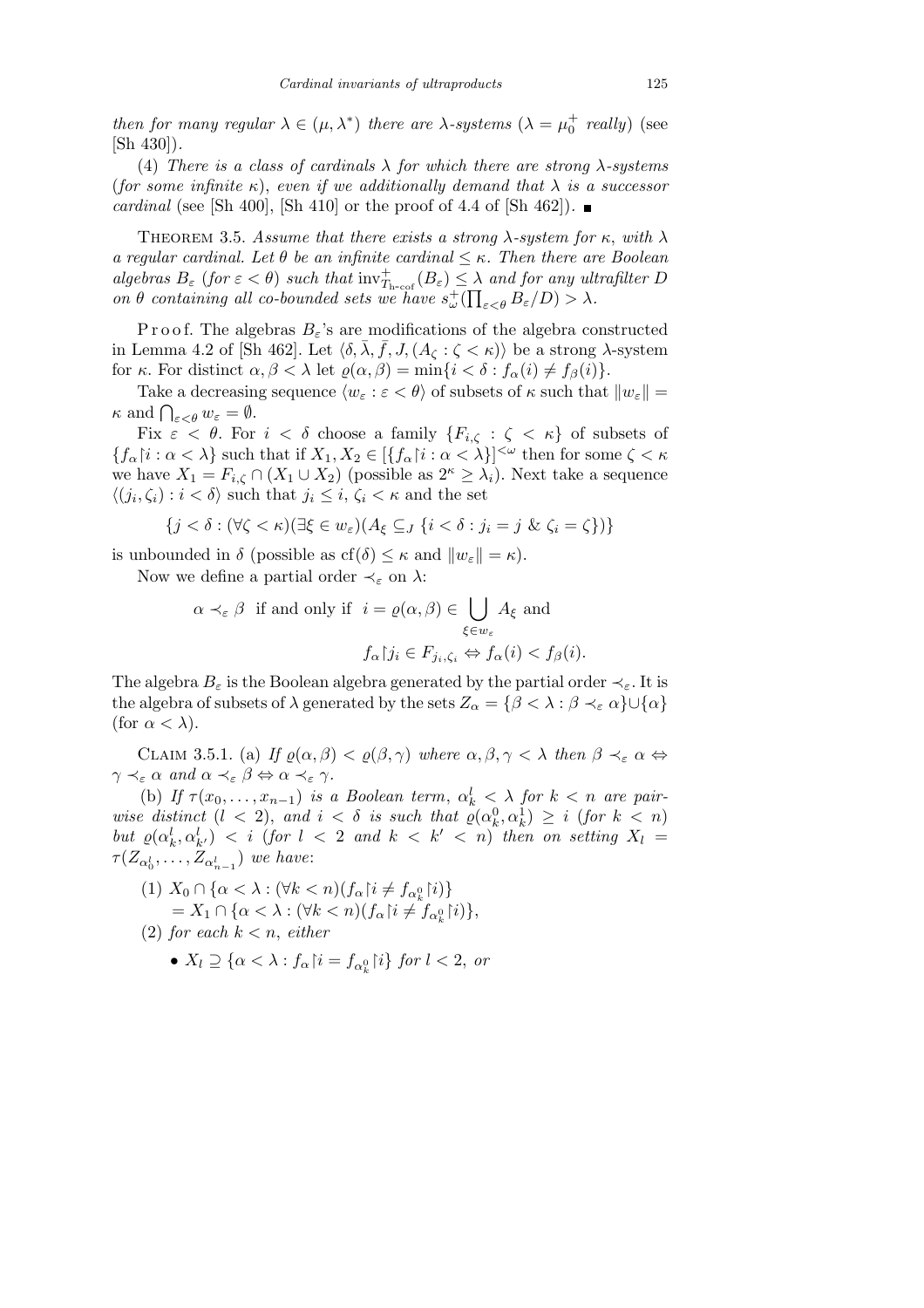*then for many regular $\lambda \in (\mu, \lambda^*)$ there are $\lambda$-systems* ($\lambda = \mu_0^+$ *really*) (see [Sh 430]).

(4) *There is a class of cardinals $\lambda$ for which there are strong $\lambda$-systems* (*for some infinite $\kappa$*), *even if we additionally demand that $\lambda$ is a successor cardinal* (see [Sh 400], [Sh 410] or the proof of 4.4 of [Sh 462]). ■

Theorem 3.5. *Assume that there exists a strong $\lambda$-system for $\kappa$, with $\lambda$ a regular cardinal. Let $\theta$ be an infinite cardinal $\leq \kappa$. Then there are Boolean algebras $B_\varepsilon$* (*for $\varepsilon < \theta$*) *such that $\mathrm{inv}^+_{T_{\text{h-cof}}}(B_\varepsilon) \leq \lambda$ and for any ultrafilter $D$ on $\theta$ containing all co-bounded sets we have $s^+_\omega(\prod_{\varepsilon<\theta} B_\varepsilon/D) > \lambda$.*

Proof. The algebras $B_\varepsilon$'s are modifications of the algebra constructed in Lemma 4.2 of [Sh 462]. Let $\langle \delta, \bar{\lambda}, \bar{f}, J, (A_\zeta : \zeta < \kappa)\rangle$ be a strong $\lambda$-system for $\kappa$. For distinct $\alpha, \beta < \lambda$ let $\varrho(\alpha,\beta) = \min\{i < \delta : f_\alpha(i) \neq f_\beta(i)\}$.

Take a decreasing sequence $\langle w_\varepsilon : \varepsilon < \theta\rangle$ of subsets of $\kappa$ such that $\|w_\varepsilon\| = \kappa$ and $\bigcap_{\varepsilon<\theta} w_\varepsilon = \emptyset$.

Fix $\varepsilon < \theta$. For $i < \delta$ choose a family $\{F_{i,\zeta} : \zeta < \kappa\}$ of subsets of $\{f_\alpha \restriction i : \alpha < \lambda\}$ such that if $X_1, X_2 \in [\{f_\alpha\restriction i : \alpha < \lambda\}]^{<\omega}$ then for some $\zeta < \kappa$ we have $X_1 = F_{i,\zeta} \cap (X_1 \cup X_2)$ (possible as $2^\kappa \geq \lambda_i$). Next take a sequence $\langle (j_i, \zeta_i) : i < \delta\rangle$ such that $j_i \leq i$, $\zeta_i < \kappa$ and the set

$$\{j < \delta : (\forall \zeta < \kappa)(\exists \xi \in w_\varepsilon)(A_\xi \subseteq_J \{i < \delta : j_i = j \ \&\ \zeta_i = \zeta\})\}$$

is unbounded in $\delta$ (possible as $\mathrm{cf}(\delta) \leq \kappa$ and $\|w_\varepsilon\| = \kappa$).

Now we define a partial order $\prec_\varepsilon$ on $\lambda$:

$$\alpha \prec_\varepsilon \beta \ \text{ if and only if } \ i = \varrho(\alpha,\beta) \in \bigcup_{\xi\in w_\varepsilon} A_\xi \text{ and}$$
$$f_\alpha\restriction j_i \in F_{j_i,\zeta_i} \Leftrightarrow f_\alpha(i) < f_\beta(i).$$

The algebra $B_\varepsilon$ is the Boolean algebra generated by the partial order $\prec_\varepsilon$. It is the algebra of subsets of $\lambda$ generated by the sets $Z_\alpha = \{\beta < \lambda : \beta \prec_\varepsilon \alpha\} \cup \{\alpha\}$ (for $\alpha < \lambda$).

Claim 3.5.1. (a) *If $\varrho(\alpha,\beta) < \varrho(\beta,\gamma)$ where $\alpha,\beta,\gamma < \lambda$ then $\beta \prec_\varepsilon \alpha \Leftrightarrow \gamma \prec_\varepsilon \alpha$ and $\alpha \prec_\varepsilon \beta \Leftrightarrow \alpha \prec_\varepsilon \gamma$.*

(b) *If $\tau(x_0, \ldots, x_{n-1})$ is a Boolean term, $\alpha^l_k < \lambda$ for $k < n$ are pairwise distinct* ($l < 2$), *and $i < \delta$ is such that $\varrho(\alpha^0_k, \alpha^1_k) \geq i$* (*for $k < n$*) *but $\varrho(\alpha^l_k, \alpha^l_{k'}) < i$* (*for $l < 2$ and $k < k' < n$*) *then on setting $X_l = \tau(Z_{\alpha^l_0}, \ldots, Z_{\alpha^l_{n-1}})$ we have*:

(1) $X_0 \cap \{\alpha < \lambda : (\forall k < n)(f_\alpha\restriction i \neq f_{\alpha^0_k}\restriction i)\}$
$\quad = X_1 \cap \{\alpha < \lambda : (\forall k < n)(f_\alpha\restriction i \neq f_{\alpha^0_k}\restriction i)\}$,

(2) *for each $k < n$, either*

- $X_l \supseteq \{\alpha < \lambda : f_\alpha\restriction i = f_{\alpha^0_k}\restriction i\}$ *for $l < 2$, or*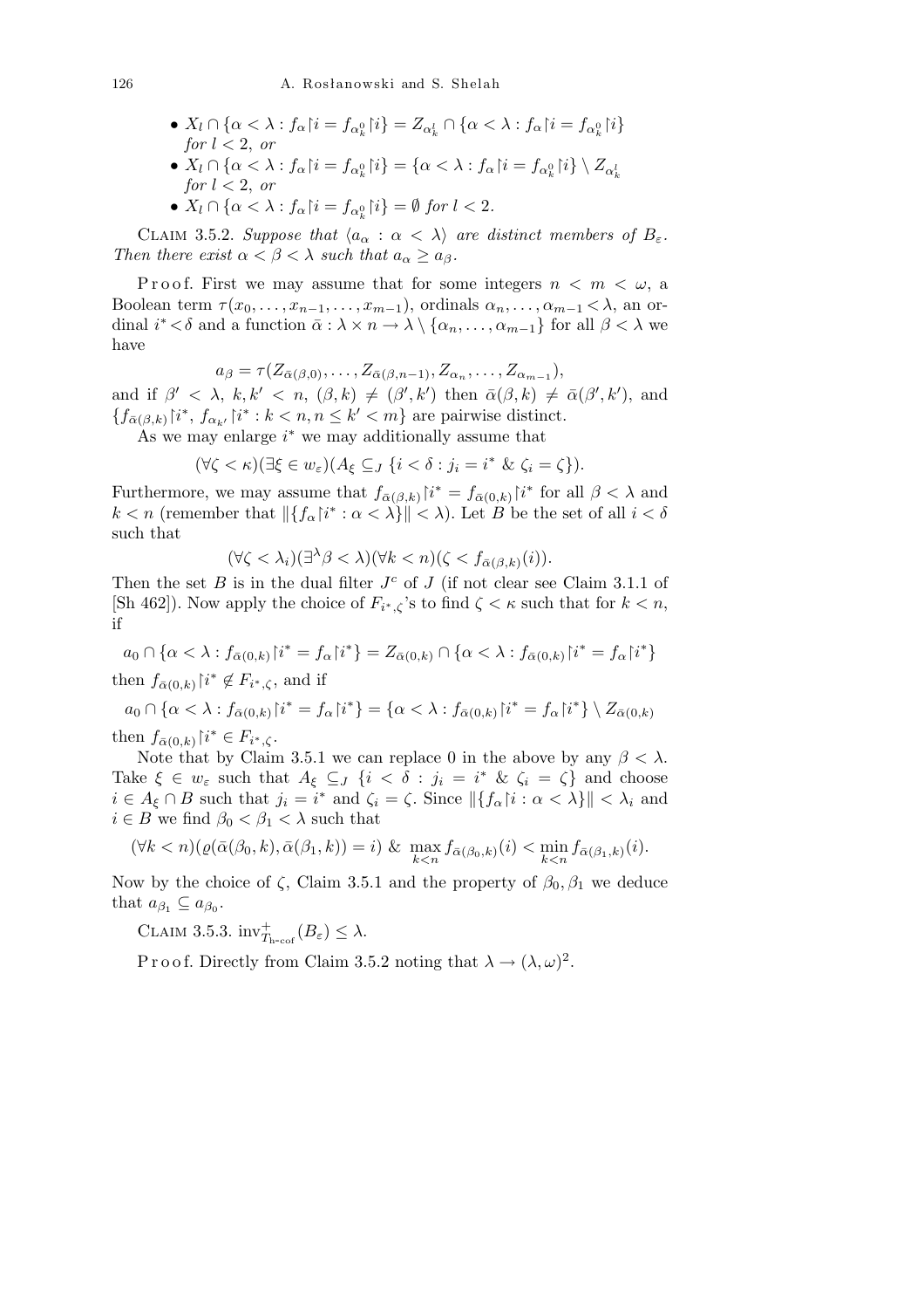- $X_l \cap \{\alpha < \lambda : f_\alpha \restriction i = f_{\alpha^0_k} \restriction i\} = Z_{\alpha^l_k} \cap \{\alpha < \lambda : f_\alpha \restriction i = f_{\alpha^0_k} \restriction i\}$ *for* $l < 2$, *or*
- $X_l \cap \{\alpha < \lambda : f_\alpha \restriction i = f_{\alpha^0_k} \restriction i\} = \{\alpha < \lambda : f_\alpha \restriction i = f_{\alpha^0_k} \restriction i\} \setminus Z_{\alpha^l_k}$ *for* $l < 2$, *or*
- $X_l \cap \{\alpha < \lambda : f_\alpha \restriction i = f_{\alpha^0_k} \restriction i\} = \emptyset$ *for* $l < 2$.

Claim 3.5.2. *Suppose that* $\langle a_\alpha : \alpha < \lambda \rangle$ *are distinct members of* $B_\varepsilon$. *Then there exist* $\alpha < \beta < \lambda$ *such that* $a_\alpha \geq a_\beta$.

Proof. First we may assume that for some integers $n < m < \omega$, a Boolean term $\tau(x_0, \ldots, x_{n-1}, \ldots, x_{m-1})$, ordinals $\alpha_n, \ldots, \alpha_{m-1} < \lambda$, an ordinal $i^* < \delta$ and a function $\bar{\alpha} : \lambda \times n \to \lambda \setminus \{\alpha_n, \ldots, \alpha_{m-1}\}$ for all $\beta < \lambda$ we have

$$a_\beta = \tau(Z_{\bar{\alpha}(\beta,0)}, \ldots, Z_{\bar{\alpha}(\beta,n-1)}, Z_{\alpha_n}, \ldots, Z_{\alpha_{m-1}}),$$

and if $\beta' < \lambda$, $k, k' < n$, $(\beta, k) \neq (\beta', k')$ then $\bar{\alpha}(\beta, k) \neq \bar{\alpha}(\beta', k')$, and $\{f_{\bar{\alpha}(\beta,k)} \restriction i^*, f_{\alpha_{k'}} \restriction i^* : k < n, n \leq k' < m\}$ are pairwise distinct.

As we may enlarge $i^*$ we may additionally assume that

$$(\forall \zeta < \kappa)(\exists \xi \in w_\varepsilon)(A_\xi \subseteq_J \{i < \delta : j_i = i^* \;\&\; \zeta_i = \zeta\}).$$

Furthermore, we may assume that $f_{\bar{\alpha}(\beta,k)} \restriction i^* = f_{\bar{\alpha}(0,k)} \restriction i^*$ for all $\beta < \lambda$ and $k < n$ (remember that $\|\{f_\alpha \restriction i^* : \alpha < \lambda\}\| < \lambda$). Let $B$ be the set of all $i < \delta$ such that

$$(\forall \zeta < \lambda_i)(\exists^\lambda \beta < \lambda)(\forall k < n)(\zeta < f_{\bar{\alpha}(\beta,k)}(i)).$$

Then the set $B$ is in the dual filter $J^c$ of $J$ (if not clear see Claim 3.1.1 of [Sh 462]). Now apply the choice of $F_{i^*,\zeta}$'s to find $\zeta < \kappa$ such that for $k < n$, if

$$a_0 \cap \{\alpha < \lambda : f_{\bar{\alpha}(0,k)} \restriction i^* = f_\alpha \restriction i^*\} = Z_{\bar{\alpha}(0,k)} \cap \{\alpha < \lambda : f_{\bar{\alpha}(0,k)} \restriction i^* = f_\alpha \restriction i^*\}$$

then $f_{\bar{\alpha}(0,k)} \restriction i^* \notin F_{i^*,\zeta}$, and if

$$a_0 \cap \{\alpha < \lambda : f_{\bar{\alpha}(0,k)} \restriction i^* = f_\alpha \restriction i^*\} = \{\alpha < \lambda : f_{\bar{\alpha}(0,k)} \restriction i^* = f_\alpha \restriction i^*\} \setminus Z_{\bar{\alpha}(0,k)}$$

then $f_{\bar{\alpha}(0,k)} \restriction i^* \in F_{i^*,\zeta}$.

Note that by Claim 3.5.1 we can replace 0 in the above by any $\beta < \lambda$. Take $\xi \in w_\varepsilon$ such that $A_\xi \subseteq_J \{i < \delta : j_i = i^* \;\&\; \zeta_i = \zeta\}$ and choose $i \in A_\xi \cap B$ such that $j_i = i^*$ and $\zeta_i = \zeta$. Since $\|\{f_\alpha \restriction i : \alpha < \lambda\}\| < \lambda_i$ and $i \in B$ we find $\beta_0 < \beta_1 < \lambda$ such that

$$(\forall k < n)(\varrho(\bar{\alpha}(\beta_0, k), \bar{\alpha}(\beta_1, k)) = i) \;\&\; \max_{k<n} f_{\bar{\alpha}(\beta_0,k)}(i) < \min_{k<n} f_{\bar{\alpha}(\beta_1,k)}(i).$$

Now by the choice of $\zeta$, Claim 3.5.1 and the property of $\beta_0, \beta_1$ we deduce that $a_{\beta_1} \subseteq a_{\beta_0}$.

Claim 3.5.3. $\mathrm{inv}^+_{T_{\mathrm{h\text{-}cof}}}(B_\varepsilon) \leq \lambda$.

Proof. Directly from Claim 3.5.2 noting that $\lambda \to (\lambda, \omega)^2$.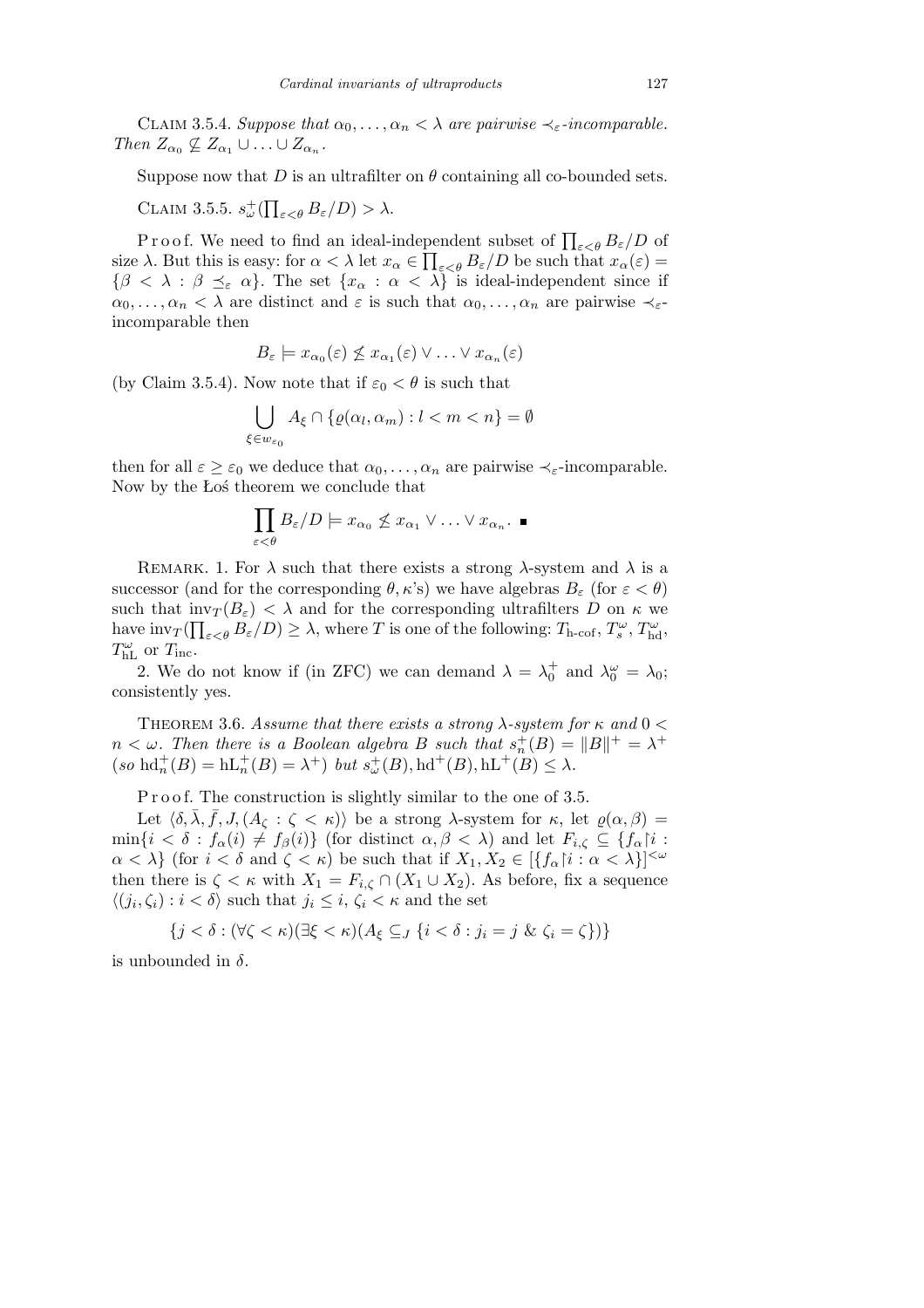CLAIM 3.5.4. *Suppose that $\alpha_0, \ldots, \alpha_n < \lambda$ are pairwise $\prec_\varepsilon$-incomparable. Then $Z_{\alpha_0} \not\subseteq Z_{\alpha_1} \cup \ldots \cup Z_{\alpha_n}$.*

Suppose now that $D$ is an ultrafilter on $\theta$ containing all co-bounded sets.

CLAIM 3.5.5. $s^+_\omega(\prod_{\varepsilon<\theta} B_\varepsilon/D) > \lambda$.

Proof. We need to find an ideal-independent subset of $\prod_{\varepsilon<\theta} B_\varepsilon/D$ of size $\lambda$. But this is easy: for $\alpha < \lambda$ let $x_\alpha \in \prod_{\varepsilon<\theta} B_\varepsilon/D$ be such that $x_\alpha(\varepsilon) = \{\beta < \lambda : \beta \preceq_\varepsilon \alpha\}$. The set $\{x_\alpha : \alpha < \lambda\}$ is ideal-independent since if $\alpha_0, \ldots, \alpha_n < \lambda$ are distinct and $\varepsilon$ is such that $\alpha_0, \ldots, \alpha_n$ are pairwise $\prec_\varepsilon$-incomparable then

$$B_\varepsilon \models x_{\alpha_0}(\varepsilon) \not\leq x_{\alpha_1}(\varepsilon) \vee \ldots \vee x_{\alpha_n}(\varepsilon)$$

(by Claim 3.5.4). Now note that if $\varepsilon_0 < \theta$ is such that

$$\bigcup_{\xi \in w_{\varepsilon_0}} A_\xi \cap \{\varrho(\alpha_l, \alpha_m) : l < m < n\} = \emptyset$$

then for all $\varepsilon \geq \varepsilon_0$ we deduce that $\alpha_0, \ldots, \alpha_n$ are pairwise $\prec_\varepsilon$-incomparable. Now by the Łoś theorem we conclude that

$$\prod_{\varepsilon<\theta} B_\varepsilon/D \models x_{\alpha_0} \not\leq x_{\alpha_1} \vee \ldots \vee x_{\alpha_n}. \ ■$$

REMARK. 1. For $\lambda$ such that there exists a strong $\lambda$-system and $\lambda$ is a successor (and for the corresponding $\theta, \kappa$'s) we have algebras $B_\varepsilon$ (for $\varepsilon < \theta$) such that $\mathrm{inv}_T(B_\varepsilon) < \lambda$ and for the corresponding ultrafilters $D$ on $\kappa$ we have $\mathrm{inv}_T(\prod_{\varepsilon<\theta} B_\varepsilon/D) \geq \lambda$, where $T$ is one of the following: $T_{\text{h-cof}}$, $T^\omega_s$, $T^\omega_{\text{hd}}$, $T^\omega_{\text{hL}}$ or $T_{\text{inc}}$.

2. We do not know if (in ZFC) we can demand $\lambda = \lambda_0^+$ and $\lambda_0^\omega = \lambda_0$; consistently yes.

THEOREM 3.6. *Assume that there exists a strong $\lambda$-system for $\kappa$ and $0 < n < \omega$. Then there is a Boolean algebra $B$ such that $s^+_n(B) = \|B\|^+ = \lambda^+$ (so $\mathrm{hd}^+_n(B) = \mathrm{hL}^+_n(B) = \lambda^+$) but $s^+_\omega(B), \mathrm{hd}^+(B), \mathrm{hL}^+(B) \leq \lambda$.*

Proof. The construction is slightly similar to the one of 3.5.

Let $\langle \delta, \bar{\lambda}, \bar{f}, J, (A_\zeta : \zeta < \kappa) \rangle$ be a strong $\lambda$-system for $\kappa$, let $\varrho(\alpha, \beta) = \min\{i < \delta : f_\alpha(i) \neq f_\beta(i)\}$ (for distinct $\alpha, \beta < \lambda$) and let $F_{i,\zeta} \subseteq \{f_\alpha{\restriction} i : \alpha < \lambda\}$ (for $i < \delta$ and $\zeta < \kappa$) be such that if $X_1, X_2 \in [\{f_\alpha{\restriction} i : \alpha < \lambda\}]^{<\omega}$ then there is $\zeta < \kappa$ with $X_1 = F_{i,\zeta} \cap (X_1 \cup X_2)$. As before, fix a sequence $\langle (j_i, \zeta_i) : i < \delta \rangle$ such that $j_i \leq i$, $\zeta_i < \kappa$ and the set

$$\{j < \delta : (\forall \zeta < \kappa)(\exists \xi < \kappa)(A_\xi \subseteq_J \{i < \delta : j_i = j \ \&\ \zeta_i = \zeta\})\}$$

is unbounded in $\delta$.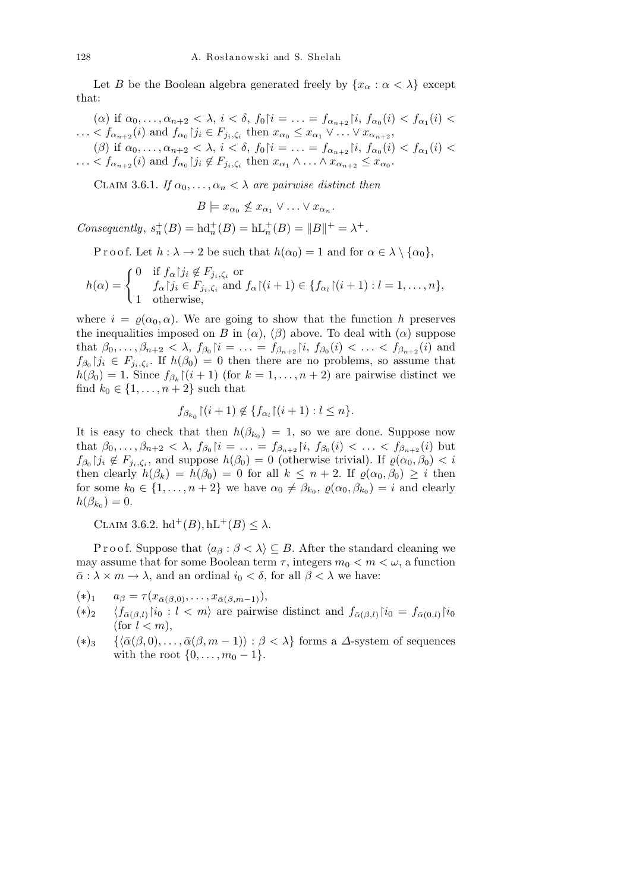Let $B$ be the Boolean algebra generated freely by $\{x_\alpha : \alpha < \lambda\}$ except that:

($\alpha$) if $\alpha_0, \ldots, \alpha_{n+2} < \lambda$, $i < \delta$, $f_0{\restriction}i = \ldots = f_{\alpha_{n+2}}{\restriction}i$, $f_{\alpha_0}(i) < f_{\alpha_1}(i) < \ldots < f_{\alpha_{n+2}}(i)$ and $f_{\alpha_0}{\restriction}j_i \in F_{j_i,\zeta_i}$ then $x_{\alpha_0} \leq x_{\alpha_1} \vee \ldots \vee x_{\alpha_{n+2}}$,

($\beta$) if $\alpha_0, \ldots, \alpha_{n+2} < \lambda$, $i < \delta$, $f_0{\restriction}i = \ldots = f_{\alpha_{n+2}}{\restriction}i$, $f_{\alpha_0}(i) < f_{\alpha_1}(i) < \ldots < f_{\alpha_{n+2}}(i)$ and $f_{\alpha_0}{\restriction}j_i \notin F_{j_i,\zeta_i}$ then $x_{\alpha_1} \wedge \ldots \wedge x_{\alpha_{n+2}} \leq x_{\alpha_0}$.

Claim 3.6.1. *If $\alpha_0, \ldots, \alpha_n < \lambda$ are pairwise distinct then*

$$B \models x_{\alpha_0} \not\leq x_{\alpha_1} \vee \ldots \vee x_{\alpha_n}.$$

*Consequently*, $s_n^+(B) = \mathrm{hd}_n^+(B) = \mathrm{hL}_n^+(B) = \|B\|^+ = \lambda^+$.

Proof. Let $h : \lambda \to 2$ be such that $h(\alpha_0) = 1$ and for $\alpha \in \lambda \setminus \{\alpha_0\}$,

$$h(\alpha) = \begin{cases} 0 & \text{if } f_\alpha{\restriction}j_i \notin F_{j_i,\zeta_i} \text{ or} \\ & f_\alpha{\restriction}j_i \in F_{j_i,\zeta_i} \text{ and } f_\alpha{\restriction}(i+1) \in \{f_{\alpha_l}{\restriction}(i+1) : l = 1, \ldots, n\}, \\ 1 & \text{otherwise,} \end{cases}$$

where $i = \varrho(\alpha_0, \alpha)$. We are going to show that the function $h$ preserves the inequalities imposed on $B$ in ($\alpha$), ($\beta$) above. To deal with ($\alpha$) suppose that $\beta_0, \ldots, \beta_{n+2} < \lambda$, $f_{\beta_0}{\restriction}i = \ldots = f_{\beta_{n+2}}{\restriction}i$, $f_{\beta_0}(i) < \ldots < f_{\beta_{n+2}}(i)$ and $f_{\beta_0}{\restriction}j_i \in F_{j_i,\zeta_i}$. If $h(\beta_0) = 0$ then there are no problems, so assume that $h(\beta_0) = 1$. Since $f_{\beta_k}{\restriction}(i+1)$ (for $k = 1, \ldots, n+2$) are pairwise distinct we find $k_0 \in \{1, \ldots, n+2\}$ such that

$$f_{\beta_{k_0}}{\restriction}(i+1) \notin \{f_{\alpha_l}{\restriction}(i+1) : l \leq n\}.$$

It is easy to check that then $h(\beta_{k_0}) = 1$, so we are done. Suppose now that $\beta_0, \ldots, \beta_{n+2} < \lambda$, $f_{\beta_0}{\restriction}i = \ldots = f_{\beta_{n+2}}{\restriction}i$, $f_{\beta_0}(i) < \ldots < f_{\beta_{n+2}}(i)$ but $f_{\beta_0}{\restriction}j_i \notin F_{j_i,\zeta_i}$, and suppose $h(\beta_0) = 0$ (otherwise trivial). If $\varrho(\alpha_0, \beta_0) < i$ then clearly $h(\beta_k) = h(\beta_0) = 0$ for all $k \leq n+2$. If $\varrho(\alpha_0, \beta_0) \geq i$ then for some $k_0 \in \{1, \ldots, n+2\}$ we have $\alpha_0 \neq \beta_{k_0}$, $\varrho(\alpha_0, \beta_{k_0}) = i$ and clearly $h(\beta_{k_0}) = 0$.

Claim 3.6.2. $\mathrm{hd}^+(B), \mathrm{hL}^+(B) \leq \lambda$.

Proof. Suppose that $\langle a_\beta : \beta < \lambda \rangle \subseteq B$. After the standard cleaning we may assume that for some Boolean term $\tau$, integers $m_0 < m < \omega$, a function $\bar{\alpha} : \lambda \times m \to \lambda$, and an ordinal $i_0 < \delta$, for all $\beta < \lambda$ we have:

$(*)_1$ $a_\beta = \tau(x_{\bar{\alpha}(\beta,0)}, \ldots, x_{\bar{\alpha}(\beta,m-1)})$,

$(*)_2$ $\langle f_{\bar{\alpha}(\beta,l)}{\restriction}i_0 : l < m \rangle$ are pairwise distinct and $f_{\bar{\alpha}(\beta,l)}{\restriction}i_0 = f_{\bar{\alpha}(0,l)}{\restriction}i_0$ (for $l < m$),

$(*)_3$ $\{\langle \bar{\alpha}(\beta,0), \ldots, \bar{\alpha}(\beta,m-1) \rangle : \beta < \lambda\}$ forms a $\Delta$-system of sequences with the root $\{0, \ldots, m_0 - 1\}$.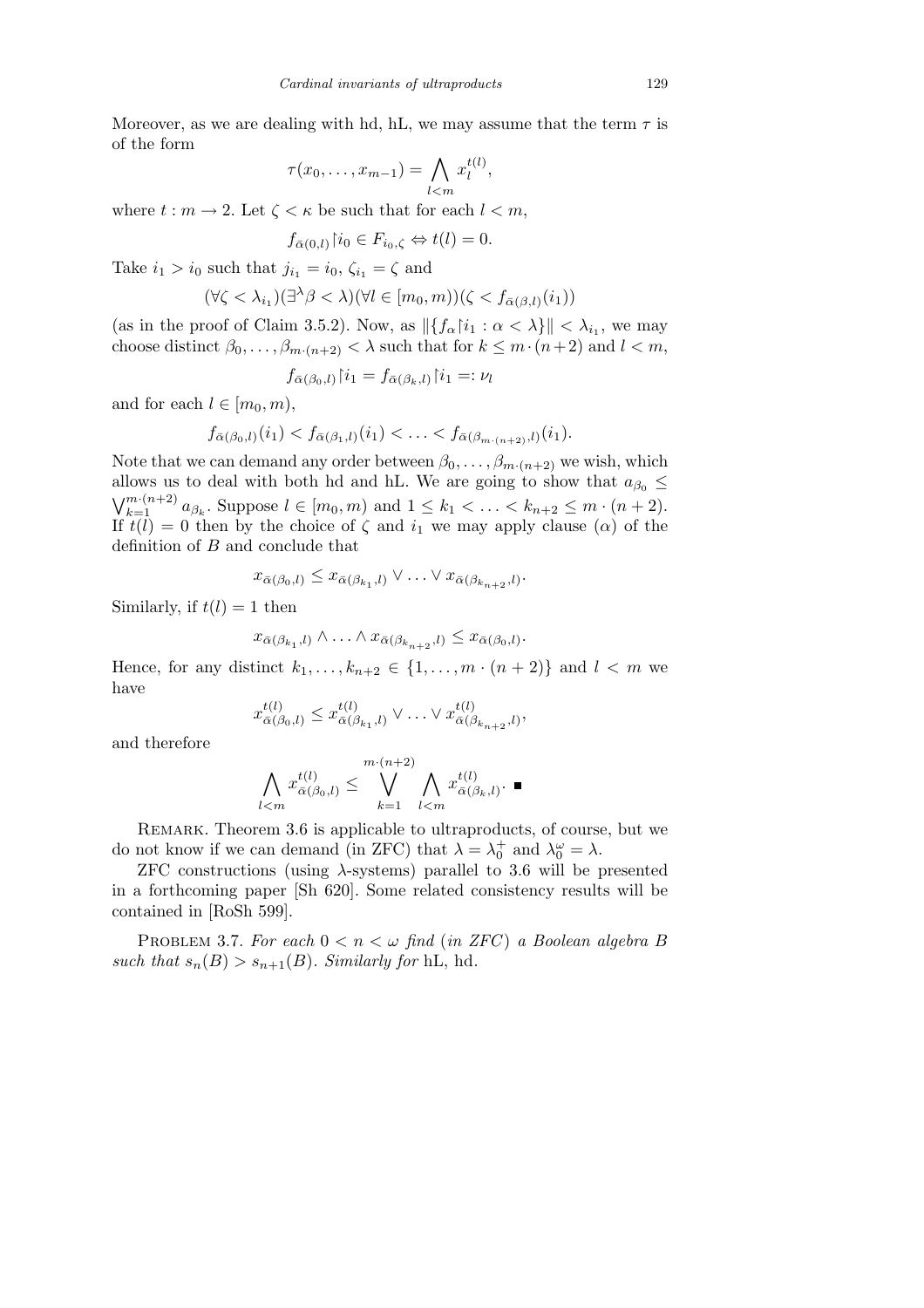Moreover, as we are dealing with hd, hL, we may assume that the term $\tau$ is of the form

$$\tau(x_0, \ldots, x_{m-1}) = \bigwedge_{l<m} x_l^{t(l)},$$

where $t : m \to 2$. Let $\zeta < \kappa$ be such that for each $l < m$,

$$f_{\bar{\alpha}(0,l)} {\restriction} i_0 \in F_{i_0,\zeta} \Leftrightarrow t(l) = 0.$$

Take $i_1 > i_0$ such that $j_{i_1} = i_0$, $\zeta_{i_1} = \zeta$ and

$$(\forall \zeta < \lambda_{i_1})(\exists^\lambda \beta < \lambda)(\forall l \in [m_0, m))(\zeta < f_{\bar{\alpha}(\beta,l)}(i_1))$$

(as in the proof of Claim 3.5.2). Now, as $\|\{f_\alpha {\restriction} i_1 : \alpha < \lambda\}\| < \lambda_{i_1}$, we may choose distinct $\beta_0, \ldots, \beta_{m\cdot(n+2)} < \lambda$ such that for $k \leq m\cdot(n+2)$ and $l < m$,

$$f_{\bar{\alpha}(\beta_0,l)} {\restriction} i_1 = f_{\bar{\alpha}(\beta_k,l)} {\restriction} i_1 =: \nu_l$$

and for each $l \in [m_0, m)$,

$$f_{\bar{\alpha}(\beta_0,l)}(i_1) < f_{\bar{\alpha}(\beta_1,l)}(i_1) < \ldots < f_{\bar{\alpha}(\beta_{m\cdot(n+2)},l)}(i_1).$$

Note that we can demand any order between $\beta_0, \ldots, \beta_{m\cdot(n+2)}$ we wish, which allows us to deal with both hd and hL. We are going to show that $a_{\beta_0} \leq \bigvee_{k=1}^{m\cdot(n+2)} a_{\beta_k}$. Suppose $l \in [m_0, m)$ and $1 \leq k_1 < \ldots < k_{n+2} \leq m\cdot(n+2)$. If $t(l) = 0$ then by the choice of $\zeta$ and $i_1$ we may apply clause $(\alpha)$ of the definition of $B$ and conclude that

$$x_{\bar{\alpha}(\beta_0,l)} \leq x_{\bar{\alpha}(\beta_{k_1},l)} \vee \ldots \vee x_{\bar{\alpha}(\beta_{k_{n+2}},l)}.$$

Similarly, if $t(l) = 1$ then

$$x_{\bar{\alpha}(\beta_{k_1},l)} \wedge \ldots \wedge x_{\bar{\alpha}(\beta_{k_{n+2}},l)} \leq x_{\bar{\alpha}(\beta_0,l)}.$$

Hence, for any distinct $k_1, \ldots, k_{n+2} \in \{1, \ldots, m\cdot(n+2)\}$ and $l < m$ we have

$$x^{t(l)}_{\bar{\alpha}(\beta_0,l)} \leq x^{t(l)}_{\bar{\alpha}(\beta_{k_1},l)} \vee \ldots \vee x^{t(l)}_{\bar{\alpha}(\beta_{k_{n+2}},l)},$$

and therefore

$$\bigwedge_{l<m} x^{t(l)}_{\bar{\alpha}(\beta_0,l)} \leq \bigvee_{k=1}^{m\cdot(n+2)} \bigwedge_{l<m} x^{t(l)}_{\bar{\alpha}(\beta_k,l)}. \ \blacksquare$$

Remark. Theorem 3.6 is applicable to ultraproducts, of course, but we do not know if we can demand (in ZFC) that $\lambda = \lambda_0^+$ and $\lambda_0^\omega = \lambda$.

ZFC constructions (using $\lambda$-systems) parallel to 3.6 will be presented in a forthcoming paper [Sh 620]. Some related consistency results will be contained in [RoSh 599].

Problem 3.7. *For each $0 < n < \omega$ find* (*in ZFC*) *a Boolean algebra $B$ such that $s_n(B) > s_{n+1}(B)$. Similarly for* hL, hd.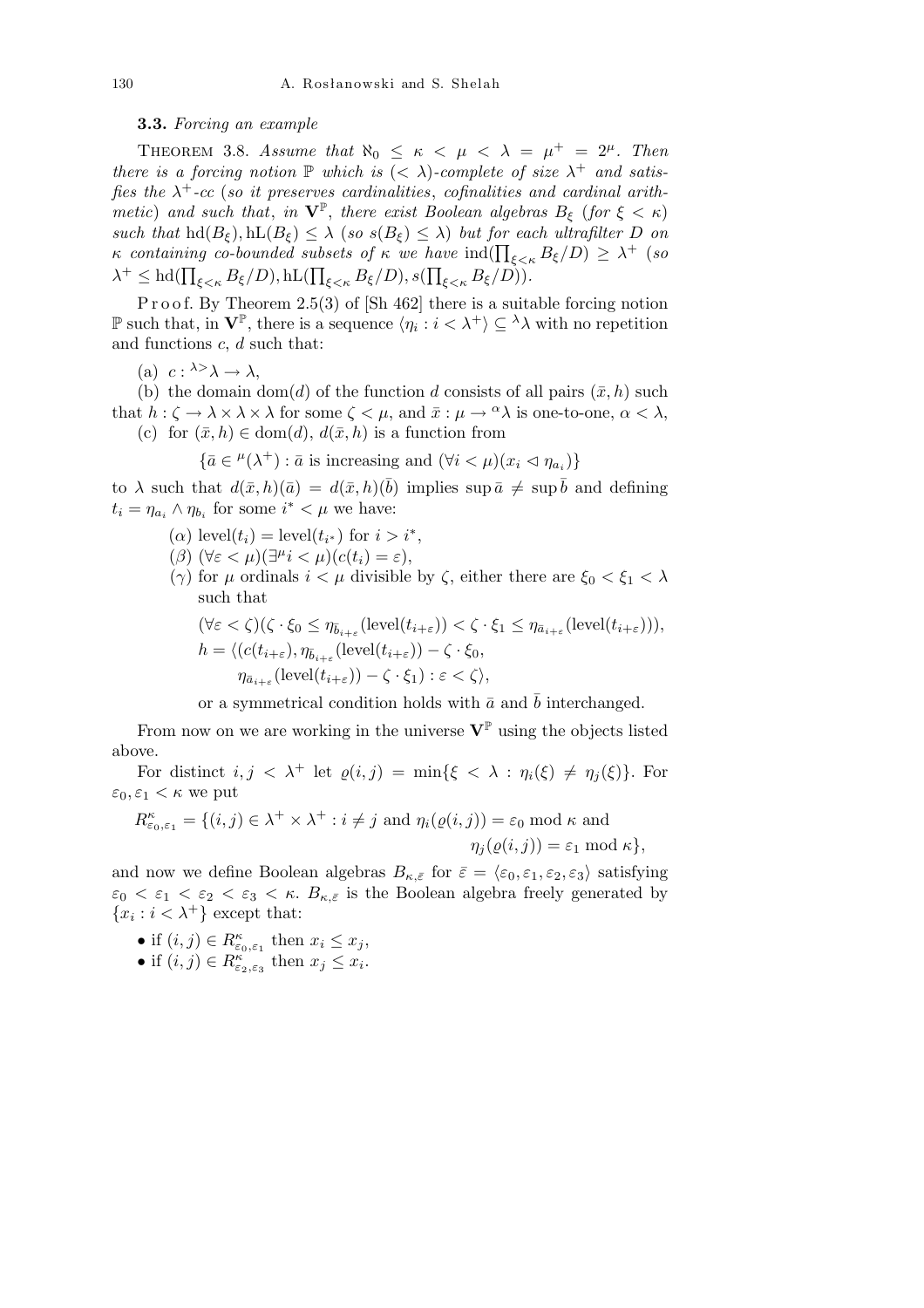### 3.3. *Forcing an example*

THEOREM 3.8. *Assume that $\aleph_0 \le \kappa < \mu < \lambda = \mu^+ = 2^\mu$. Then there is a forcing notion $\mathbb{P}$ which is $(<\lambda)$-complete of size $\lambda^+$ and satisfies the $\lambda^+$-cc (so it preserves cardinalities, cofinalities and cardinal arithmetic) and such that, in $\mathbf{V}^{\mathbb{P}}$, there exist Boolean algebras $B_\xi$ (for $\xi < \kappa$) such that $\mathrm{hd}(B_\xi), \mathrm{hL}(B_\xi) \le \lambda$ (so $s(B_\xi) \le \lambda$) but for each ultrafilter $D$ on $\kappa$ containing co-bounded subsets of $\kappa$ we have $\mathrm{ind}(\prod_{\xi<\kappa} B_\xi/D) \ge \lambda^+$ (so $\lambda^+ \le \mathrm{hd}(\prod_{\xi<\kappa} B_\xi/D), \mathrm{hL}(\prod_{\xi<\kappa} B_\xi/D), s(\prod_{\xi<\kappa} B_\xi/D)$).*

Proof. By Theorem 2.5(3) of [Sh 462] there is a suitable forcing notion $\mathbb{P}$ such that, in $\mathbf{V}^{\mathbb{P}}$, there is a sequence $\langle \eta_i : i < \lambda^+ \rangle \subseteq {}^\lambda\lambda$ with no repetition and functions $c$, $d$ such that:

(a) $c : {}^{\lambda>}\lambda \to \lambda$,

(b) the domain $\mathrm{dom}(d)$ of the function $d$ consists of all pairs $(\bar{x}, h)$ such that $h : \zeta \to \lambda \times \lambda \times \lambda$ for some $\zeta < \mu$, and $\bar{x} : \mu \to {}^\alpha\lambda$ is one-to-one, $\alpha < \lambda$,

(c) for $(\bar{x}, h) \in \mathrm{dom}(d)$, $d(\bar{x}, h)$ is a function from

$$\{\bar{a} \in {}^\mu(\lambda^+) : \bar{a} \text{ is increasing and } (\forall i < \mu)(x_i \vartriangleleft \eta_{a_i})\}$$

to $\lambda$ such that $d(\bar{x}, h)(\bar{a}) = d(\bar{x}, h)(\bar{b})$ implies $\sup \bar{a} \ne \sup \bar{b}$ and defining $t_i = \eta_{a_i} \wedge \eta_{b_i}$ for some $i^* < \mu$ we have:

- ($\alpha$) $\mathrm{level}(t_i) = \mathrm{level}(t_{i^*})$ for $i > i^*$,
- ($\beta$) $(\forall \varepsilon < \mu)(\exists^\mu i < \mu)(c(t_i) = \varepsilon)$,
- ($\gamma$) for $\mu$ ordinals $i < \mu$ divisible by $\zeta$, either there are $\xi_0 < \xi_1 < \lambda$ such that

$$(\forall \varepsilon < \zeta)(\zeta \cdot \xi_0 \le \eta_{\bar{b}_{i+\varepsilon}}(\mathrm{level}(t_{i+\varepsilon})) < \zeta \cdot \xi_1 \le \eta_{\bar{a}_{i+\varepsilon}}(\mathrm{level}(t_{i+\varepsilon}))),$$
$$h = \langle (c(t_{i+\varepsilon}), \eta_{\bar{b}_{i+\varepsilon}}(\mathrm{level}(t_{i+\varepsilon})) - \zeta \cdot \xi_0, \eta_{\bar{a}_{i+\varepsilon}}(\mathrm{level}(t_{i+\varepsilon})) - \zeta \cdot \xi_1) : \varepsilon < \zeta \rangle,$$

  or a symmetrical condition holds with $\bar{a}$ and $\bar{b}$ interchanged.

From now on we are working in the universe $\mathbf{V}^{\mathbb{P}}$ using the objects listed above.

For distinct $i, j < \lambda^+$ let $\varrho(i,j) = \min\{\xi < \lambda : \eta_i(\xi) \ne \eta_j(\xi)\}$. For $\varepsilon_0, \varepsilon_1 < \kappa$ we put

$$R^\kappa_{\varepsilon_0,\varepsilon_1} = \{(i,j) \in \lambda^+ \times \lambda^+ : i \ne j \text{ and } \eta_i(\varrho(i,j)) = \varepsilon_0 \bmod \kappa \text{ and } \eta_j(\varrho(i,j)) = \varepsilon_1 \bmod \kappa\},$$

and now we define Boolean algebras $B_{\kappa,\bar{\varepsilon}}$ for $\bar{\varepsilon} = \langle \varepsilon_0, \varepsilon_1, \varepsilon_2, \varepsilon_3 \rangle$ satisfying $\varepsilon_0 < \varepsilon_1 < \varepsilon_2 < \varepsilon_3 < \kappa$. $B_{\kappa,\bar{\varepsilon}}$ is the Boolean algebra freely generated by $\{x_i : i < \lambda^+\}$ except that:

- if $(i,j) \in R^\kappa_{\varepsilon_0,\varepsilon_1}$ then $x_i \le x_j$,
- if $(i,j) \in R^\kappa_{\varepsilon_2,\varepsilon_3}$ then $x_j \le x_i$.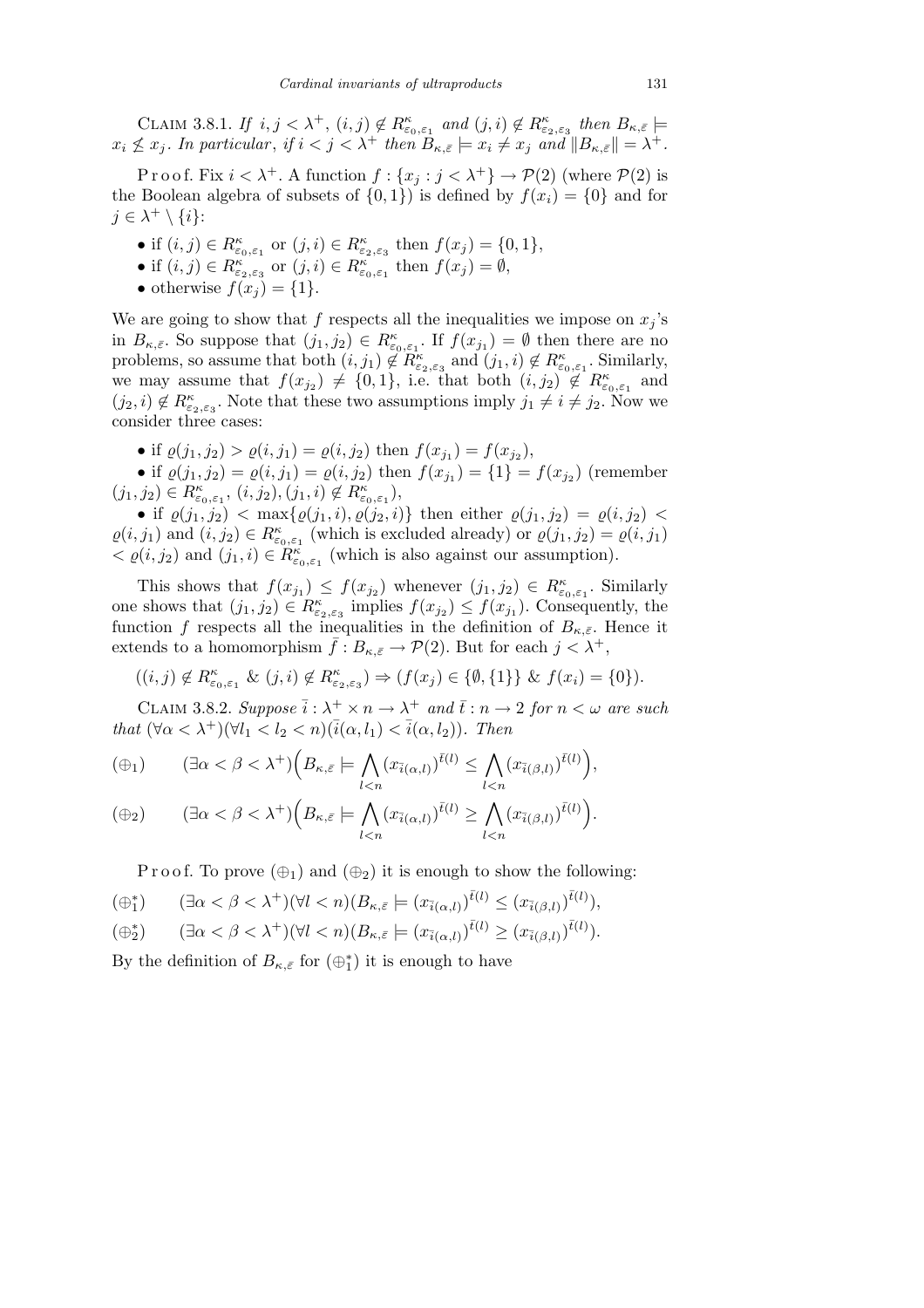Claim 3.8.1. *If $i, j < \lambda^+$, $(i,j) \notin R^\kappa_{\varepsilon_0,\varepsilon_1}$ and $(j,i) \notin R^\kappa_{\varepsilon_2,\varepsilon_3}$ then $B_{\kappa,\bar{\varepsilon}} \models x_i \not\leq x_j$. In particular, if $i < j < \lambda^+$ then $B_{\kappa,\bar{\varepsilon}} \models x_i \neq x_j$ and $\|B_{\kappa,\bar{\varepsilon}}\| = \lambda^+$.*

Proof. Fix $i < \lambda^+$. A function $f : \{x_j : j < \lambda^+\} \to \mathcal{P}(2)$ (where $\mathcal{P}(2)$ is the Boolean algebra of subsets of $\{0,1\}$) is defined by $f(x_i) = \{0\}$ and for $j \in \lambda^+ \setminus \{i\}$:

- if $(i,j) \in R^\kappa_{\varepsilon_0,\varepsilon_1}$ or $(j,i) \in R^\kappa_{\varepsilon_2,\varepsilon_3}$ then $f(x_j) = \{0,1\}$,
- if $(i,j) \in R^\kappa_{\varepsilon_2,\varepsilon_3}$ or $(j,i) \in R^\kappa_{\varepsilon_0,\varepsilon_1}$ then $f(x_j) = \emptyset$,
- otherwise $f(x_j) = \{1\}$.

We are going to show that $f$ respects all the inequalities we impose on $x_j$'s in $B_{\kappa,\bar{\varepsilon}}$. So suppose that $(j_1,j_2) \in R^\kappa_{\varepsilon_0,\varepsilon_1}$. If $f(x_{j_1}) = \emptyset$ then there are no problems, so assume that both $(i,j_1) \notin R^\kappa_{\varepsilon_2,\varepsilon_3}$ and $(j_1,i) \notin R^\kappa_{\varepsilon_0,\varepsilon_1}$. Similarly, we may assume that $f(x_{j_2}) \neq \{0,1\}$, i.e. that both $(i,j_2) \notin R^\kappa_{\varepsilon_0,\varepsilon_1}$ and $(j_2,i) \notin R^\kappa_{\varepsilon_2,\varepsilon_3}$. Note that these two assumptions imply $j_1 \neq i \neq j_2$. Now we consider three cases:

- if $\varrho(j_1,j_2) > \varrho(i,j_1) = \varrho(i,j_2)$ then $f(x_{j_1}) = f(x_{j_2})$,
- if $\varrho(j_1,j_2) = \varrho(i,j_1) = \varrho(i,j_2)$ then $f(x_{j_1}) = \{1\} = f(x_{j_2})$ (remember $(j_1,j_2) \in R^\kappa_{\varepsilon_0,\varepsilon_1}$, $(i,j_2),(j_1,i) \notin R^\kappa_{\varepsilon_0,\varepsilon_1}$),
- if $\varrho(j_1,j_2) < \max\{\varrho(j_1,i),\varrho(j_2,i)\}$ then either $\varrho(j_1,j_2) = \varrho(i,j_2) < \varrho(i,j_1)$ and $(i,j_2) \in R^\kappa_{\varepsilon_0,\varepsilon_1}$ (which is excluded already) or $\varrho(j_1,j_2) = \varrho(i,j_1) < \varrho(i,j_2)$ and $(j_1,i) \in R^\kappa_{\varepsilon_0,\varepsilon_1}$ (which is also against our assumption).

This shows that $f(x_{j_1}) \leq f(x_{j_2})$ whenever $(j_1,j_2) \in R^\kappa_{\varepsilon_0,\varepsilon_1}$. Similarly one shows that $(j_1,j_2) \in R^\kappa_{\varepsilon_2,\varepsilon_3}$ implies $f(x_{j_2}) \leq f(x_{j_1})$. Consequently, the function $f$ respects all the inequalities in the definition of $B_{\kappa,\bar{\varepsilon}}$. Hence it extends to a homomorphism $\bar{f} : B_{\kappa,\bar{\varepsilon}} \to \mathcal{P}(2)$. But for each $j < \lambda^+$,

$$((i,j) \notin R^\kappa_{\varepsilon_0,\varepsilon_1} \ \&\ (j,i) \notin R^\kappa_{\varepsilon_2,\varepsilon_3}) \Rightarrow (f(x_j) \in \{\emptyset,\{1\}\} \ \&\ f(x_i) = \{0\}).$$

Claim 3.8.2. *Suppose $\bar{i} : \lambda^+ \times n \to \lambda^+$ and $\bar{t} : n \to 2$ for $n < \omega$ are such that $(\forall \alpha < \lambda^+)(\forall l_1 < l_2 < n)(\bar{i}(\alpha,l_1) < \bar{i}(\alpha,l_2))$. Then*

$$(\oplus_1) \qquad (\exists \alpha < \beta < \lambda^+)\Big(B_{\kappa,\bar{\varepsilon}} \models \bigwedge_{l<n} (x_{\bar{i}(\alpha,l)})^{\bar{t}(l)} \leq \bigwedge_{l<n} (x_{\bar{i}(\beta,l)})^{\bar{t}(l)}\Big),$$

$$(\oplus_2) \qquad (\exists \alpha < \beta < \lambda^+)\Big(B_{\kappa,\bar{\varepsilon}} \models \bigwedge_{l<n} (x_{\bar{i}(\alpha,l)})^{\bar{t}(l)} \geq \bigwedge_{l<n} (x_{\bar{i}(\beta,l)})^{\bar{t}(l)}\Big).$$

Proof. To prove $(\oplus_1)$ and $(\oplus_2)$ it is enough to show the following:

$$(\oplus_1^*) \qquad (\exists \alpha < \beta < \lambda^+)(\forall l < n)(B_{\kappa,\bar{\varepsilon}} \models (x_{\bar{i}(\alpha,l)})^{\bar{t}(l)} \leq (x_{\bar{i}(\beta,l)})^{\bar{t}(l)}),$$

$$(\oplus_2^*) \qquad (\exists \alpha < \beta < \lambda^+)(\forall l < n)(B_{\kappa,\bar{\varepsilon}} \models (x_{\bar{i}(\alpha,l)})^{\bar{t}(l)} \geq (x_{\bar{i}(\beta,l)})^{\bar{t}(l)}).$$

By the definition of $B_{\kappa,\bar{\varepsilon}}$ for $(\oplus_1^*)$ it is enough to have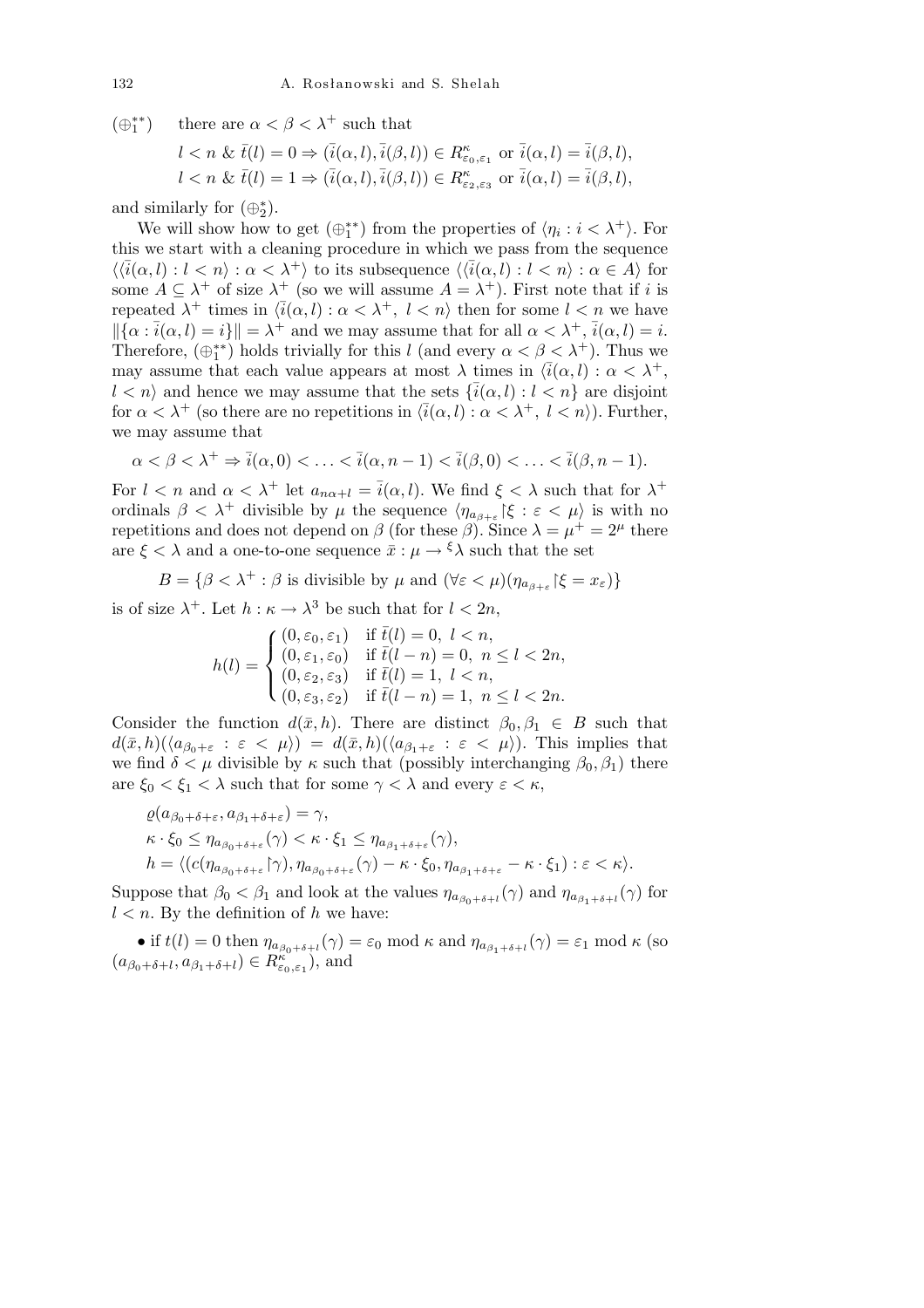$(\oplus_1^{**})$ there are $\alpha < \beta < \lambda^+$ such that

$$l < n \mathbin{\&} \bar{t}(l) = 0 \Rightarrow (\bar{i}(\alpha, l), \bar{i}(\beta, l)) \in R^\kappa_{\varepsilon_0,\varepsilon_1} \text{ or } \bar{i}(\alpha, l) = \bar{i}(\beta, l),$$
$$l < n \mathbin{\&} \bar{t}(l) = 1 \Rightarrow (\bar{i}(\alpha, l), \bar{i}(\beta, l)) \in R^\kappa_{\varepsilon_2,\varepsilon_3} \text{ or } \bar{i}(\alpha, l) = \bar{i}(\beta, l),$$

and similarly for $(\oplus_2^*)$.

We will show how to get $(\oplus_1^{**})$ from the properties of $\langle \eta_i : i < \lambda^+ \rangle$. For this we start with a cleaning procedure in which we pass from the sequence $\langle\langle \bar{i}(\alpha, l) : l < n\rangle : \alpha < \lambda^+\rangle$ to its subsequence $\langle\langle \bar{i}(\alpha, l) : l < n\rangle : \alpha \in A\rangle$ for some $A \subseteq \lambda^+$ of size $\lambda^+$ (so we will assume $A = \lambda^+$). First note that if $i$ is repeated $\lambda^+$ times in $\langle \bar{i}(\alpha, l) : \alpha < \lambda^+,\ l < n\rangle$ then for some $l < n$ we have $\|\{\alpha : \bar{i}(\alpha, l) = i\}\| = \lambda^+$ and we may assume that for all $\alpha < \lambda^+$, $\bar{i}(\alpha, l) = i$. Therefore, $(\oplus_1^{**})$ holds trivially for this $l$ (and every $\alpha < \beta < \lambda^+$). Thus we may assume that each value appears at most $\lambda$ times in $\langle \bar{i}(\alpha, l) : \alpha < \lambda^+,\ l < n\rangle$ and hence we may assume that the sets $\{\bar{i}(\alpha, l) : l < n\}$ are disjoint for $\alpha < \lambda^+$ (so there are no repetitions in $\langle \bar{i}(\alpha, l) : \alpha < \lambda^+,\ l < n\rangle$). Further, we may assume that

$$\alpha < \beta < \lambda^+ \Rightarrow \bar{i}(\alpha, 0) < \ldots < \bar{i}(\alpha, n-1) < \bar{i}(\beta, 0) < \ldots < \bar{i}(\beta, n-1).$$

For $l < n$ and $\alpha < \lambda^+$ let $a_{n\alpha+l} = \bar{i}(\alpha, l)$. We find $\xi < \lambda$ such that for $\lambda^+$ ordinals $\beta < \lambda^+$ divisible by $\mu$ the sequence $\langle \eta_{a_{\beta+\varepsilon}} {\restriction} \xi : \varepsilon < \mu\rangle$ is with no repetitions and does not depend on $\beta$ (for these $\beta$). Since $\lambda = \mu^+ = 2^\mu$ there are $\xi < \lambda$ and a one-to-one sequence $\bar{x} : \mu \to {}^\xi\lambda$ such that the set

$$B = \{\beta < \lambda^+ : \beta \text{ is divisible by } \mu \text{ and } (\forall \varepsilon < \mu)(\eta_{a_{\beta+\varepsilon}} {\restriction} \xi = x_\varepsilon)\}$$

is of size $\lambda^+$. Let $h : \kappa \to \lambda^3$ be such that for $l < 2n$,

$$h(l) = \begin{cases} (0, \varepsilon_0, \varepsilon_1) & \text{if } \bar{t}(l) = 0,\ l < n, \\ (0, \varepsilon_1, \varepsilon_0) & \text{if } \bar{t}(l-n) = 0,\ n \le l < 2n, \\ (0, \varepsilon_2, \varepsilon_3) & \text{if } \bar{t}(l) = 1,\ l < n, \\ (0, \varepsilon_3, \varepsilon_2) & \text{if } \bar{t}(l-n) = 1,\ n \le l < 2n. \end{cases}$$

Consider the function $d(\bar{x}, h)$. There are distinct $\beta_0, \beta_1 \in B$ such that $d(\bar{x}, h)(\langle a_{\beta_0+\varepsilon} : \varepsilon < \mu\rangle) = d(\bar{x}, h)(\langle a_{\beta_1+\varepsilon} : \varepsilon < \mu\rangle)$. This implies that we find $\delta < \mu$ divisible by $\kappa$ such that (possibly interchanging $\beta_0, \beta_1$) there are $\xi_0 < \xi_1 < \lambda$ such that for some $\gamma < \lambda$ and every $\varepsilon < \kappa$,

$$\varrho(a_{\beta_0+\delta+\varepsilon}, a_{\beta_1+\delta+\varepsilon}) = \gamma,$$
$$\kappa \cdot \xi_0 \le \eta_{a_{\beta_0+\delta+\varepsilon}}(\gamma) < \kappa \cdot \xi_1 \le \eta_{a_{\beta_1+\delta+\varepsilon}}(\gamma),$$
$$h = \langle (c(\eta_{a_{\beta_0+\delta+\varepsilon}} {\restriction} \gamma), \eta_{a_{\beta_0+\delta+\varepsilon}}(\gamma) - \kappa \cdot \xi_0, \eta_{a_{\beta_1+\delta+\varepsilon}} - \kappa \cdot \xi_1) : \varepsilon < \kappa\rangle.$$

Suppose that $\beta_0 < \beta_1$ and look at the values $\eta_{a_{\beta_0+\delta+l}}(\gamma)$ and $\eta_{a_{\beta_1+\delta+l}}(\gamma)$ for $l < n$. By the definition of $h$ we have:

- if $t(l) = 0$ then $\eta_{a_{\beta_0+\delta+l}}(\gamma) = \varepsilon_0 \bmod \kappa$ and $\eta_{a_{\beta_1+\delta+l}}(\gamma) = \varepsilon_1 \bmod \kappa$ (so $(a_{\beta_0+\delta+l}, a_{\beta_1+\delta+l}) \in R^\kappa_{\varepsilon_0,\varepsilon_1}$), and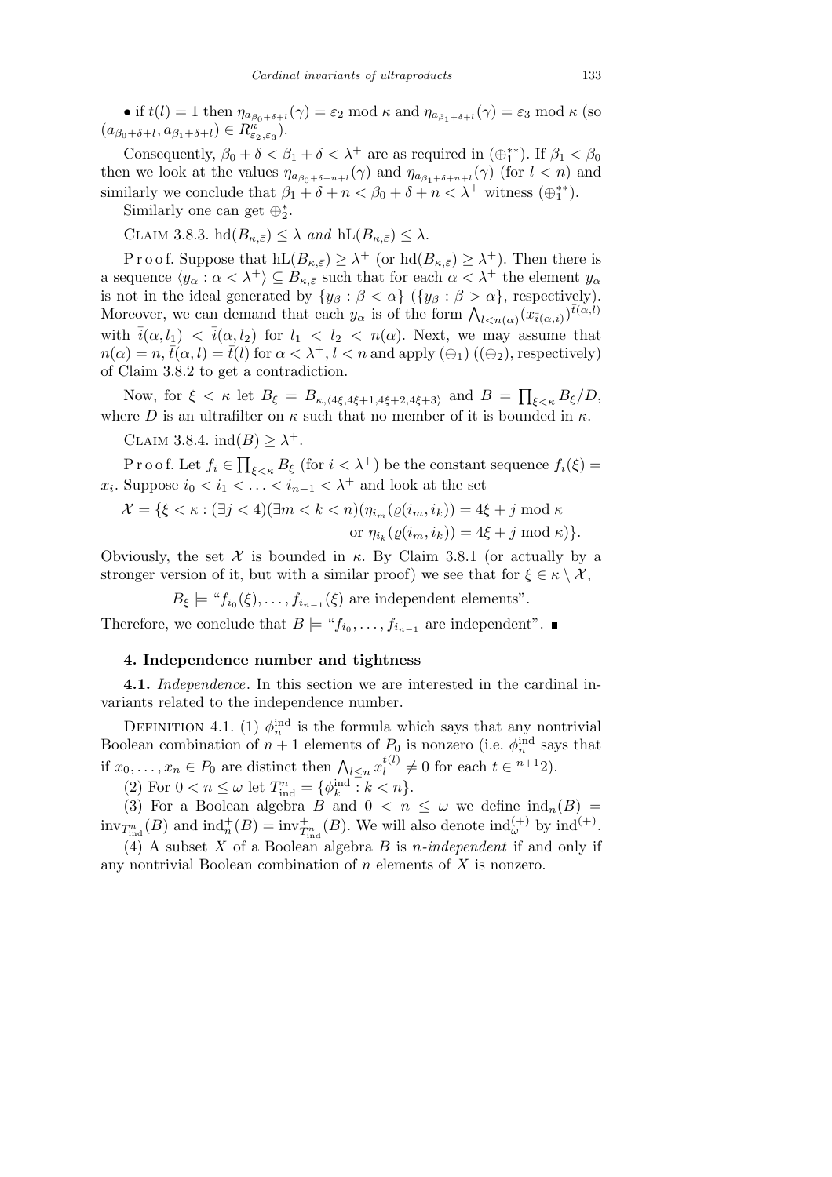• if $t(l) = 1$ then $\eta_{a_{\beta_0+\delta+l}}(\gamma) = \varepsilon_2 \bmod \kappa$ and $\eta_{a_{\beta_1+\delta+l}}(\gamma) = \varepsilon_3 \bmod \kappa$ (so $(a_{\beta_0+\delta+l}, a_{\beta_1+\delta+l}) \in R^\kappa_{\varepsilon_2,\varepsilon_3}$).

Consequently, $\beta_0 + \delta < \beta_1 + \delta < \lambda^+$ are as required in $(\oplus_1^{**})$. If $\beta_1 < \beta_0$ then we look at the values $\eta_{a_{\beta_0+\delta+n+l}}(\gamma)$ and $\eta_{a_{\beta_1+\delta+n+l}}(\gamma)$ (for $l < n$) and similarly we conclude that $\beta_1 + \delta + n < \beta_0 + \delta + n < \lambda^+$ witness $(\oplus_1^{**})$.

Similarly one can get $\oplus_2^*$.

Claim 3.8.3. *$\mathrm{hd}(B_{\kappa,\bar{\varepsilon}}) \le \lambda$ and $\mathrm{hL}(B_{\kappa,\bar{\varepsilon}}) \le \lambda$.*

Proof. Suppose that $\mathrm{hL}(B_{\kappa,\bar{\varepsilon}}) \ge \lambda^+$ (or $\mathrm{hd}(B_{\kappa,\bar{\varepsilon}}) \ge \lambda^+$). Then there is a sequence $\langle y_\alpha : \alpha < \lambda^+\rangle \subseteq B_{\kappa,\bar{\varepsilon}}$ such that for each $\alpha < \lambda^+$ the element $y_\alpha$ is not in the ideal generated by $\{y_\beta : \beta < \alpha\}$ ($\{y_\beta : \beta > \alpha\}$, respectively). Moreover, we can demand that each $y_\alpha$ is of the form $\bigwedge_{l<n(\alpha)} (x_{\bar{i}(\alpha,i)})^{\bar{t}(\alpha,l)}$ with $\bar{i}(\alpha, l_1) < \bar{i}(\alpha, l_2)$ for $l_1 < l_2 < n(\alpha)$. Next, we may assume that $n(\alpha) = n$, $\bar{t}(\alpha, l) = \bar{t}(l)$ for $\alpha < \lambda^+$, $l < n$ and apply $(\oplus_1)$ ($(\oplus_2)$, respectively) of Claim 3.8.2 to get a contradiction.

Now, for $\xi < \kappa$ let $B_\xi = B_{\kappa,\langle 4\xi,4\xi+1,4\xi+2,4\xi+3\rangle}$ and $B = \prod_{\xi<\kappa} B_\xi/D$, where $D$ is an ultrafilter on $\kappa$ such that no member of it is bounded in $\kappa$.

Claim 3.8.4. *$\mathrm{ind}(B) \ge \lambda^+$.*

Proof. Let $f_i \in \prod_{\xi<\kappa} B_\xi$ (for $i < \lambda^+$) be the constant sequence $f_i(\xi) = x_i$. Suppose $i_0 < i_1 < \ldots < i_{n-1} < \lambda^+$ and look at the set

$$\mathcal{X} = \{\xi < \kappa : (\exists j < 4)(\exists m < k < n)(\eta_{i_m}(\varrho(i_m, i_k)) = 4\xi + j \bmod \kappa \text{ or } \eta_{i_k}(\varrho(i_m, i_k)) = 4\xi + j \bmod \kappa)\}.$$

Obviously, the set $\mathcal{X}$ is bounded in $\kappa$. By Claim 3.8.1 (or actually by a stronger version of it, but with a similar proof) we see that for $\xi \in \kappa \setminus \mathcal{X}$,

$$B_\xi \models \text{“}f_{i_0}(\xi), \ldots, f_{i_{n-1}}(\xi) \text{ are independent elements”}.$$

Therefore, we conclude that $B \models$ “$f_{i_0}, \ldots, f_{i_{n-1}}$ are independent”. ■

## 4. Independence number and tightness

**4.1.** *Independence*. In this section we are interested in the cardinal invariants related to the independence number.

Definition 4.1. (1) $\phi^{\mathrm{ind}}_n$ is the formula which says that any nontrivial Boolean combination of $n+1$ elements of $P_0$ is nonzero (i.e. $\phi^{\mathrm{ind}}_n$ says that if $x_0, \ldots, x_n \in P_0$ are distinct then $\bigwedge_{l\le n} x_l^{t(l)} \ne 0$ for each $t \in {}^{n+1}2$).

(2) For $0 < n \le \omega$ let $T^n_{\mathrm{ind}} = \{\phi^{\mathrm{ind}}_k : k < n\}$.

(3) For a Boolean algebra $B$ and $0 < n \le \omega$ we define $\mathrm{ind}_n(B) = \mathrm{inv}_{T^n_{\mathrm{ind}}}(B)$ and $\mathrm{ind}^+_n(B) = \mathrm{inv}^+_{T^n_{\mathrm{ind}}}(B)$. We will also denote $\mathrm{ind}^{(+)}_\omega$ by $\mathrm{ind}^{(+)}$.

(4) A subset $X$ of a Boolean algebra $B$ is *$n$-independent* if and only if any nontrivial Boolean combination of $n$ elements of $X$ is nonzero.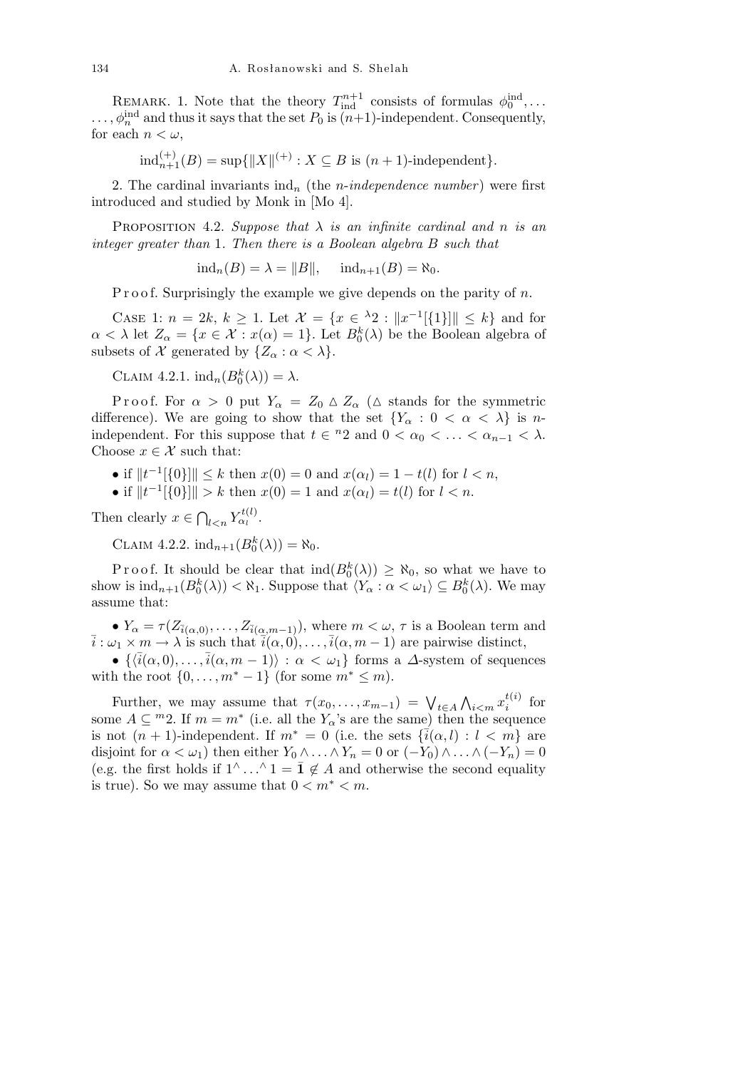Remark. 1. Note that the theory $T^{n+1}_{\rm ind}$ consists of formulas $\phi^{\rm ind}_0,\ldots,\phi^{\rm ind}_n$ and thus it says that the set $P_0$ is $(n+1)$-independent. Consequently, for each $n<\omega$,

$$\mathrm{ind}^{(+)}_{n+1}(B)=\sup\{\|X\|^{(+)}: X\subseteq B \text{ is } (n+1)\text{-independent}\}.$$

2. The cardinal invariants $\mathrm{ind}_n$ (the *n-independence number*) were first introduced and studied by Monk in [Mo 4].

Proposition 4.2. *Suppose that $\lambda$ is an infinite cardinal and $n$ is an integer greater than* 1. *Then there is a Boolean algebra $B$ such that*

$$\mathrm{ind}_n(B)=\lambda=\|B\|,\qquad \mathrm{ind}_{n+1}(B)=\aleph_0.$$

Proof. Surprisingly the example we give depends on the parity of $n$.

Case 1: $n=2k$, $k\geq 1$. Let $\mathcal{X}=\{x\in{}^{\lambda}2:\|x^{-1}[\{1\}]\|\leq k\}$ and for $\alpha<\lambda$ let $Z_\alpha=\{x\in\mathcal{X}:x(\alpha)=1\}$. Let $B^k_0(\lambda)$ be the Boolean algebra of subsets of $\mathcal{X}$ generated by $\{Z_\alpha:\alpha<\lambda\}$.

Claim 4.2.1. $\mathrm{ind}_n(B^k_0(\lambda))=\lambda$.

Proof. For $\alpha>0$ put $Y_\alpha=Z_0\vartriangle Z_\alpha$ ($\vartriangle$ stands for the symmetric difference). We are going to show that the set $\{Y_\alpha:0<\alpha<\lambda\}$ is $n$-independent. For this suppose that $t\in{}^n2$ and $0<\alpha_0<\ldots<\alpha_{n-1}<\lambda$. Choose $x\in\mathcal{X}$ such that:

- if $\|t^{-1}[\{0\}]\|\leq k$ then $x(0)=0$ and $x(\alpha_l)=1-t(l)$ for $l<n$,
- if $\|t^{-1}[\{0\}]\|>k$ then $x(0)=1$ and $x(\alpha_l)=t(l)$ for $l<n$.

Then clearly $x\in\bigcap_{l<n}Y^{t(l)}_{\alpha_l}$.

Claim 4.2.2. $\mathrm{ind}_{n+1}(B^k_0(\lambda))=\aleph_0$.

Proof. It should be clear that $\mathrm{ind}(B^k_0(\lambda))\geq\aleph_0$, so what we have to show is $\mathrm{ind}_{n+1}(B^k_0(\lambda))<\aleph_1$. Suppose that $\langle Y_\alpha:\alpha<\omega_1\rangle\subseteq B^k_0(\lambda)$. We may assume that:

- $Y_\alpha=\tau(Z_{\bar{i}(\alpha,0)},\ldots,Z_{\bar{i}(\alpha,m-1)})$, where $m<\omega$, $\tau$ is a Boolean term and $\bar{i}:\omega_1\times m\to\lambda$ is such that $\bar{i}(\alpha,0),\ldots,\bar{i}(\alpha,m-1)$ are pairwise distinct,
- $\{\langle\bar{i}(\alpha,0),\ldots,\bar{i}(\alpha,m-1)\rangle:\alpha<\omega_1\}$ forms a $\Delta$-system of sequences with the root $\{0,\ldots,m^*-1\}$ (for some $m^*\leq m$).

Further, we may assume that $\tau(x_0,\ldots,x_{m-1})=\bigvee_{t\in A}\bigwedge_{i<m}x^{t(i)}_i$ for some $A\subseteq{}^m2$. If $m=m^*$ (i.e. all the $Y_\alpha$'s are the same) then the sequence is not $(n+1)$-independent. If $m^*=0$ (i.e. the sets $\{\bar{i}(\alpha,l):l<m\}$ are disjoint for $\alpha<\omega_1$) then either $Y_0\wedge\ldots\wedge Y_n=0$ or $(-Y_0)\wedge\ldots\wedge(-Y_n)=0$ (e.g. the first holds if $1^\frown\ldots^\frown 1=\bar{\mathbf{1}}\notin A$ and otherwise the second equality is true). So we may assume that $0<m^*<m$.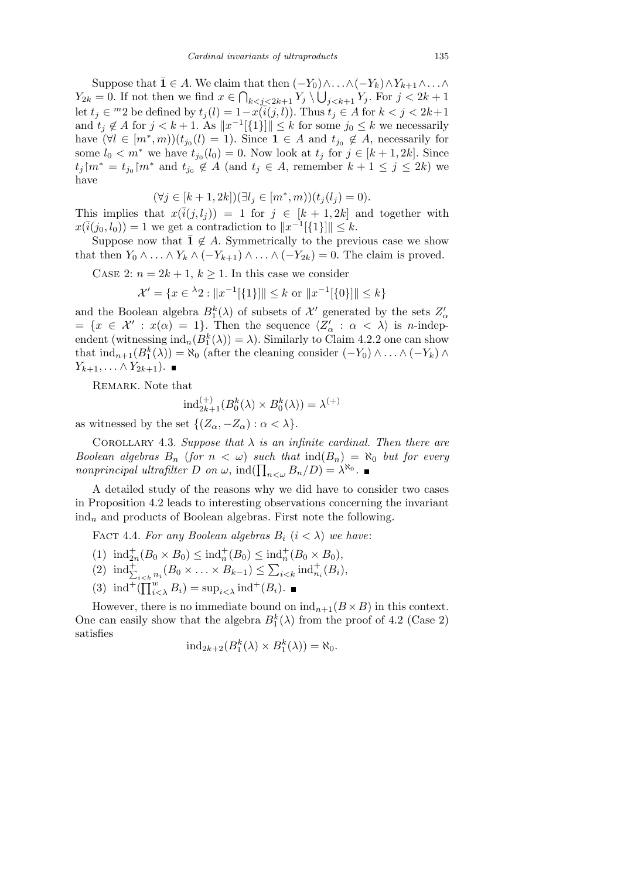Suppose that $\bar{\mathbf{1}} \in A$. We claim that then $(-Y_0)\wedge\ldots\wedge(-Y_k)\wedge Y_{k+1}\wedge\ldots\wedge Y_{2k} = 0$. If not then we find $x \in \bigcap_{k<j<2k+1} Y_j \setminus \bigcup_{j<k+1} Y_j$. For $j < 2k+1$ let $t_j \in {}^m 2$ be defined by $t_j(l) = 1 - x(\bar{i}(j,l))$. Thus $t_j \in A$ for $k < j < 2k+1$ and $t_j \notin A$ for $j < k+1$. As $\|x^{-1}[\{1\}]\| \leq k$ for some $j_0 \leq k$ we necessarily have $(\forall l \in [m^*, m))(t_{j_0}(l) = 1)$. Since $\mathbf{1} \in A$ and $t_{j_0} \notin A$, necessarily for some $l_0 < m^*$ we have $t_{j_0}(l_0) = 0$. Now look at $t_j$ for $j \in [k+1, 2k]$. Since $t_j \restriction m^* = t_{j_0} \restriction m^*$ and $t_{j_0} \notin A$ (and $t_j \in A$, remember $k+1 \leq j \leq 2k$) we have

$$(\forall j \in [k+1, 2k])(\exists l_j \in [m^*, m))(t_j(l_j) = 0).$$

This implies that $x(\bar{i}(j, l_j)) = 1$ for $j \in [k+1, 2k]$ and together with $x(\bar{i}(j_0, l_0)) = 1$ we get a contradiction to $\|x^{-1}[\{1\}]\| \leq k$.

Suppose now that $\bar{\mathbf{1}} \notin A$. Symmetrically to the previous case we show that then $Y_0 \wedge \ldots \wedge Y_k \wedge (-Y_{k+1}) \wedge \ldots \wedge (-Y_{2k}) = 0$. The claim is proved.

Case 2: $n = 2k+1$, $k \geq 1$. In this case we consider

$$\mathcal{X}' = \{x \in {}^\lambda 2 : \|x^{-1}[\{1\}]\| \leq k \text{ or } \|x^{-1}[\{0\}]\| \leq k\}$$

and the Boolean algebra $B^k_1(\lambda)$ of subsets of $\mathcal{X}'$ generated by the sets $Z'_\alpha = \{x \in \mathcal{X}' : x(\alpha) = 1\}$. Then the sequence $\langle Z'_\alpha : \alpha < \lambda\rangle$ is $n$-independent (witnessing $\mathrm{ind}_n(B^k_1(\lambda)) = \lambda$). Similarly to Claim 4.2.2 one can show that $\mathrm{ind}_{n+1}(B^k_1(\lambda)) = \aleph_0$ (after the cleaning consider $(-Y_0) \wedge \ldots \wedge (-Y_k) \wedge Y_{k+1}, \ldots \wedge Y_{2k+1}$). $\blacksquare$

Remark. Note that

$$\mathrm{ind}^{(+)}_{2k+1}(B^k_0(\lambda) \times B^k_0(\lambda)) = \lambda^{(+)}$$

as witnessed by the set $\{(Z_\alpha, -Z_\alpha) : \alpha < \lambda\}$.

Corollary 4.3. *Suppose that $\lambda$ is an infinite cardinal. Then there are Boolean algebras $B_n$ (for $n < \omega$) such that $\mathrm{ind}(B_n) = \aleph_0$ but for every nonprincipal ultrafilter $D$ on $\omega$, $\mathrm{ind}(\prod_{n<\omega} B_n/D) = \lambda^{\aleph_0}$.* $\blacksquare$

A detailed study of the reasons why we did have to consider two cases in Proposition 4.2 leads to interesting observations concerning the invariant $\mathrm{ind}_n$ and products of Boolean algebras. First note the following.

Fact 4.4. *For any Boolean algebras $B_i$ ($i < \lambda$) we have*:

1. $\mathrm{ind}^+_{2n}(B_0 \times B_0) \leq \mathrm{ind}^+_n(B_0) \leq \mathrm{ind}^+_n(B_0 \times B_0)$,
2. $\mathrm{ind}^+_{\sum_{i<k} n_i}(B_0 \times \ldots \times B_{k-1}) \leq \sum_{i<k} \mathrm{ind}^+_{n_i}(B_i)$,
3. $\mathrm{ind}^+(\prod^w_{i<\lambda} B_i) = \sup_{i<\lambda} \mathrm{ind}^+(B_i)$. $\blacksquare$

However, there is no immediate bound on $\mathrm{ind}_{n+1}(B \times B)$ in this context. One can easily show that the algebra $B^k_1(\lambda)$ from the proof of 4.2 (Case 2) satisfies

$$\mathrm{ind}_{2k+2}(B^k_1(\lambda) \times B^k_1(\lambda)) = \aleph_0.$$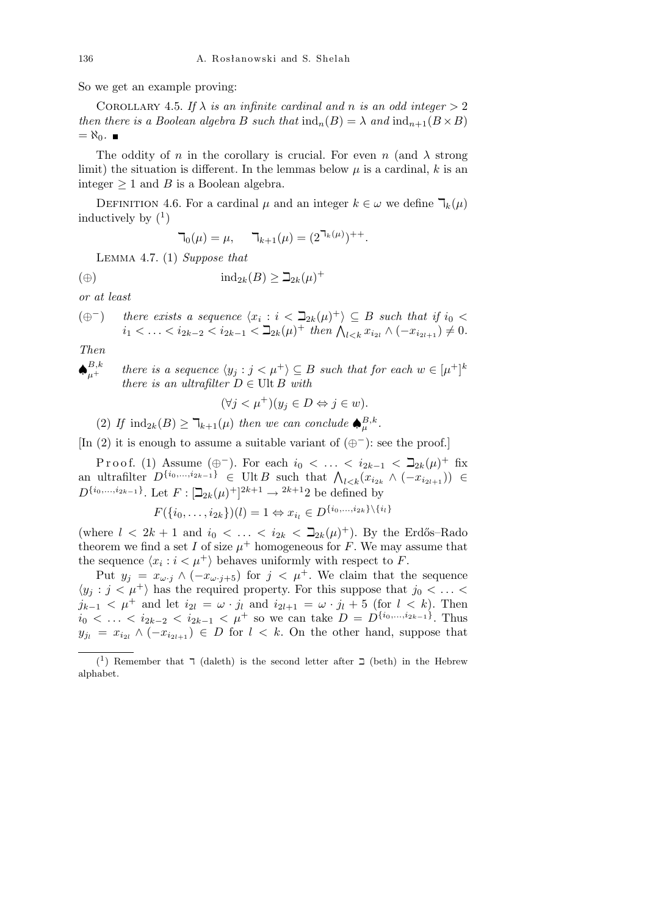So we get an example proving:

COROLLARY 4.5. *If $\lambda$ is an infinite cardinal and $n$ is an odd integer $> 2$ then there is a Boolean algebra $B$ such that $\mathrm{ind}_n(B) = \lambda$ and $\mathrm{ind}_{n+1}(B \times B) = \aleph_0$.* ■

The oddity of $n$ in the corollary is crucial. For even $n$ (and $\lambda$ strong limit) the situation is different. In the lemmas below $\mu$ is a cardinal, $k$ is an integer $\geq 1$ and $B$ is a Boolean algebra.

DEFINITION 4.6. For a cardinal $\mu$ and an integer $k \in \omega$ we define $\daleth_k(\mu)$ inductively by (1)

$$\daleth_0(\mu) = \mu, \qquad \daleth_{k+1}(\mu) = (2^{\daleth_k(\mu)})^{++}.$$

LEMMA 4.7. (1) *Suppose that*

$$(\oplus) \qquad\qquad \mathrm{ind}_{2k}(B) \geq \beth_{2k}(\mu)^+$$

*or at least*

($\oplus^-$) *there exists a sequence $\langle x_i : i < \beth_{2k}(\mu)^+ \rangle \subseteq B$ such that if $i_0 < i_1 < \ldots < i_{2k-2} < i_{2k-1} < \beth_{2k}(\mu)^+$ then $\bigwedge_{l<k} x_{i_{2l}} \wedge (-x_{i_{2l+1}}) \neq 0$.*

*Then*

$\spadesuit^{B,k}_{\mu^+}$ *there is a sequence $\langle y_j : j < \mu^+ \rangle \subseteq B$ such that for each $w \in [\mu^+]^k$ there is an ultrafilter $D \in \mathrm{Ult}\, B$ with*

$$(\forall j < \mu^+)(y_j \in D \Leftrightarrow j \in w).$$

(2) *If $\mathrm{ind}_{2k}(B) \geq \daleth_{k+1}(\mu)$ then we can conclude $\spadesuit^{B,k}_{\mu}$.*

[In (2) it is enough to assume a suitable variant of ($\oplus^-$): see the proof.]

Proof. (1) Assume ($\oplus^-$). For each $i_0 < \ldots < i_{2k-1} < \beth_{2k}(\mu)^+$ fix an ultrafilter $D^{\{i_0,\ldots,i_{2k-1}\}} \in \mathrm{Ult}\, B$ such that $\bigwedge_{l<k}(x_{i_{2k}} \wedge (-x_{i_{2l+1}})) \in D^{\{i_0,\ldots,i_{2k-1}\}}$. Let $F : [\beth_{2k}(\mu)^+]^{2k+1} \to {}^{2k+1}2$ be defined by

$$F(\{i_0,\ldots,i_{2k}\})(l) = 1 \Leftrightarrow x_{i_l} \in D^{\{i_0,\ldots,i_{2k}\}\setminus\{i_l\}}$$

(where $l < 2k+1$ and $i_0 < \ldots < i_{2k} < \beth_{2k}(\mu)^+$). By the Erdős–Rado theorem we find a set $I$ of size $\mu^+$ homogeneous for $F$. We may assume that the sequence $\langle x_i : i < \mu^+ \rangle$ behaves uniformly with respect to $F$.

Put $y_j = x_{\omega\cdot j} \wedge (-x_{\omega\cdot j+5})$ for $j < \mu^+$. We claim that the sequence $\langle y_j : j < \mu^+ \rangle$ has the required property. For this suppose that $j_0 < \ldots < j_{k-1} < \mu^+$ and let $i_{2l} = \omega \cdot j_l$ and $i_{2l+1} = \omega \cdot j_l + 5$ (for $l < k$). Then $i_0 < \ldots < i_{2k-2} < i_{2k-1} < \mu^+$ so we can take $D = D^{\{i_0,\ldots,i_{2k-1}\}}$. Thus $y_{j_l} = x_{i_{2l}} \wedge (-x_{i_{2l+1}}) \in D$ for $l < k$. On the other hand, suppose that

(1) Remember that $\daleth$ (daleth) is the second letter after $\beth$ (beth) in the Hebrew alphabet.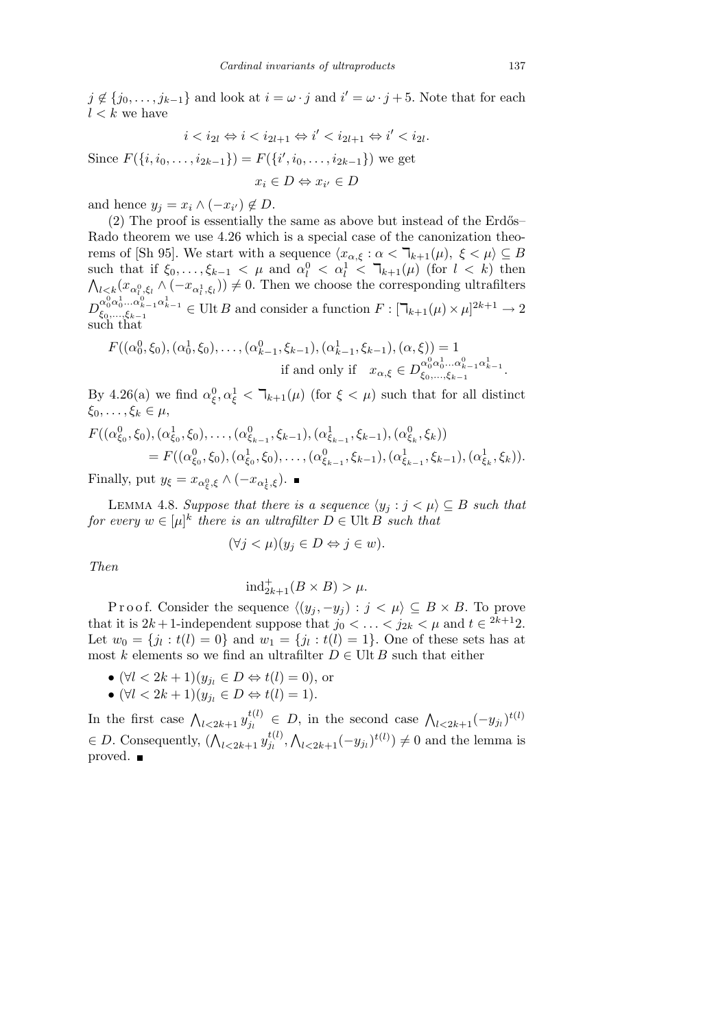$j \notin \{j_0, \ldots, j_{k-1}\}$ and look at $i = \omega \cdot j$ and $i' = \omega \cdot j + 5$. Note that for each $l < k$ we have

$$i < i_{2l} \Leftrightarrow i < i_{2l+1} \Leftrightarrow i' < i_{2l+1} \Leftrightarrow i' < i_{2l}.$$

Since $F(\{i, i_0, \ldots, i_{2k-1}\}) = F(\{i', i_0, \ldots, i_{2k-1}\})$ we get

$$x_i \in D \Leftrightarrow x_{i'} \in D$$

and hence $y_j = x_i \wedge (-x_{i'}) \notin D$.

(2) The proof is essentially the same as above but instead of the Erdős–Rado theorem we use 4.26 which is a special case of the canonization theorems of [Sh 95]. We start with a sequence $\langle x_{\alpha,\xi} : \alpha < \beth_{k+1}(\mu),\ \xi < \mu \rangle \subseteq B$ such that if $\xi_0, \ldots, \xi_{k-1} < \mu$ and $\alpha^0_l < \alpha^1_l < \beth_{k+1}(\mu)$ (for $l < k$) then $\bigwedge_{l<k}(x_{\alpha^0_l,\xi_l} \wedge (-x_{\alpha^1_l,\xi_l})) \neq 0$. Then we choose the corresponding ultrafilters $D^{\alpha^0_0\alpha^1_0\ldots\alpha^0_{k-1}\alpha^1_{k-1}}_{\xi_0,\ldots,\xi_{k-1}} \in \mathrm{Ult}\, B$ and consider a function $F : [\beth_{k+1}(\mu) \times \mu]^{2k+1} \to 2$ such that

$$F((\alpha^0_0, \xi_0), (\alpha^1_0, \xi_0), \ldots, (\alpha^0_{k-1}, \xi_{k-1}), (\alpha^1_{k-1}, \xi_{k-1}), (\alpha, \xi)) = 1 \quad \text{if and only if} \quad x_{\alpha,\xi} \in D^{\alpha^0_0\alpha^1_0\ldots\alpha^0_{k-1}\alpha^1_{k-1}}_{\xi_0,\ldots,\xi_{k-1}}.$$

By 4.26(a) we find $\alpha^0_\xi, \alpha^1_\xi < \beth_{k+1}(\mu)$ (for $\xi < \mu$) such that for all distinct $\xi_0, \ldots, \xi_k \in \mu$,

$$\begin{aligned} F((\alpha^0_{\xi_0}, \xi_0), (\alpha^1_{\xi_0}, \xi_0), \ldots, (\alpha^0_{\xi_{k-1}}, \xi_{k-1}), (\alpha^1_{\xi_{k-1}}, \xi_{k-1}), (\alpha^0_{\xi_k}, \xi_k)) \\ = F((\alpha^0_{\xi_0}, \xi_0), (\alpha^1_{\xi_0}, \xi_0), \ldots, (\alpha^0_{\xi_{k-1}}, \xi_{k-1}), (\alpha^1_{\xi_{k-1}}, \xi_{k-1}), (\alpha^1_{\xi_k}, \xi_k)). \end{aligned}$$

Finally, put $y_\xi = x_{\alpha^0_\xi,\xi} \wedge (-x_{\alpha^1_\xi,\xi})$. ∎

Lemma 4.8. *Suppose that there is a sequence $\langle y_j : j < \mu \rangle \subseteq B$ such that for every $w \in [\mu]^k$ there is an ultrafilter $D \in \mathrm{Ult}\, B$ such that*

$$(\forall j < \mu)(y_j \in D \Leftrightarrow j \in w).$$

*Then*

$$\mathrm{ind}^+_{2k+1}(B \times B) > \mu.$$

Proof. Consider the sequence $\langle (y_j, -y_j) : j < \mu \rangle \subseteq B \times B$. To prove that it is $2k+1$-independent suppose that $j_0 < \ldots < j_{2k} < \mu$ and $t \in {}^{2k+1}2$. Let $w_0 = \{j_l : t(l) = 0\}$ and $w_1 = \{j_l : t(l) = 1\}$. One of these sets has at most $k$ elements so we find an ultrafilter $D \in \mathrm{Ult}\, B$ such that either

- $(\forall l < 2k+1)(y_{j_l} \in D \Leftrightarrow t(l) = 0)$, or
- $(\forall l < 2k+1)(y_{j_l} \in D \Leftrightarrow t(l) = 1)$.

In the first case $\bigwedge_{l<2k+1} y^{t(l)}_{j_l} \in D$, in the second case $\bigwedge_{l<2k+1}(-y_{j_l})^{t(l)} \in D$. Consequently, $(\bigwedge_{l<2k+1} y^{t(l)}_{j_l}, \bigwedge_{l<2k+1}(-y_{j_l})^{t(l)}) \neq 0$ and the lemma is proved. ∎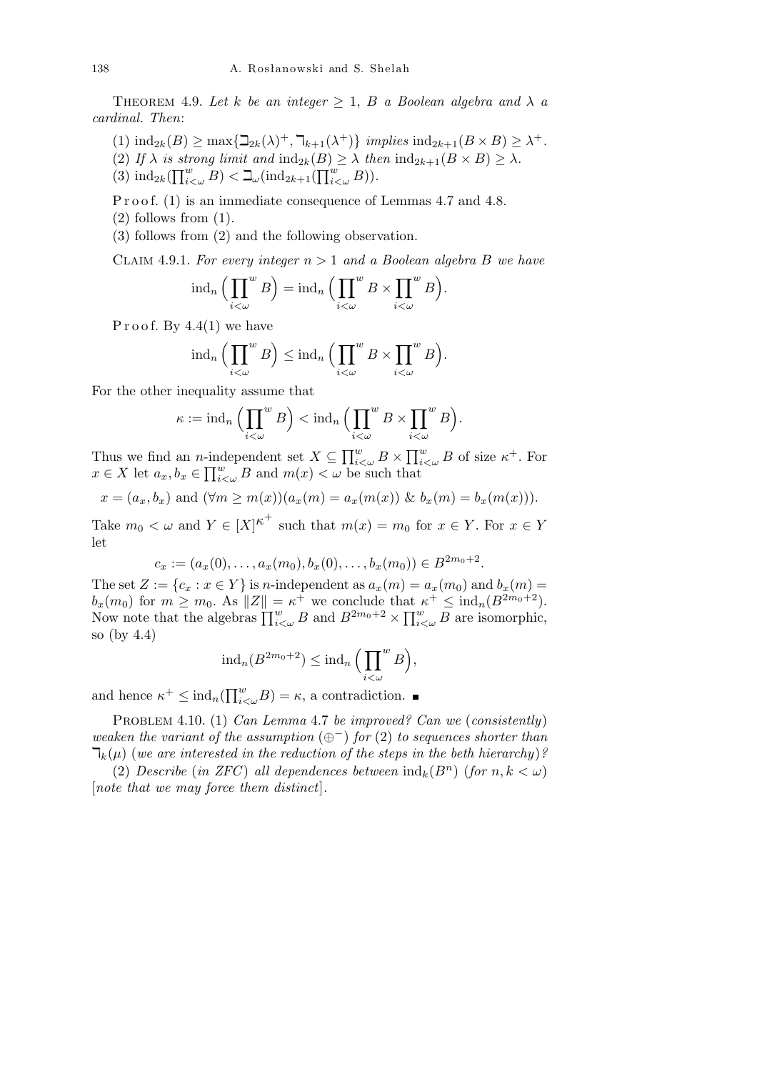**Theorem 4.9.** *Let $k$ be an integer $\geq 1$, $B$ a Boolean algebra and $\lambda$ a cardinal. Then*:

(1) $\mathrm{ind}_{2k}(B) \geq \max\{\beth_{2k}(\lambda)^+, \daleth_{k+1}(\lambda^+)\}$ *implies* $\mathrm{ind}_{2k+1}(B \times B) \geq \lambda^+$.

(2) *If $\lambda$ is strong limit and* $\mathrm{ind}_{2k}(B) \geq \lambda$ *then* $\mathrm{ind}_{2k+1}(B \times B) \geq \lambda$.

(3) $\mathrm{ind}_{2k}(\prod^w_{i<\omega} B) < \beth_\omega(\mathrm{ind}_{2k+1}(\prod^w_{i<\omega} B))$.

Proof. (1) is an immediate consequence of Lemmas 4.7 and 4.8.

(2) follows from (1).

(3) follows from (2) and the following observation.

**Claim 4.9.1.** *For every integer $n > 1$ and a Boolean algebra $B$ we have*

$$\mathrm{ind}_n\Big(\prod^w_{i<\omega} B\Big) = \mathrm{ind}_n\Big(\prod^w_{i<\omega} B \times \prod^w_{i<\omega} B\Big).$$

Proof. By 4.4(1) we have

$$\mathrm{ind}_n\Big(\prod^w_{i<\omega} B\Big) \leq \mathrm{ind}_n\Big(\prod^w_{i<\omega} B \times \prod^w_{i<\omega} B\Big).$$

For the other inequality assume that

$$\kappa := \mathrm{ind}_n\Big(\prod^w_{i<\omega} B\Big) < \mathrm{ind}_n\Big(\prod^w_{i<\omega} B \times \prod^w_{i<\omega} B\Big).$$

Thus we find an $n$-independent set $X \subseteq \prod^w_{i<\omega} B \times \prod^w_{i<\omega} B$ of size $\kappa^+$. For $x \in X$ let $a_x, b_x \in \prod^w_{i<\omega} B$ and $m(x) < \omega$ be such that

$$x = (a_x, b_x) \text{ and } (\forall m \geq m(x))(a_x(m) = a_x(m(x)) \ \&\ b_x(m) = b_x(m(x))).$$

Take $m_0 < \omega$ and $Y \in [X]^{\kappa^+}$ such that $m(x) = m_0$ for $x \in Y$. For $x \in Y$ let

$$c_x := (a_x(0), \ldots, a_x(m_0), b_x(0), \ldots, b_x(m_0)) \in B^{2m_0+2}.$$

The set $Z := \{c_x : x \in Y\}$ is $n$-independent as $a_x(m) = a_x(m_0)$ and $b_x(m) = b_x(m_0)$ for $m \geq m_0$. As $\|Z\| = \kappa^+$ we conclude that $\kappa^+ \leq \mathrm{ind}_n(B^{2m_0+2})$. Now note that the algebras $\prod^w_{i<\omega} B$ and $B^{2m_0+2} \times \prod^w_{i<\omega} B$ are isomorphic, so (by 4.4)

$$\mathrm{ind}_n(B^{2m_0+2}) \leq \mathrm{ind}_n\Big(\prod^w_{i<\omega} B\Big),$$

and hence $\kappa^+ \leq \mathrm{ind}_n(\prod^w_{i<\omega} B) = \kappa$, a contradiction. ■

**Problem 4.10.** (1) *Can Lemma* 4.7 *be improved? Can we* (*consistently*) *weaken the variant of the assumption* $(\oplus^-)$ *for* (2) *to sequences shorter than* $\daleth_k(\mu)$ (*we are interested in the reduction of the steps in the beth hierarchy*)?

(2) *Describe* (*in ZFC*) *all dependences between* $\mathrm{ind}_k(B^n)$ (*for* $n, k < \omega$) [*note that we may force them distinct*].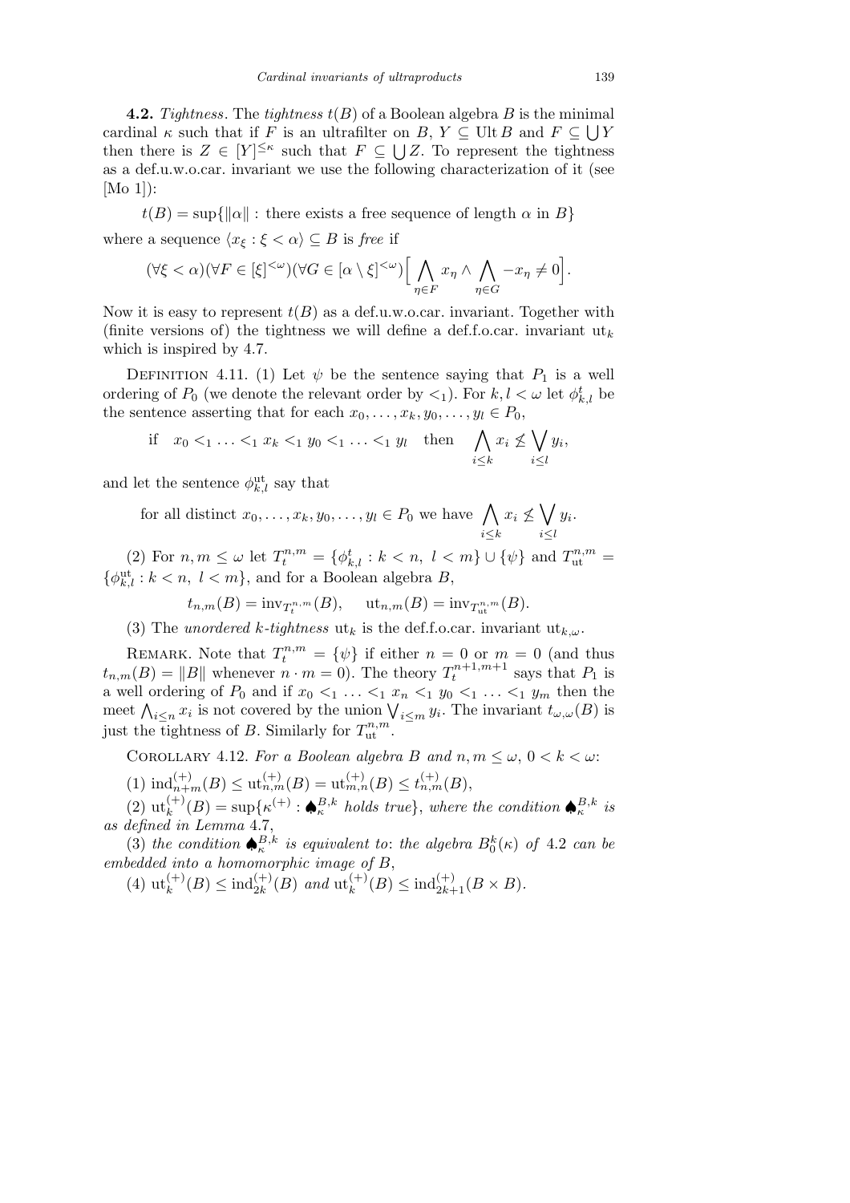**4.2.** *Tightness*. The *tightness* $t(B)$ of a Boolean algebra $B$ is the minimal cardinal $\kappa$ such that if $F$ is an ultrafilter on $B$, $Y \subseteq \mathrm{Ult}\, B$ and $F \subseteq \bigcup Y$ then there is $Z \in [Y]^{\leq\kappa}$ such that $F \subseteq \bigcup Z$. To represent the tightness as a def.u.w.o.car. invariant we use the following characterization of it (see [Mo 1]):

$$t(B) = \sup\{\|\alpha\| : \text{there exists a free sequence of length } \alpha \text{ in } B\}$$

where a sequence $\langle x_\xi : \xi < \alpha\rangle \subseteq B$ is *free* if

$$(\forall \xi < \alpha)(\forall F \in [\xi]^{<\omega})(\forall G \in [\alpha \setminus \xi]^{<\omega})\Big[\bigwedge_{\eta\in F} x_\eta \wedge \bigwedge_{\eta \in G} -x_\eta \neq 0\Big].$$

Now it is easy to represent $t(B)$ as a def.u.w.o.car. invariant. Together with (finite versions of) the tightness we will define a def.f.o.car. invariant $\mathrm{ut}_k$ which is inspired by 4.7.

Definition 4.11. (1) Let $\psi$ be the sentence saying that $P_1$ is a well ordering of $P_0$ (we denote the relevant order by $<_1$). For $k, l < \omega$ let $\phi^t_{k,l}$ be the sentence asserting that for each $x_0, \ldots, x_k, y_0, \ldots, y_l \in P_0$,

$$\text{if} \quad x_0 <_1 \ldots <_1 x_k <_1 y_0 <_1 \ldots <_1 y_l \quad \text{then} \quad \bigwedge_{i\leq k} x_i \not\leq \bigvee_{i \leq l} y_i,$$

and let the sentence $\phi^{\mathrm{ut}}_{k,l}$ say that

$$\text{for all distinct } x_0, \ldots, x_k, y_0, \ldots, y_l \in P_0 \text{ we have } \bigwedge_{i\leq k} x_i \not\leq \bigvee_{i\leq l} y_i.$$

(2) For $n, m \leq \omega$ let $T^{n,m}_t = \{\phi^t_{k,l} : k < n,\ l < m\} \cup \{\psi\}$ and $T^{n,m}_{\mathrm{ut}} = \{\phi^{\mathrm{ut}}_{k,l} : k < n,\ l < m\}$, and for a Boolean algebra $B$,

$$t_{n,m}(B) = \mathrm{inv}_{T^{n,m}_t}(B), \qquad \mathrm{ut}_{n,m}(B) = \mathrm{inv}_{T^{n,m}_{\mathrm{ut}}}(B).$$

(3) The *unordered $k$-tightness* $\mathrm{ut}_k$ is the def.f.o.car. invariant $\mathrm{ut}_{k,\omega}$.

Remark. Note that $T^{n,m}_t = \{\psi\}$ if either $n = 0$ or $m = 0$ (and thus $t_{n,m}(B) = \|B\|$ whenever $n \cdot m = 0$). The theory $T^{n+1,m+1}_t$ says that $P_1$ is a well ordering of $P_0$ and if $x_0 <_1 \ldots <_1 x_n <_1 y_0 <_1 \ldots <_1 y_m$ then the meet $\bigwedge_{i\leq n} x_i$ is not covered by the union $\bigvee_{i\leq m} y_i$. The invariant $t_{\omega,\omega}(B)$ is just the tightness of $B$. Similarly for $T^{n,m}_{\mathrm{ut}}$.

Corollary 4.12. *For a Boolean algebra $B$ and $n, m \leq \omega$, $0 < k < \omega$*:

(1) $\mathrm{ind}^{(+)}_{n+m}(B) \leq \mathrm{ut}^{(+)}_{n,m}(B) = \mathrm{ut}^{(+)}_{m,n}(B) \leq t^{(+)}_{n,m}(B)$,

(2) $\mathrm{ut}^{(+)}_k(B) = \sup\{\kappa^{(+)} : \spadesuit^{B,k}_\kappa$ *holds true*$\}$, *where the condition $\spadesuit^{B,k}_\kappa$ is as defined in Lemma* 4.7,

(3) *the condition $\spadesuit^{B,k}_\kappa$ is equivalent to*: *the algebra $B^k_0(\kappa)$ of* 4.2 *can be embedded into a homomorphic image of $B$*,

(4) $\mathrm{ut}^{(+)}_k(B) \leq \mathrm{ind}^{(+)}_{2k}(B)$ *and* $\mathrm{ut}^{(+)}_k(B) \leq \mathrm{ind}^{(+)}_{2k+1}(B \times B)$.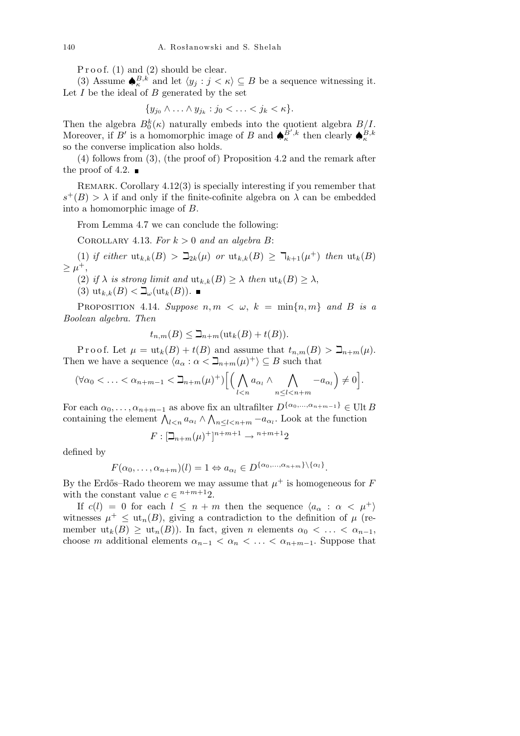P r o o f. (1) and (2) should be clear.

(3) Assume $\spadesuit^{B,k}_\kappa$ and let $\langle y_j : j < \kappa\rangle \subseteq B$ be a sequence witnessing it. Let $I$ be the ideal of $B$ generated by the set

$$\{y_{j_0} \wedge \ldots \wedge y_{j_k} : j_0 < \ldots < j_k < \kappa\}.$$

Then the algebra $B^k_0(\kappa)$ naturally embeds into the quotient algebra $B/I$. Moreover, if $B'$ is a homomorphic image of $B$ and $\spadesuit^{B',k}_\kappa$ then clearly $\spadesuit^{B,k}_\kappa$ so the converse implication also holds.

(4) follows from (3), (the proof of) Proposition 4.2 and the remark after the proof of 4.2. ■

Remark. Corollary 4.12(3) is specially interesting if you remember that $s^+(B) > \lambda$ if and only if the finite-cofinite algebra on $\lambda$ can be embedded into a homomorphic image of $B$.

From Lemma 4.7 we can conclude the following:

Corollary 4.13. *For $k > 0$ and an algebra $B$:*

(1) *if either* $\mathrm{ut}_{k,k}(B) > \beth_{2k}(\mu)$ *or* $\mathrm{ut}_{k,k}(B) \geq \daleth_{k+1}(\mu^+)$ *then* $\mathrm{ut}_k(B) \geq \mu^+$,

(2) *if $\lambda$ is strong limit and* $\mathrm{ut}_{k,k}(B) \geq \lambda$ *then* $\mathrm{ut}_k(B) \geq \lambda$,

(3) $\mathrm{ut}_{k,k}(B) < \beth_\omega(\mathrm{ut}_k(B))$. ■

Proposition 4.14. *Suppose $n, m < \omega$, $k = \min\{n,m\}$ and $B$ is a Boolean algebra. Then*

$$t_{n,m}(B) \leq \beth_{n+m}(\mathrm{ut}_k(B) + t(B)).$$

P r o o f. Let $\mu = \mathrm{ut}_k(B) + t(B)$ and assume that $t_{n,m}(B) > \beth_{n+m}(\mu)$. Then we have a sequence $\langle a_\alpha : \alpha < \beth_{n+m}(\mu)^+\rangle \subseteq B$ such that

$$(\forall \alpha_0 < \ldots < \alpha_{n+m-1} < \beth_{n+m}(\mu)^+)\Big[\Big(\bigwedge_{l<n} a_{\alpha_l} \wedge \bigwedge_{n\leq l<n+m} -a_{\alpha_l}\Big) \neq 0\Big].$$

For each $\alpha_0, \ldots, \alpha_{n+m-1}$ as above fix an ultrafilter $D^{\{\alpha_0,\ldots,\alpha_{n+m-1}\}} \in \mathrm{Ult}\, B$ containing the element $\bigwedge_{l<n} a_{\alpha_l} \wedge \bigwedge_{n\leq l<n+m} -a_{\alpha_l}$. Look at the function

$$F : [\beth_{n+m}(\mu)^+]^{n+m+1} \to {}^{n+m+1}2$$

defined by

$$F(\alpha_0, \ldots, \alpha_{n+m})(l) = 1 \Leftrightarrow a_{\alpha_l} \in D^{\{\alpha_0,\ldots,\alpha_{n+m}\}\setminus\{\alpha_l\}}.$$

By the Erdős–Rado theorem we may assume that $\mu^+$ is homogeneous for $F$ with the constant value $c \in {}^{n+m+1}2$.

If $c(l) = 0$ for each $l \leq n+m$ then the sequence $\langle a_\alpha : \alpha < \mu^+\rangle$ witnesses $\mu^+ \leq \mathrm{ut}_n(B)$, giving a contradiction to the definition of $\mu$ (remember $\mathrm{ut}_k(B) \geq \mathrm{ut}_n(B)$). In fact, given $n$ elements $\alpha_0 < \ldots < \alpha_{n-1}$, choose $m$ additional elements $\alpha_{n-1} < \alpha_n < \ldots < \alpha_{n+m-1}$. Suppose that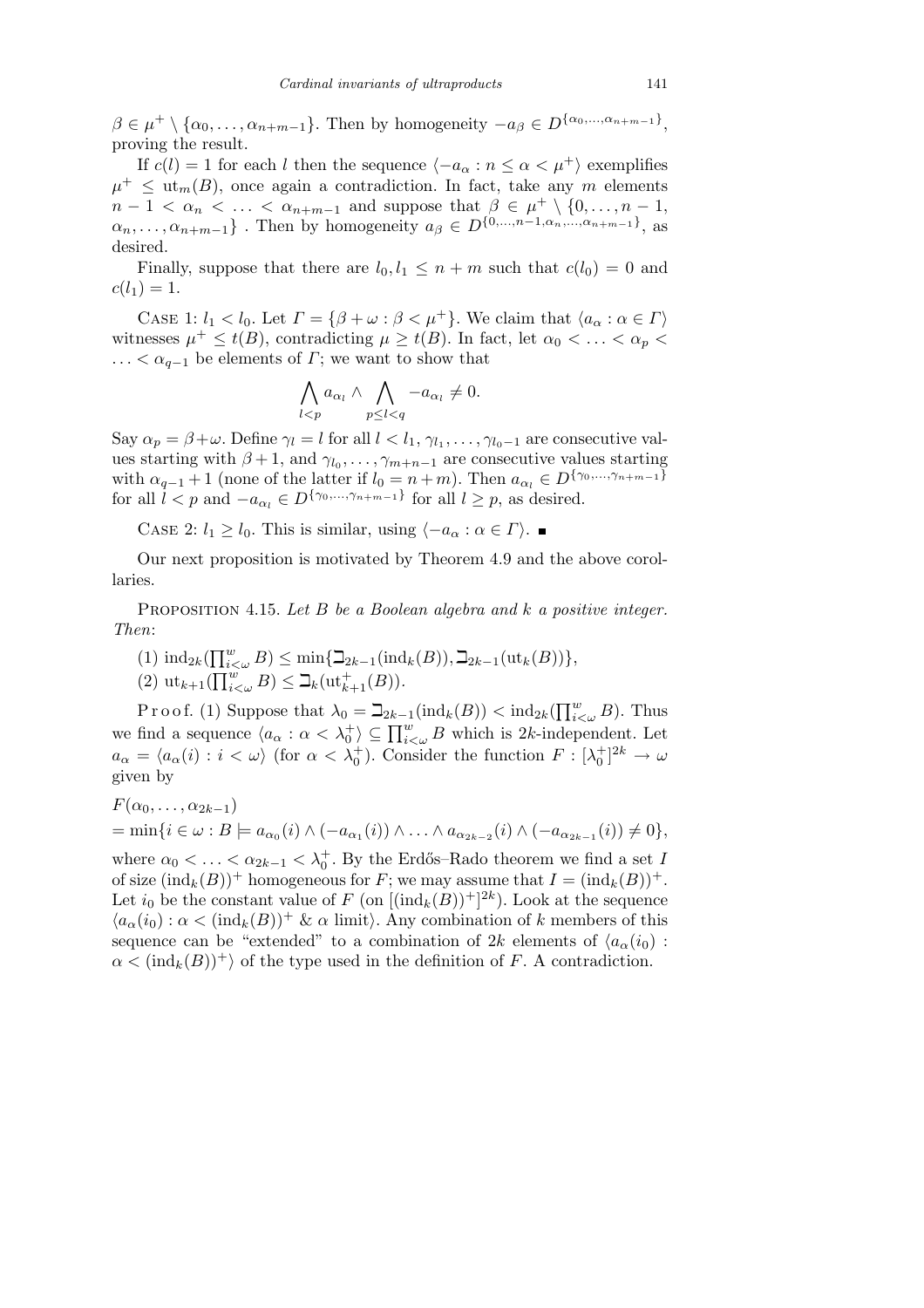$\beta \in \mu^+ \setminus \{\alpha_0, \ldots, \alpha_{n+m-1}\}$. Then by homogeneity $-a_\beta \in D^{\{\alpha_0,\ldots,\alpha_{n+m-1}\}}$, proving the result.

If $c(l) = 1$ for each $l$ then the sequence $\langle -a_\alpha : n \le \alpha < \mu^+\rangle$ exemplifies $\mu^+ \le \mathrm{ut}_m(B)$, once again a contradiction. In fact, take any $m$ elements $n-1 < \alpha_n < \ldots < \alpha_{n+m-1}$ and suppose that $\beta \in \mu^+ \setminus \{0, \ldots, n-1, \alpha_n, \ldots, \alpha_{n+m-1}\}$ . Then by homogeneity $a_\beta \in D^{\{0,\ldots,n-1,\alpha_n,\ldots,\alpha_{n+m-1}\}}$, as desired.

Finally, suppose that there are $l_0, l_1 \le n+m$ such that $c(l_0) = 0$ and $c(l_1) = 1$.

Case 1: $l_1 < l_0$. Let $\Gamma = \{\beta + \omega : \beta < \mu^+\}$. We claim that $\langle a_\alpha : \alpha \in \Gamma\rangle$ witnesses $\mu^+ \le t(B)$, contradicting $\mu \ge t(B)$. In fact, let $\alpha_0 < \ldots < \alpha_p < \ldots < \alpha_{q-1}$ be elements of $\Gamma$; we want to show that

$$\bigwedge_{l<p} a_{\alpha_l} \wedge \bigwedge_{p \le l < q} -a_{\alpha_l} \ne 0.$$

Say $\alpha_p = \beta + \omega$. Define $\gamma_l = l$ for all $l < l_1$, $\gamma_{l_1}, \ldots, \gamma_{l_0 - 1}$ are consecutive values starting with $\beta + 1$, and $\gamma_{l_0}, \ldots, \gamma_{m+n-1}$ are consecutive values starting with $\alpha_{q-1} + 1$ (none of the latter if $l_0 = n+m$). Then $a_{\alpha_l} \in D^{\{\gamma_0,\ldots,\gamma_{n+m-1}\}}$ for all $l < p$ and $-a_{\alpha_l} \in D^{\{\gamma_0,\ldots,\gamma_{n+m-1}\}}$ for all $l \ge p$, as desired.

Case 2: $l_1 \ge l_0$. This is similar, using $\langle -a_\alpha : \alpha \in \Gamma\rangle$. ∎

Our next proposition is motivated by Theorem 4.9 and the above corollaries.

Proposition 4.15. *Let $B$ be a Boolean algebra and $k$ a positive integer. Then*:

(1) $\mathrm{ind}_{2k}(\prod^w_{i<\omega} B) \le \min\{\beth_{2k-1}(\mathrm{ind}_k(B)), \beth_{2k-1}(\mathrm{ut}_k(B))\}$,

(2) $\mathrm{ut}_{k+1}(\prod^w_{i<\omega} B) \le \beth_k(\mathrm{ut}^+_{k+1}(B))$.

Proof. (1) Suppose that $\lambda_0 = \beth_{2k-1}(\mathrm{ind}_k(B)) < \mathrm{ind}_{2k}(\prod^w_{i<\omega} B)$. Thus we find a sequence $\langle a_\alpha : \alpha < \lambda_0^+\rangle \subseteq \prod^w_{i<\omega} B$ which is $2k$-independent. Let $a_\alpha = \langle a_\alpha(i) : i < \omega\rangle$ (for $\alpha < \lambda_0^+$). Consider the function $F : [\lambda_0^+]^{2k} \to \omega$ given by

$$\begin{aligned}
&F(\alpha_0, \ldots, \alpha_{2k-1}) \\
&= \min\{i \in \omega : B \models a_{\alpha_0}(i) \wedge (-a_{\alpha_1}(i)) \wedge \ldots \wedge a_{\alpha_{2k-2}}(i) \wedge (-a_{\alpha_{2k-1}}(i)) \ne 0\},
\end{aligned}$$

where $\alpha_0 < \ldots < \alpha_{2k-1} < \lambda_0^+$. By the Erdős–Rado theorem we find a set $I$ of size $(\mathrm{ind}_k(B))^+$ homogeneous for $F$; we may assume that $I = (\mathrm{ind}_k(B))^+$. Let $i_0$ be the constant value of $F$ (on $[(\mathrm{ind}_k(B))^+]^{2k}$). Look at the sequence $\langle a_\alpha(i_0) : \alpha < (\mathrm{ind}_k(B))^+ \;\&\; \alpha \text{ limit}\rangle$. Any combination of $k$ members of this sequence can be "extended" to a combination of $2k$ elements of $\langle a_\alpha(i_0) : \alpha < (\mathrm{ind}_k(B))^+\rangle$ of the type used in the definition of $F$. A contradiction.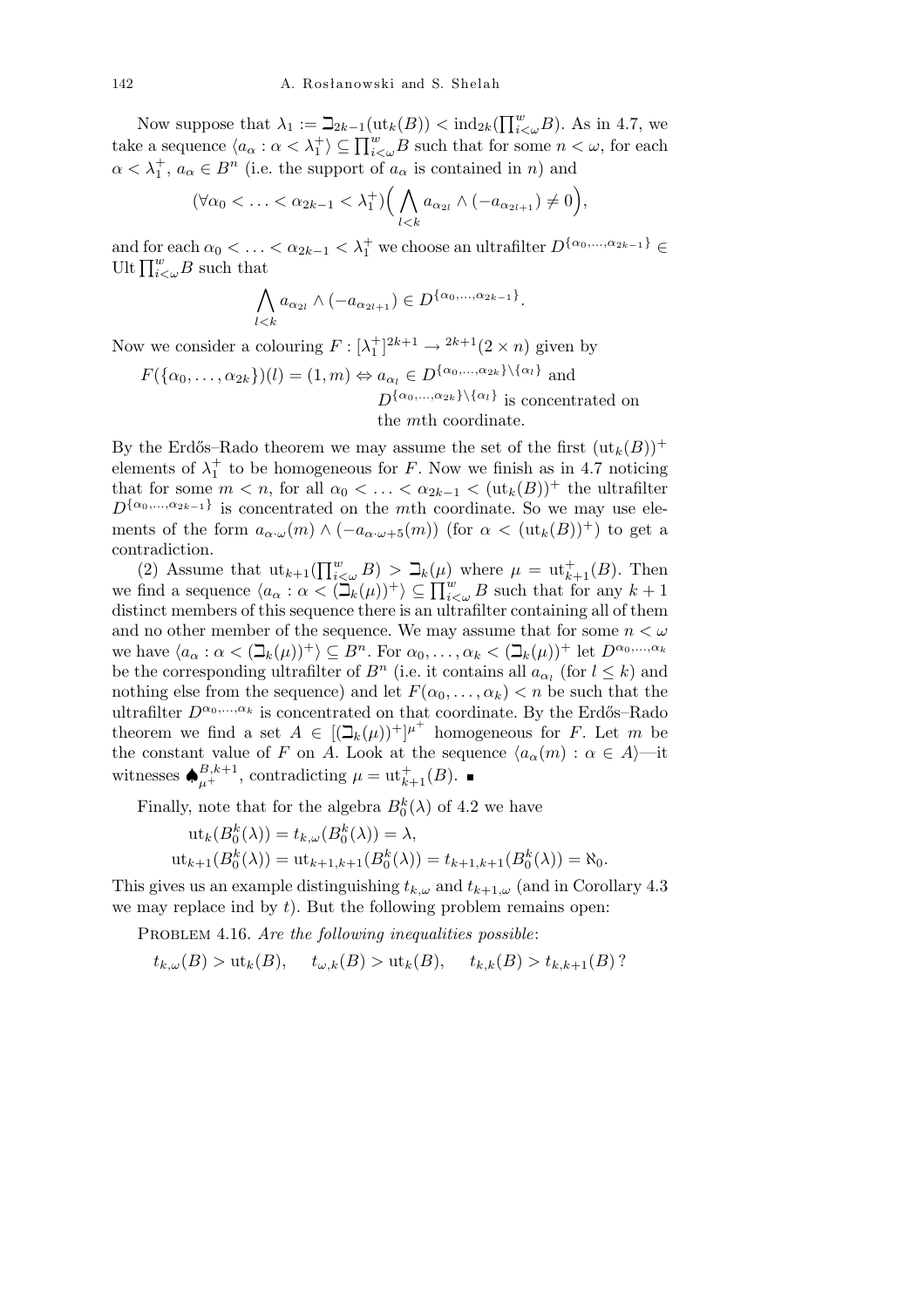Now suppose that $\lambda_1 := \beth_{2k-1}(\mathrm{ut}_k(B)) < \mathrm{ind}_{2k}(\prod_{i<\omega}^w B)$. As in 4.7, we take a sequence $\langle a_\alpha : \alpha < \lambda_1^+\rangle \subseteq \prod_{i<\omega}^w B$ such that for some $n < \omega$, for each $\alpha < \lambda_1^+$, $a_\alpha \in B^n$ (i.e. the support of $a_\alpha$ is contained in $n$) and

$$(\forall \alpha_0 < \ldots < \alpha_{2k-1} < \lambda_1^+)\Big(\bigwedge_{l<k} a_{\alpha_{2l}} \wedge (-a_{\alpha_{2l+1}}) \neq 0\Big),$$

and for each $\alpha_0 < \ldots < \alpha_{2k-1} < \lambda_1^+$ we choose an ultrafilter $D^{\{\alpha_0,\ldots,\alpha_{2k-1}\}} \in \mathrm{Ult}\prod_{i<\omega}^w B$ such that

$$\bigwedge_{l<k} a_{\alpha_{2l}} \wedge (-a_{\alpha_{2l+1}}) \in D^{\{\alpha_0,\ldots,\alpha_{2k-1}\}}.$$

Now we consider a colouring $F : [\lambda_1^+]^{2k+1} \to {}^{2k+1}(2\times n)$ given by

$$F(\{\alpha_0,\ldots,\alpha_{2k}\})(l) = (1,m) \Leftrightarrow a_{\alpha_l} \in D^{\{\alpha_0,\ldots,\alpha_{2k}\}\setminus\{\alpha_l\}} \text{ and } D^{\{\alpha_0,\ldots,\alpha_{2k}\}\setminus\{\alpha_l\}} \text{ is concentrated on the } m\text{th coordinate.}$$

By the Erdős–Rado theorem we may assume the set of the first $(\mathrm{ut}_k(B))^+$ elements of $\lambda_1^+$ to be homogeneous for $F$. Now we finish as in 4.7 noticing that for some $m < n$, for all $\alpha_0 < \ldots < \alpha_{2k-1} < (\mathrm{ut}_k(B))^+$ the ultrafilter $D^{\{\alpha_0,\ldots,\alpha_{2k-1}\}}$ is concentrated on the $m$th coordinate. So we may use elements of the form $a_{\alpha\cdot\omega}(m) \wedge (-a_{\alpha\cdot\omega+5}(m))$ (for $\alpha < (\mathrm{ut}_k(B))^+$) to get a contradiction.

(2) Assume that $\mathrm{ut}_{k+1}(\prod_{i<\omega}^w B) > \beth_k(\mu)$ where $\mu = \mathrm{ut}_{k+1}^+(B)$. Then we find a sequence $\langle a_\alpha : \alpha < (\beth_k(\mu))^+\rangle \subseteq \prod_{i<\omega}^w B$ such that for any $k+1$ distinct members of this sequence there is an ultrafilter containing all of them and no other member of the sequence. We may assume that for some $n<\omega$ we have $\langle a_\alpha : \alpha < (\beth_k(\mu))^+\rangle \subseteq B^n$. For $\alpha_0,\ldots,\alpha_k < (\beth_k(\mu))^+$ let $D^{\alpha_0,\ldots,\alpha_k}$ be the corresponding ultrafilter of $B^n$ (i.e. it contains all $a_{\alpha_l}$ (for $l \le k$) and nothing else from the sequence) and let $F(\alpha_0,\ldots,\alpha_k) < n$ be such that the ultrafilter $D^{\alpha_0,\ldots,\alpha_k}$ is concentrated on that coordinate. By the Erdős–Rado theorem we find a set $A \in [(\beth_k(\mu))^+]^{\mu^+}$ homogeneous for $F$. Let $m$ be the constant value of $F$ on $A$. Look at the sequence $\langle a_\alpha(m) : \alpha \in A\rangle$—it witnesses $\spadesuit_{\mu^+}^{B,k+1}$, contradicting $\mu = \mathrm{ut}_{k+1}^+(B)$. ∎

Finally, note that for the algebra $B_0^k(\lambda)$ of 4.2 we have

$$\mathrm{ut}_k(B_0^k(\lambda)) = t_{k,\omega}(B_0^k(\lambda)) = \lambda,$$
$$\mathrm{ut}_{k+1}(B_0^k(\lambda)) = \mathrm{ut}_{k+1,k+1}(B_0^k(\lambda)) = t_{k+1,k+1}(B_0^k(\lambda)) = \aleph_0.$$

This gives us an example distinguishing $t_{k,\omega}$ and $t_{k+1,\omega}$ (and in Corollary 4.3 we may replace ind by $t$). But the following problem remains open:

PROBLEM 4.16. *Are the following inequalities possible*:

$$t_{k,\omega}(B) > \mathrm{ut}_k(B), \quad t_{\omega,k}(B) > \mathrm{ut}_k(B), \quad t_{k,k}(B) > t_{k,k+1}(B)\,?$$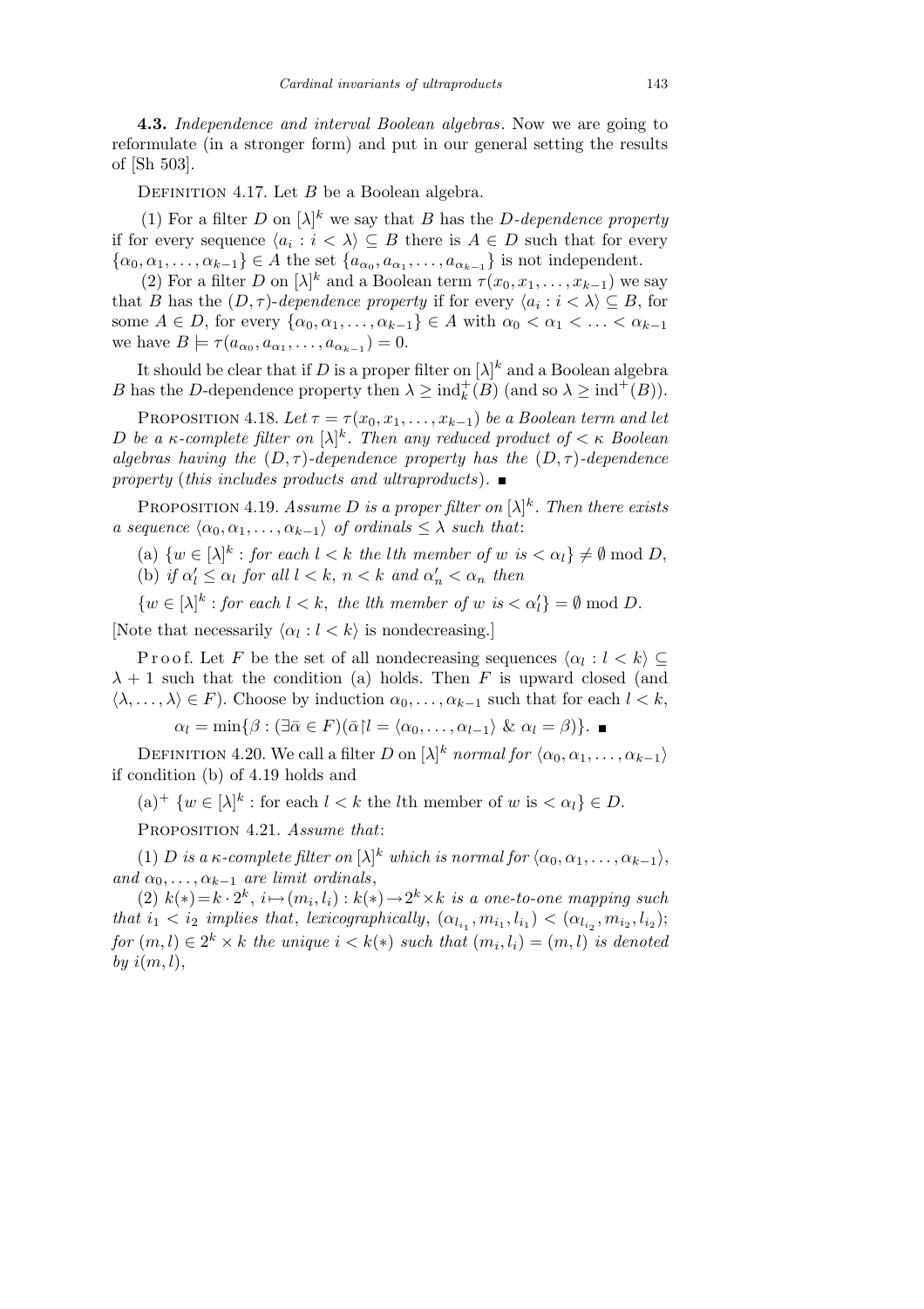**4.3.** *Independence and interval Boolean algebras*. Now we are going to reformulate (in a stronger form) and put in our general setting the results of [Sh 503].

Definition 4.17. Let $B$ be a Boolean algebra.

(1) For a filter $D$ on $[\lambda]^k$ we say that $B$ has the *$D$-dependence property* if for every sequence $\langle a_i : i < \lambda\rangle \subseteq B$ there is $A \in D$ such that for every $\{\alpha_0, \alpha_1, \ldots, \alpha_{k-1}\} \in A$ the set $\{a_{\alpha_0}, a_{\alpha_1}, \ldots, a_{\alpha_{k-1}}\}$ is not independent.

(2) For a filter $D$ on $[\lambda]^k$ and a Boolean term $\tau(x_0, x_1, \ldots, x_{k-1})$ we say that $B$ has the *$(D,\tau)$-dependence property* if for every $\langle a_i : i < \lambda\rangle \subseteq B$, for some $A \in D$, for every $\{\alpha_0, \alpha_1, \ldots, \alpha_{k-1}\} \in A$ with $\alpha_0 < \alpha_1 < \ldots < \alpha_{k-1}$ we have $B \models \tau(a_{\alpha_0}, a_{\alpha_1}, \ldots, a_{\alpha_{k-1}}) = 0$.

It should be clear that if $D$ is a proper filter on $[\lambda]^k$ and a Boolean algebra $B$ has the $D$-dependence property then $\lambda \geq \mathrm{ind}^+_k(B)$ (and so $\lambda \geq \mathrm{ind}^+(B)$).

Proposition 4.18. *Let $\tau = \tau(x_0, x_1, \ldots, x_{k-1})$ be a Boolean term and let $D$ be a $\kappa$-complete filter on $[\lambda]^k$. Then any reduced product of $< \kappa$ Boolean algebras having the $(D,\tau)$-dependence property has the $(D,\tau)$-dependence property* (*this includes products and ultraproducts*). ■

Proposition 4.19. *Assume $D$ is a proper filter on $[\lambda]^k$. Then there exists a sequence $\langle \alpha_0, \alpha_1, \ldots, \alpha_{k-1}\rangle$ of ordinals $\leq \lambda$ such that*:

(a) $\{w \in [\lambda]^k :$ *for each $l < k$ the $l$th member of $w$ is* $< \alpha_l\} \neq \emptyset \bmod D$,

(b) *if $\alpha'_l \leq \alpha_l$ for all $l < k$, $n < k$ and $\alpha'_n < \alpha_n$ then*

$\{w \in [\lambda]^k :$ *for each $l < k$, the $l$th member of $w$ is* $< \alpha'_l\} = \emptyset \bmod D$.

[Note that necessarily $\langle \alpha_l : l < k\rangle$ is nondecreasing.]

Proof. Let $F$ be the set of all nondecreasing sequences $\langle \alpha_l : l < k\rangle \subseteq \lambda + 1$ such that the condition (a) holds. Then $F$ is upward closed (and $\langle \lambda, \ldots, \lambda\rangle \in F$). Choose by induction $\alpha_0, \ldots, \alpha_{k-1}$ such that for each $l < k$,

$$\alpha_l = \min\{\beta : (\exists \bar{\alpha} \in F)(\bar{\alpha}\restriction l = \langle \alpha_0, \ldots, \alpha_{l-1}\rangle \ \&\ \alpha_l = \beta)\}. \ ■$$

Definition 4.20. We call a filter $D$ on $[\lambda]^k$ *normal for* $\langle \alpha_0, \alpha_1, \ldots, \alpha_{k-1}\rangle$ if condition (b) of 4.19 holds and

(a)$^+$ $\{w \in [\lambda]^k :$ for each $l < k$ the $l$th member of $w$ is $< \alpha_l\} \in D$.

Proposition 4.21. *Assume that*:

(1) *$D$ is a $\kappa$-complete filter on $[\lambda]^k$ which is normal for $\langle \alpha_0, \alpha_1, \ldots, \alpha_{k-1}\rangle$, and $\alpha_0, \ldots, \alpha_{k-1}$ are limit ordinals*,

(2) *$k(*) = k \cdot 2^k$, $i \mapsto (m_i, l_i) : k(*) \to 2^k \times k$ is a one-to-one mapping such that $i_1 < i_2$ implies that, lexicographically, $(\alpha_{l_{i_1}}, m_{i_1}, l_{i_1}) < (\alpha_{l_{i_2}}, m_{i_2}, l_{i_2})$; for $(m, l) \in 2^k \times k$ the unique $i < k(*)$ such that $(m_i, l_i) = (m, l)$ is denoted by $i(m, l)$*,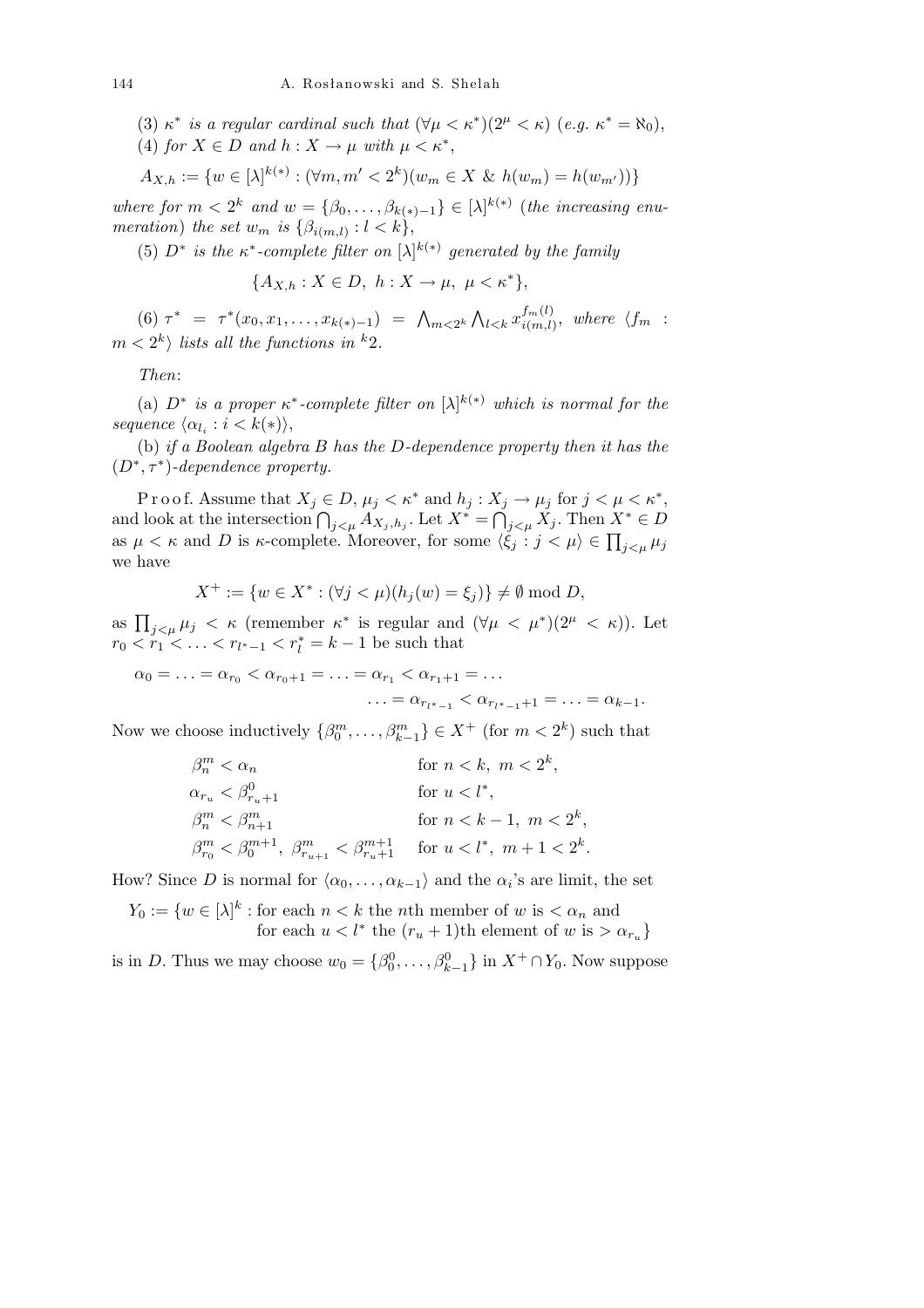(3) $\kappa^*$ *is a regular cardinal such that* $(\forall \mu < \kappa^*)(2^\mu < \kappa)$ (*e.g.* $\kappa^* = \aleph_0$),

(4) *for* $X \in D$ *and* $h : X \to \mu$ *with* $\mu < \kappa^*$,

$$A_{X,h} := \{w \in [\lambda]^{k(*)} : (\forall m, m' < 2^k)(w_m \in X \ \& \ h(w_m) = h(w_{m'}))\}$$

*where for* $m < 2^k$ *and* $w = \{\beta_0, \ldots, \beta_{k(*)-1}\} \in [\lambda]^{k(*)}$ (*the increasing enumeration*) *the set* $w_m$ *is* $\{\beta_{i(m,l)} : l < k\}$,

(5) $D^*$ *is the* $\kappa^*$-*complete filter on* $[\lambda]^{k(*)}$ *generated by the family*

$$\{A_{X,h} : X \in D, \ h : X \to \mu, \ \mu < \kappa^*\},$$

(6) $\tau^* = \tau^*(x_0, x_1, \ldots, x_{k(*)-1}) = \bigwedge_{m<2^k} \bigwedge_{l<k} x_{i(m,l)}^{f_m(l)}$, *where* $\langle f_m : m < 2^k \rangle$ *lists all the functions in* ${}^k2$.

*Then*:

(a) $D^*$ *is a proper* $\kappa^*$-*complete filter on* $[\lambda]^{k(*)}$ *which is normal for the sequence* $\langle \alpha_{l_i} : i < k(*) \rangle$,

(b) *if a Boolean algebra* $B$ *has the* $D$-*dependence property then it has the* $(D^*, \tau^*)$-*dependence property.*

Proof. Assume that $X_j \in D$, $\mu_j < \kappa^*$ and $h_j : X_j \to \mu_j$ for $j < \mu < \kappa^*$, and look at the intersection $\bigcap_{j<\mu} A_{X_j,h_j}$. Let $X^* = \bigcap_{j<\mu} X_j$. Then $X^* \in D$ as $\mu < \kappa$ and $D$ is $\kappa$-complete. Moreover, for some $\langle \xi_j : j < \mu \rangle \in \prod_{j<\mu} \mu_j$ we have

$$X^+ := \{w \in X^* : (\forall j < \mu)(h_j(w) = \xi_j)\} \neq \emptyset \bmod D,$$

as $\prod_{j<\mu} \mu_j < \kappa$ (remember $\kappa^*$ is regular and $(\forall \mu < \mu^*)(2^\mu < \kappa)$). Let $r_0 < r_1 < \ldots < r_{l^*-1} < r_l^* = k-1$ be such that

$$\alpha_0 = \ldots = \alpha_{r_0} < \alpha_{r_0+1} = \ldots = \alpha_{r_1} < \alpha_{r_1+1} = \ldots$$
$$\ldots = \alpha_{r_{l^*-1}} < \alpha_{r_{l^*-1}+1} = \ldots = \alpha_{k-1}.$$

Now we choose inductively $\{\beta_0^m, \ldots, \beta_{k-1}^m\} \in X^+$ (for $m < 2^k$) such that

$$\begin{array}{ll}
\beta_n^m < \alpha_n & \text{for } n < k, \ m < 2^k, \\
\alpha_{r_u} < \beta_{r_u+1}^0 & \text{for } u < l^*, \\
\beta_n^m < \beta_{n+1}^m & \text{for } n < k-1, \ m < 2^k, \\
\beta_{r_0}^m < \beta_0^{m+1}, \ \beta_{r_{u+1}}^m < \beta_{r_u+1}^{m+1} & \text{for } u < l^*, \ m+1 < 2^k.
\end{array}$$

How? Since $D$ is normal for $\langle \alpha_0, \ldots, \alpha_{k-1} \rangle$ and the $\alpha_i$'s are limit, the set

$$\begin{aligned} Y_0 := \{w \in [\lambda]^k : \ & \text{for each } n < k \text{ the } n\text{th member of } w \text{ is} < \alpha_n \text{ and} \\ & \text{for each } u < l^* \text{ the } (r_u+1)\text{th element of } w \text{ is} > \alpha_{r_u}\} \end{aligned}$$

is in $D$. Thus we may choose $w_0 = \{\beta_0^0, \ldots, \beta_{k-1}^0\}$ in $X^+ \cap Y_0$. Now suppose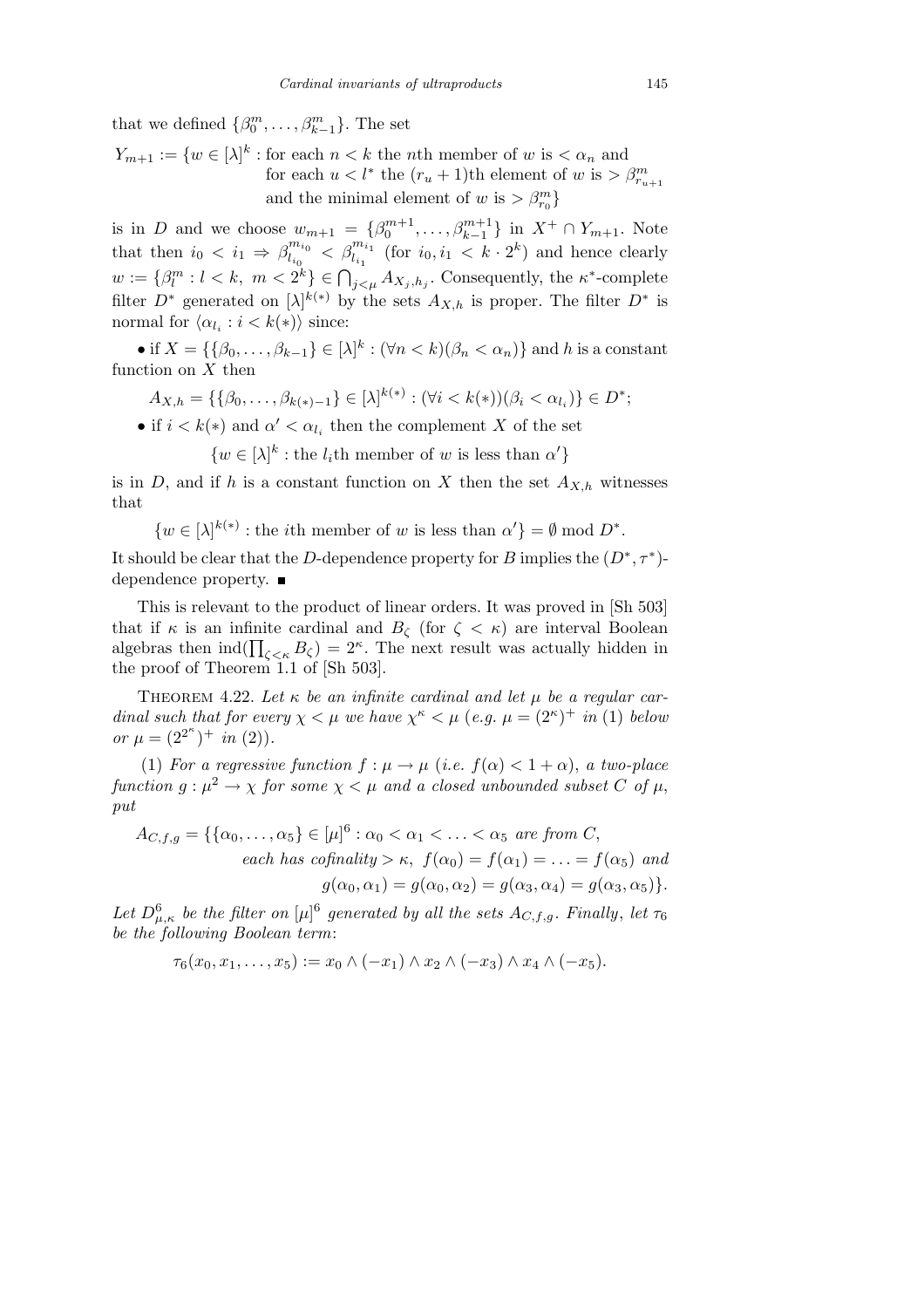that we defined $\{\beta_0^m, \ldots, \beta_{k-1}^m\}$. The set

$$Y_{m+1} := \{w \in [\lambda]^k : \text{for each } n < k \text{ the } n\text{th member of } w \text{ is } < \alpha_n \text{ and for each } u < l^* \text{ the } (r_u+1)\text{th element of } w \text{ is } > \beta^m_{r_{u+1}} \text{ and the minimal element of } w \text{ is } > \beta^m_{r_0}\}$$

is in $D$ and we choose $w_{m+1} = \{\beta_0^{m+1}, \ldots, \beta_{k-1}^{m+1}\}$ in $X^+ \cap Y_{m+1}$. Note that then $i_0 < i_1 \Rightarrow \beta^{m_{i_0}}_{l_{i_0}} < \beta^{m_{i_1}}_{l_{i_1}}$ (for $i_0, i_1 < k \cdot 2^k$) and hence clearly $w := \{\beta^m_l : l < k,\ m < 2^k\} \in \bigcap_{j<\mu} A_{X_j, h_j}$. Consequently, the $\kappa^*$-complete filter $D^*$ generated on $[\lambda]^{k(*)}$ by the sets $A_{X,h}$ is proper. The filter $D^*$ is normal for $\langle \alpha_{l_i} : i < k(*)\rangle$ since:

- if $X = \{\{\beta_0, \ldots, \beta_{k-1}\} \in [\lambda]^k : (\forall n < k)(\beta_n < \alpha_n)\}$ and $h$ is a constant function on $X$ then

$$A_{X,h} = \{\{\beta_0, \ldots, \beta_{k(*)-1}\} \in [\lambda]^{k(*)} : (\forall i < k(*))(\beta_i < \alpha_{l_i})\} \in D^*;$$

- if $i < k(*)$ and $\alpha' < \alpha_{l_i}$ then the complement $X$ of the set

$$\{w \in [\lambda]^k : \text{the } l_i\text{th member of } w \text{ is less than } \alpha'\}$$

is in $D$, and if $h$ is a constant function on $X$ then the set $A_{X,h}$ witnesses that

$$\{w \in [\lambda]^{k(*)} : \text{the } i\text{th member of } w \text{ is less than } \alpha'\} = \emptyset \bmod D^*.$$

It should be clear that the $D$-dependence property for $B$ implies the $(D^*, \tau^*)$-dependence property. ∎

This is relevant to the product of linear orders. It was proved in [Sh 503] that if $\kappa$ is an infinite cardinal and $B_\zeta$ (for $\zeta < \kappa$) are interval Boolean algebras then $\operatorname{ind}(\prod_{\zeta<\kappa} B_\zeta) = 2^\kappa$. The next result was actually hidden in the proof of Theorem 1.1 of [Sh 503].

**Theorem 4.22.** *Let $\kappa$ be an infinite cardinal and let $\mu$ be a regular cardinal such that for every $\chi < \mu$ we have $\chi^\kappa < \mu$ (e.g. $\mu = (2^\kappa)^+$ in (1) below or $\mu = (2^{2^\kappa})^+$ in (2)).*

(1) *For a regressive function $f : \mu \to \mu$ (i.e. $f(\alpha) < 1 + \alpha$), a two-place function $g : \mu^2 \to \chi$ for some $\chi < \mu$ and a closed unbounded subset $C$ of $\mu$, put*

$$A_{C,f,g} = \{\{\alpha_0, \ldots, \alpha_5\} \in [\mu]^6 : \alpha_0 < \alpha_1 < \ldots < \alpha_5 \text{ are from } C, \text{ each has cofinality} > \kappa,\ f(\alpha_0) = f(\alpha_1) = \ldots = f(\alpha_5) \text{ and } g(\alpha_0, \alpha_1) = g(\alpha_0, \alpha_2) = g(\alpha_3, \alpha_4) = g(\alpha_3, \alpha_5)\}.$$

*Let $D^6_{\mu,\kappa}$ be the filter on $[\mu]^6$ generated by all the sets $A_{C,f,g}$. Finally, let $\tau_6$ be the following Boolean term*:

$$\tau_6(x_0, x_1, \ldots, x_5) := x_0 \wedge (-x_1) \wedge x_2 \wedge (-x_3) \wedge x_4 \wedge (-x_5).$$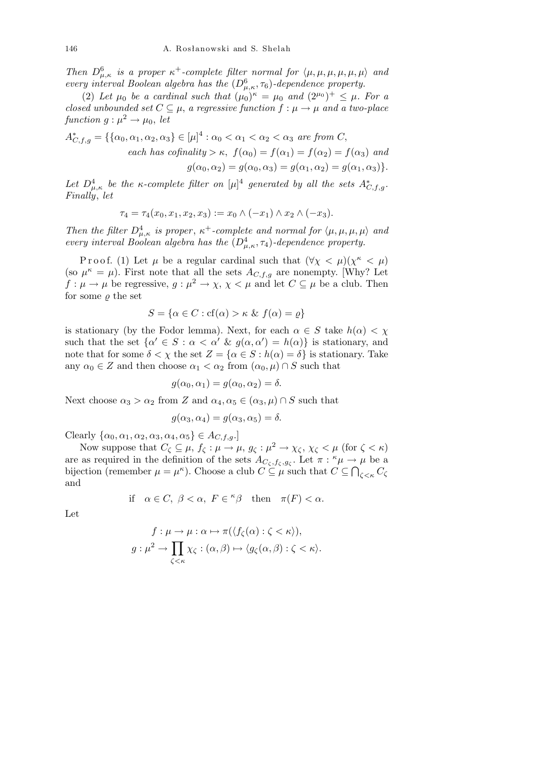*Then $D^6_{\mu,\kappa}$ is a proper $\kappa^+$-complete filter normal for $\langle\mu,\mu,\mu,\mu,\mu,\mu\rangle$ and every interval Boolean algebra has the $(D^6_{\mu,\kappa},\tau_6)$-dependence property.*

(2) *Let $\mu_0$ be a cardinal such that $(\mu_0)^\kappa = \mu_0$ and $(2^{\mu_0})^+ \le \mu$. For a closed unbounded set $C \subseteq \mu$, a regressive function $f : \mu \to \mu$ and a two-place function $g : \mu^2 \to \mu_0$, let*

$$\begin{aligned}A^*_{C,f,g} = \{\{\alpha_0,\alpha_1,\alpha_2,\alpha_3\} \in [\mu]^4 : {} & \alpha_0 < \alpha_1 < \alpha_2 < \alpha_3 \text{ are from } C,\\ & \text{each has cofinality} > \kappa,\ f(\alpha_0) = f(\alpha_1) = f(\alpha_2) = f(\alpha_3) \text{ and}\\ & g(\alpha_0,\alpha_2) = g(\alpha_0,\alpha_3) = g(\alpha_1,\alpha_2) = g(\alpha_1,\alpha_3)\}.\end{aligned}$$

*Let $D^4_{\mu,\kappa}$ be the $\kappa$-complete filter on $[\mu]^4$ generated by all the sets $A^*_{C,f,g}$. Finally, let*

$$\tau_4 = \tau_4(x_0,x_1,x_2,x_3) := x_0 \wedge (-x_1) \wedge x_2 \wedge (-x_3).$$

*Then the filter $D^4_{\mu,\kappa}$ is proper, $\kappa^+$-complete and normal for $\langle\mu,\mu,\mu,\mu\rangle$ and every interval Boolean algebra has the $(D^4_{\mu,\kappa},\tau_4)$-dependence property.*

Proof. (1) Let $\mu$ be a regular cardinal such that $(\forall\chi < \mu)(\chi^\kappa < \mu)$ (so $\mu^\kappa = \mu$). First note that all the sets $A_{C,f,g}$ are nonempty. [Why? Let $f : \mu \to \mu$ be regressive, $g : \mu^2 \to \chi$, $\chi < \mu$ and let $C \subseteq \mu$ be a club. Then for some $\varrho$ the set

$$S = \{\alpha \in C : \mathrm{cf}(\alpha) > \kappa \ \&\ f(\alpha) = \varrho\}$$

is stationary (by the Fodor lemma). Next, for each $\alpha \in S$ take $h(\alpha) < \chi$ such that the set $\{\alpha' \in S : \alpha < \alpha' \ \&\ g(\alpha,\alpha') = h(\alpha)\}$ is stationary, and note that for some $\delta < \chi$ the set $Z = \{\alpha \in S : h(\alpha) = \delta\}$ is stationary. Take any $\alpha_0 \in Z$ and then choose $\alpha_1 < \alpha_2$ from $(\alpha_0,\mu) \cap S$ such that

$$g(\alpha_0,\alpha_1) = g(\alpha_0,\alpha_2) = \delta.$$

Next choose $\alpha_3 > \alpha_2$ from $Z$ and $\alpha_4,\alpha_5 \in (\alpha_3,\mu) \cap S$ such that

$$g(\alpha_3,\alpha_4) = g(\alpha_3,\alpha_5) = \delta.$$

Clearly $\{\alpha_0,\alpha_1,\alpha_2,\alpha_3,\alpha_4,\alpha_5\} \in A_{C,f,g}$.]

Now suppose that $C_\zeta \subseteq \mu$, $f_\zeta : \mu \to \mu$, $g_\zeta : \mu^2 \to \chi_\zeta$, $\chi_\zeta < \mu$ (for $\zeta < \kappa$) are as required in the definition of the sets $A_{C_\zeta,f_\zeta,g_\zeta}$. Let $\pi : {}^\kappa\mu \to \mu$ be a bijection (remember $\mu = \mu^\kappa$). Choose a club $C \subseteq \mu$ such that $C \subseteq \bigcap_{\zeta<\kappa} C_\zeta$ and

$$\text{if} \quad \alpha \in C,\ \beta < \alpha,\ F \in {}^\kappa\beta \quad \text{then} \quad \pi(F) < \alpha.$$

Let

$$f : \mu \to \mu : \alpha \mapsto \pi(\langle f_\zeta(\alpha) : \zeta < \kappa\rangle),$$
$$g : \mu^2 \to \prod_{\zeta<\kappa} \chi_\zeta : (\alpha,\beta) \mapsto \langle g_\zeta(\alpha,\beta) : \zeta < \kappa\rangle.$$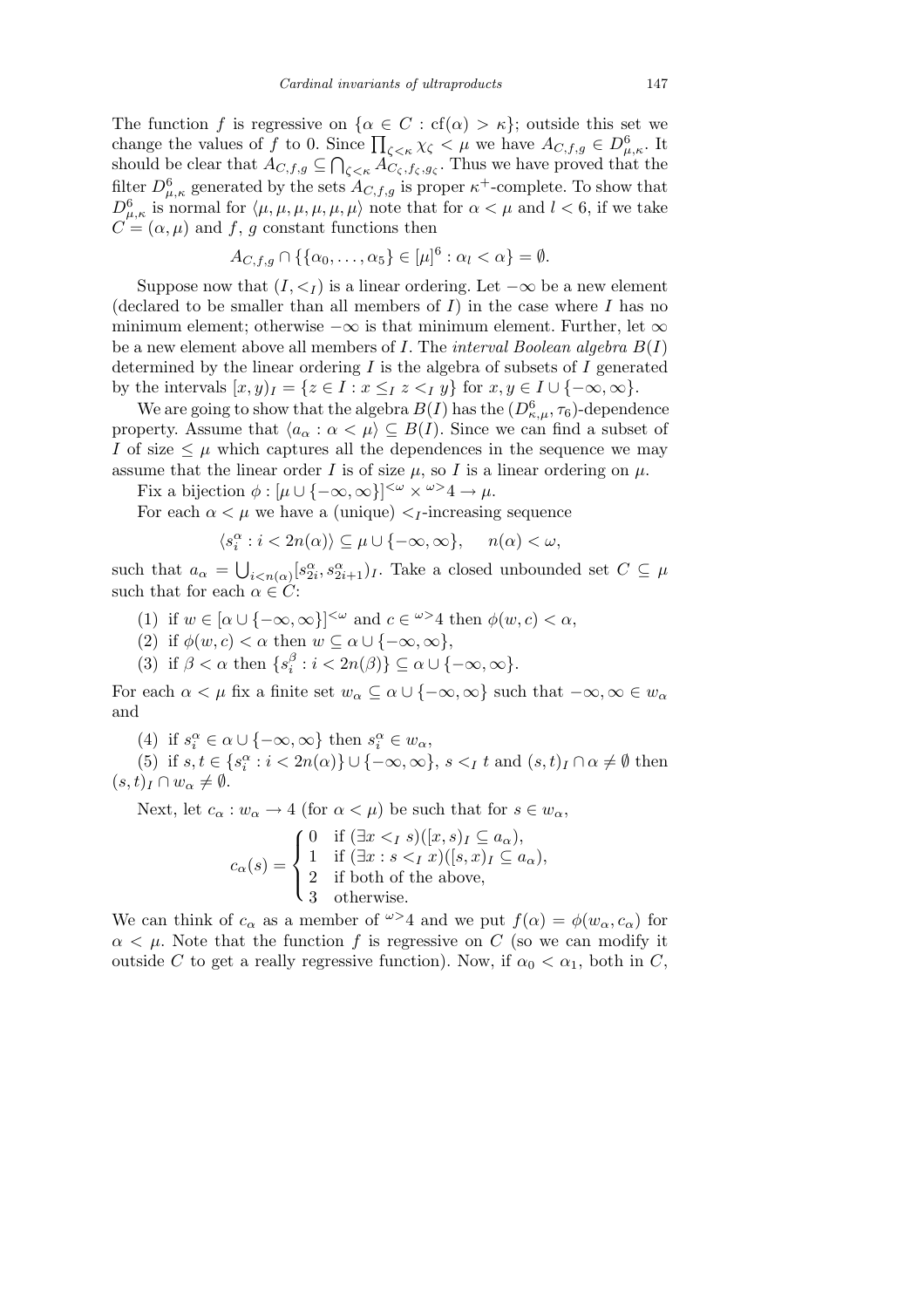The function $f$ is regressive on $\{\alpha \in C : \mathrm{cf}(\alpha) > \kappa\}$; outside this set we change the values of $f$ to 0. Since $\prod_{\zeta<\kappa} \chi_\zeta < \mu$ we have $A_{C,f,g} \in D^6_{\mu,\kappa}$. It should be clear that $A_{C,f,g} \subseteq \bigcap_{\zeta<\kappa} A_{C_\zeta,f_\zeta,g_\zeta}$. Thus we have proved that the filter $D^6_{\mu,\kappa}$ generated by the sets $A_{C,f,g}$ is proper $\kappa^+$-complete. To show that $D^6_{\mu,\kappa}$ is normal for $\langle \mu,\mu,\mu,\mu,\mu,\mu\rangle$ note that for $\alpha < \mu$ and $l < 6$, if we take $C = (\alpha, \mu)$ and $f$, $g$ constant functions then

$$A_{C,f,g} \cap \{\{\alpha_0,\ldots,\alpha_5\} \in [\mu]^6 : \alpha_l < \alpha\} = \emptyset.$$

Suppose now that $(I, <_I)$ is a linear ordering. Let $-\infty$ be a new element (declared to be smaller than all members of $I$) in the case where $I$ has no minimum element; otherwise $-\infty$ is that minimum element. Further, let $\infty$ be a new element above all members of $I$. The *interval Boolean algebra* $B(I)$ determined by the linear ordering $I$ is the algebra of subsets of $I$ generated by the intervals $[x, y)_I = \{z \in I : x \le_I z <_I y\}$ for $x, y \in I \cup \{-\infty, \infty\}$.

We are going to show that the algebra $B(I)$ has the $(D^6_{\kappa,\mu}, \tau_6)$-dependence property. Assume that $\langle a_\alpha : \alpha < \mu\rangle \subseteq B(I)$. Since we can find a subset of $I$ of size $\le \mu$ which captures all the dependences in the sequence we may assume that the linear order $I$ is of size $\mu$, so $I$ is a linear ordering on $\mu$.

Fix a bijection $\phi : [\mu \cup \{-\infty, \infty\}]^{<\omega} \times {}^{\omega>}4 \to \mu$.

For each $\alpha < \mu$ we have a (unique) $<_I$-increasing sequence

$$\langle s^\alpha_i : i < 2n(\alpha)\rangle \subseteq \mu \cup \{-\infty, \infty\}, \quad n(\alpha) < \omega,$$

such that $a_\alpha = \bigcup_{i<n(\alpha)} [s^\alpha_{2i}, s^\alpha_{2i+1})_I$. Take a closed unbounded set $C \subseteq \mu$ such that for each $\alpha \in C$:

(1) if $w \in [\alpha \cup \{-\infty, \infty\}]^{<\omega}$ and $c \in {}^{\omega>}4$ then $\phi(w, c) < \alpha$,

(2) if $\phi(w, c) < \alpha$ then $w \subseteq \alpha \cup \{-\infty, \infty\}$,

(3) if $\beta < \alpha$ then $\{s^\beta_i : i < 2n(\beta)\} \subseteq \alpha \cup \{-\infty, \infty\}$.

For each $\alpha < \mu$ fix a finite set $w_\alpha \subseteq \alpha \cup \{-\infty, \infty\}$ such that $-\infty, \infty \in w_\alpha$ and

(4) if $s^\alpha_i \in \alpha \cup \{-\infty, \infty\}$ then $s^\alpha_i \in w_\alpha$,

(5) if $s, t \in \{s^\alpha_i : i < 2n(\alpha)\} \cup \{-\infty, \infty\}$, $s <_I t$ and $(s, t)_I \cap \alpha \ne \emptyset$ then $(s, t)_I \cap w_\alpha \ne \emptyset$.

Next, let $c_\alpha : w_\alpha \to 4$ (for $\alpha < \mu$) be such that for $s \in w_\alpha$,

$$c_\alpha(s) = \begin{cases} 0 & \text{if } (\exists x <_I s)([x, s)_I \subseteq a_\alpha), \\ 1 & \text{if } (\exists x : s <_I x)([s, x)_I \subseteq a_\alpha), \\ 2 & \text{if both of the above}, \\ 3 & \text{otherwise}. \end{cases}$$

We can think of $c_\alpha$ as a member of ${}^{\omega>}4$ and we put $f(\alpha) = \phi(w_\alpha, c_\alpha)$ for $\alpha < \mu$. Note that the function $f$ is regressive on $C$ (so we can modify it outside $C$ to get a really regressive function). Now, if $\alpha_0 < \alpha_1$, both in $C$,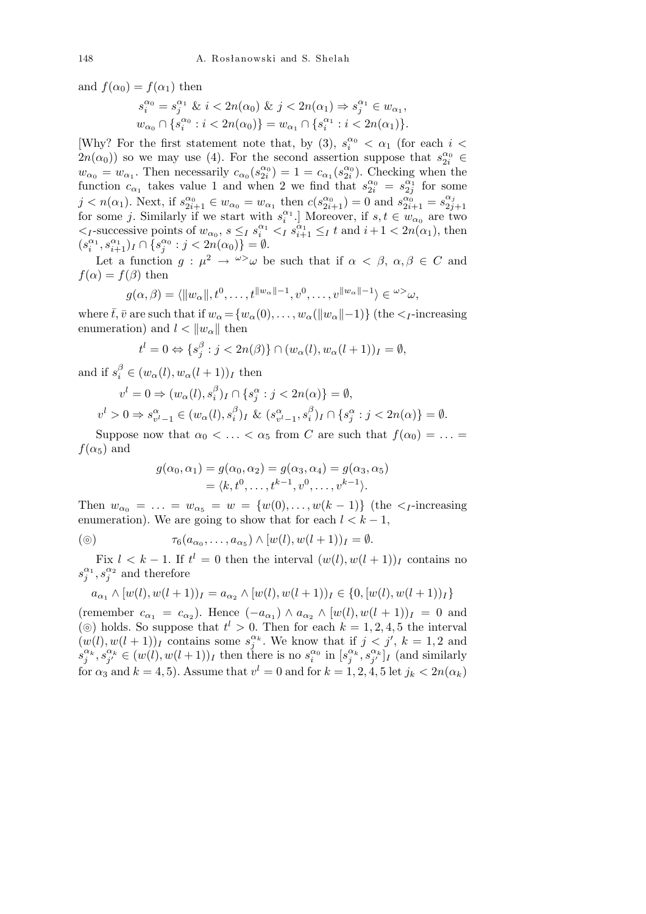and $f(\alpha_0) = f(\alpha_1)$ then

$$s^{\alpha_0}_i = s^{\alpha_1}_j \ \&\ i < 2n(\alpha_0) \ \&\ j < 2n(\alpha_1) \Rightarrow s^{\alpha_1}_j \in w_{\alpha_1},$$
$$w_{\alpha_0} \cap \{s^{\alpha_0}_i : i < 2n(\alpha_0)\} = w_{\alpha_1} \cap \{s^{\alpha_1}_i : i < 2n(\alpha_1)\}.$$

[Why? For the first statement note that, by (3), $s^{\alpha_0}_i < \alpha_1$ (for each $i < 2n(\alpha_0)$) so we may use (4). For the second assertion suppose that $s^{\alpha_0}_{2i} \in w_{\alpha_0} = w_{\alpha_1}$. Then necessarily $c_{\alpha_0}(s^{\alpha_0}_{2i}) = 1 = c_{\alpha_1}(s^{\alpha_0}_{2i})$. Checking when the function $c_{\alpha_1}$ takes value 1 and when 2 we find that $s^{\alpha_0}_{2i} = s^{\alpha_1}_{2j}$ for some $j < n(\alpha_1)$. Next, if $s^{\alpha_0}_{2i+1} \in w_{\alpha_0} = w_{\alpha_1}$ then $c(s^{\alpha_0}_{2i+1}) = 0$ and $s^{\alpha_0}_{2i+1} = s^{\alpha_j}_{2j+1}$ for some $j$. Similarly if we start with $s^{\alpha_1}_i$.] Moreover, if $s, t \in w_{\alpha_0}$ are two $<_I$-successive points of $w_{\alpha_0}$, $s \le_I s^{\alpha_1}_i <_I s^{\alpha_1}_{i+1} \le_I t$ and $i+1 < 2n(\alpha_1)$, then $(s^{\alpha_1}_i, s^{\alpha_1}_{i+1})_I \cap \{s^{\alpha_0}_j : j < 2n(\alpha_0)\} = \emptyset$.

Let a function $g : \mu^2 \to {}^{\omega>}\omega$ be such that if $\alpha < \beta$, $\alpha, \beta \in C$ and $f(\alpha) = f(\beta)$ then

$$g(\alpha, \beta) = \langle \|w_\alpha\|, t^0, \ldots, t^{\|w_\alpha\|-1}, v^0, \ldots, v^{\|w_\alpha\|-1}\rangle \in {}^{\omega>}\omega,$$

where $\bar{t}, \bar{v}$ are such that if $w_\alpha = \{w_\alpha(0), \ldots, w_\alpha(\|w_\alpha\|-1)\}$ (the $<_I$-increasing enumeration) and $l < \|w_\alpha\|$ then

$$t^l = 0 \Leftrightarrow \{s^\beta_j : j < 2n(\beta)\} \cap (w_\alpha(l), w_\alpha(l+1))_I = \emptyset,$$

and if $s^\beta_i \in (w_\alpha(l), w_\alpha(l+1))_I$ then

$$v^l = 0 \Rightarrow (w_\alpha(l), s^\beta_i)_I \cap \{s^\alpha_j : j < 2n(\alpha)\} = \emptyset,$$
$$v^l > 0 \Rightarrow s^\alpha_{v^l-1} \in (w_\alpha(l), s^\beta_i)_I \ \&\ (s^\alpha_{v^l-1}, s^\beta_i)_I \cap \{s^\alpha_j : j < 2n(\alpha)\} = \emptyset.$$

Suppose now that $\alpha_0 < \ldots < \alpha_5$ from $C$ are such that $f(\alpha_0) = \ldots = f(\alpha_5)$ and

$$g(\alpha_0, \alpha_1) = g(\alpha_0, \alpha_2) = g(\alpha_3, \alpha_4) = g(\alpha_3, \alpha_5)$$
$$= \langle k, t^0, \ldots, t^{k-1}, v^0, \ldots, v^{k-1}\rangle.$$

Then $w_{\alpha_0} = \ldots = w_{\alpha_5} = w = \{w(0), \ldots, w(k-1)\}$ (the $<_I$-increasing enumeration). We are going to show that for each $l < k-1$,

$$(\circledcirc) \qquad \tau_6(a_{\alpha_0}, \ldots, a_{\alpha_5}) \wedge [w(l), w(l+1))_I = \emptyset.$$

Fix $l < k-1$. If $t^l = 0$ then the interval $(w(l), w(l+1))_I$ contains no $s^{\alpha_1}_j, s^{\alpha_2}_j$ and therefore

$$a_{\alpha_1} \wedge [w(l), w(l+1))_I = a_{\alpha_2} \wedge [w(l), w(l+1))_I \in \{0, [w(l), w(l+1))_I\}$$

(remember $c_{\alpha_1} = c_{\alpha_2}$). Hence $(-a_{\alpha_1}) \wedge a_{\alpha_2} \wedge [w(l), w(l+1))_I = 0$ and ($\circledcirc$) holds. So suppose that $t^l > 0$. Then for each $k = 1, 2, 4, 5$ the interval $(w(l), w(l+1))_I$ contains some $s^{\alpha_k}_j$. We know that if $j < j'$, $k = 1, 2$ and $s^{\alpha_k}_j, s^{\alpha_k}_{j'} \in (w(l), w(l+1))_I$ then there is no $s^{\alpha_0}_i$ in $[s^{\alpha_k}_j, s^{\alpha_k}_{j'}]_I$ (and similarly for $\alpha_3$ and $k = 4, 5$). Assume that $v^l = 0$ and for $k = 1, 2, 4, 5$ let $j_k < 2n(\alpha_k)$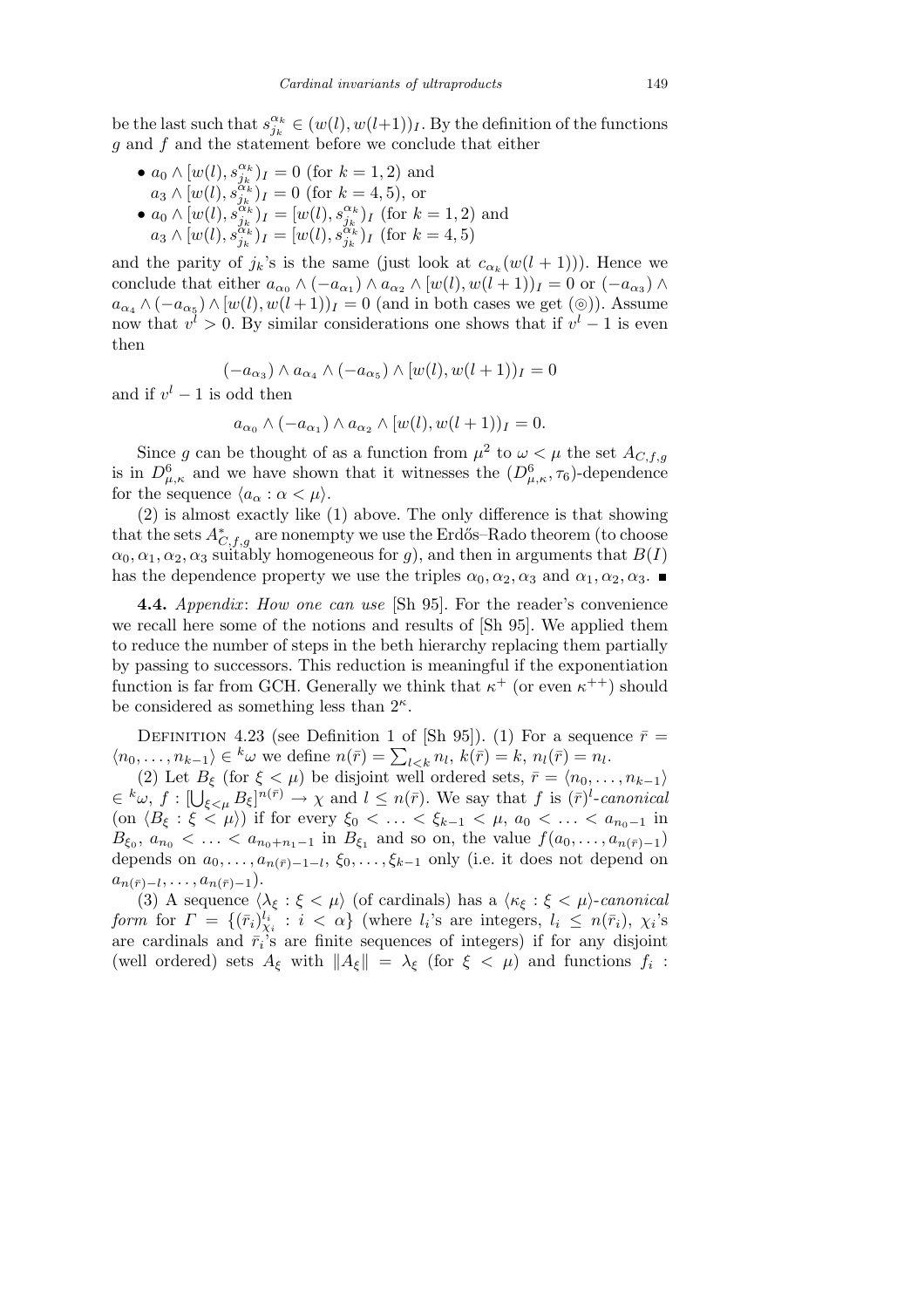be the last such that $s^{\alpha_k}_{j_k} \in (w(l), w(l+1))_I$. By the definition of the functions $g$ and $f$ and the statement before we conclude that either

- $a_0 \wedge [w(l), s^{\alpha_k}_{j_k})_I = 0$ (for $k = 1, 2$) and $a_3 \wedge [w(l), s^{\alpha_k}_{j_k})_I = 0$ (for $k = 4, 5$), or
- $a_0 \wedge [w(l), s^{\alpha_k}_{j_k})_I = [w(l), s^{\alpha_k}_{j_k})_I$ (for $k = 1, 2$) and $a_3 \wedge [w(l), s^{\alpha_k}_{j_k})_I = [w(l), s^{\alpha_k}_{j_k})_I$ (for $k = 4, 5$)

and the parity of $j_k$'s is the same (just look at $c_{\alpha_k}(w(l+1))$). Hence we conclude that either $a_{\alpha_0} \wedge (-a_{\alpha_1}) \wedge a_{\alpha_2} \wedge [w(l), w(l+1))_I = 0$ or $(-a_{\alpha_3}) \wedge a_{\alpha_4} \wedge (-a_{\alpha_5}) \wedge [w(l), w(l+1))_I = 0$ (and in both cases we get (◎)). Assume now that $v^l > 0$. By similar considerations one shows that if $v^l - 1$ is even then

$$(-a_{\alpha_3}) \wedge a_{\alpha_4} \wedge (-a_{\alpha_5}) \wedge [w(l), w(l+1))_I = 0$$

and if $v^l - 1$ is odd then

$$a_{\alpha_0} \wedge (-a_{\alpha_1}) \wedge a_{\alpha_2} \wedge [w(l), w(l+1))_I = 0.$$

Since $g$ can be thought of as a function from $\mu^2$ to $\omega < \mu$ the set $A_{C,f,g}$ is in $D^6_{\mu,\kappa}$ and we have shown that it witnesses the $(D^6_{\mu,\kappa}, \tau_6)$-dependence for the sequence $\langle a_\alpha : \alpha < \mu\rangle$.

(2) is almost exactly like (1) above. The only difference is that showing that the sets $A^*_{C,f,g}$ are nonempty we use the Erdős–Rado theorem (to choose $\alpha_0, \alpha_1, \alpha_2, \alpha_3$ suitably homogeneous for $g$), and then in arguments that $B(I)$ has the dependence property we use the triples $\alpha_0, \alpha_2, \alpha_3$ and $\alpha_1, \alpha_2, \alpha_3$. ■

**4.4.** *Appendix*: *How one can use* [Sh 95]. For the reader's convenience we recall here some of the notions and results of [Sh 95]. We applied them to reduce the number of steps in the beth hierarchy replacing them partially by passing to successors. This reduction is meaningful if the exponentiation function is far from GCH. Generally we think that $\kappa^+$ (or even $\kappa^{++}$) should be considered as something less than $2^\kappa$.

Definition 4.23 (see Definition 1 of [Sh 95]). (1) For a sequence $\bar r = \langle n_0, \ldots, n_{k-1}\rangle \in {}^k\omega$ we define $n(\bar r) = \sum_{l<k} n_l$, $k(\bar r) = k$, $n_l(\bar r) = n_l$.

(2) Let $B_\xi$ (for $\xi < \mu$) be disjoint well ordered sets, $\bar r = \langle n_0, \ldots, n_{k-1}\rangle \in {}^k\omega$, $f : [\bigcup_{\xi<\mu} B_\xi]^{n(\bar r)} \to \chi$ and $l \le n(\bar r)$. We say that $f$ is $(\bar r)^l$-*canonical* (on $\langle B_\xi : \xi < \mu\rangle$) if for every $\xi_0 < \ldots < \xi_{k-1} < \mu$, $a_0 < \ldots < a_{n_0-1}$ in $B_{\xi_0}$, $a_{n_0} < \ldots < a_{n_0+n_1-1}$ in $B_{\xi_1}$ and so on, the value $f(a_0, \ldots, a_{n(\bar r)-1})$ depends on $a_0, \ldots, a_{n(\bar r)-1-l}, \xi_0, \ldots, \xi_{k-1}$ only (i.e. it does not depend on $a_{n(\bar r)-l}, \ldots, a_{n(\bar r)-1}$).

(3) A sequence $\langle \lambda_\xi : \xi < \mu\rangle$ (of cardinals) has a $\langle \kappa_\xi : \xi < \mu\rangle$-*canonical form* for $\Gamma = \{(\bar r_i)^{l_i}_{\chi_i} : i < \alpha\}$ (where $l_i$'s are integers, $l_i \le n(\bar r_i)$, $\chi_i$'s are cardinals and $\bar r_i$'s are finite sequences of integers) if for any disjoint (well ordered) sets $A_\xi$ with $\|A_\xi\| = \lambda_\xi$ (for $\xi < \mu$) and functions $f_i$ :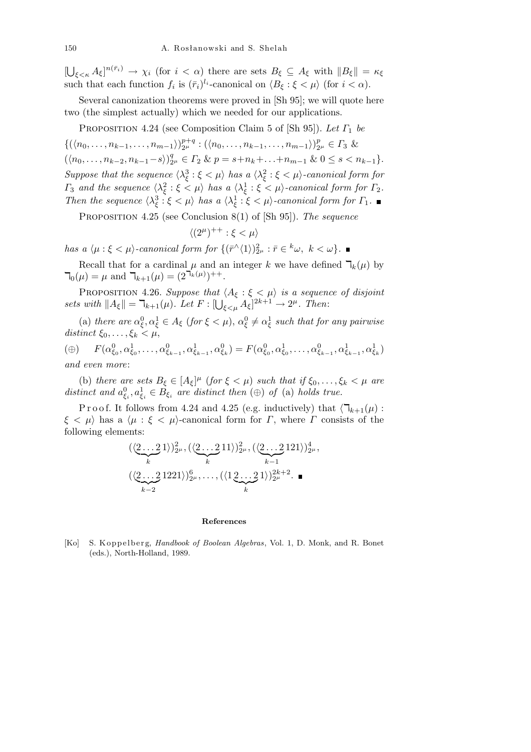$[\bigcup_{\xi<\kappa} A_\xi]^{n(\bar{r}_i)} \to \chi_i$ (for $i < \alpha$) there are sets $B_\xi \subseteq A_\xi$ with $\|B_\xi\| = \kappa_\xi$ such that each function $f_i$ is $(\bar{r}_i)^{l_i}$-canonical on $\langle B_\xi : \xi < \mu\rangle$ (for $i < \alpha$).

Several canonization theorems were proved in [Sh 95]; we will quote here two (the simplest actually) which we needed for our applications.

Proposition 4.24 (see Composition Claim 5 of [Sh 95]). *Let $\Gamma_1$ be* $\{(\langle n_0,\ldots,n_{k-1},\ldots,n_{m-1}\rangle)^{p+q}_{2^\mu} : (\langle n_0,\ldots,n_{k-1},\ldots,n_{m-1}\rangle)^{p}_{2^\mu} \in \Gamma_3$ & $(\langle n_0,\ldots,n_{k-2},n_{k-1}-s\rangle)^{q}_{2^\mu} \in \Gamma_2$ & $p = s+n_k+\ldots+n_{m-1}$ & $0 \le s < n_{k-1}\}$. *Suppose that the sequence $\langle\lambda^3_\xi : \xi<\mu\rangle$ has a $\langle\lambda^2_\xi : \xi<\mu\rangle$-canonical form for $\Gamma_3$ and the sequence $\langle\lambda^2_\xi : \xi<\mu\rangle$ has a $\langle\lambda^1_\xi : \xi<\mu\rangle$-canonical form for $\Gamma_2$. Then the sequence $\langle\lambda^3_\xi : \xi<\mu\rangle$ has a $\langle\lambda^1_\xi : \xi<\mu\rangle$-canonical form for $\Gamma_1$.* ∎

Proposition 4.25 (see Conclusion 8(1) of [Sh 95]). *The sequence*

$$\langle(2^\mu)^{++} : \xi<\mu\rangle$$

*has a $\langle\mu : \xi<\mu\rangle$-canonical form for $\{(\bar{r}^\frown\langle 1\rangle)^2_{2^\mu} : \bar{r}\in {}^k\omega,\ k<\omega\}$.* ∎

Recall that for a cardinal $\mu$ and an integer $k$ we have defined $\beth_k(\mu)$ by $\beth_0(\mu) = \mu$ and $\beth_{k+1}(\mu) = (2^{\beth_k(\mu)})^{++}$.

Proposition 4.26. *Suppose that $\langle A_\xi : \xi<\mu\rangle$ is a sequence of disjoint sets with $\|A_\xi\| = \beth_{k+1}(\mu)$. Let $F : [\bigcup_{\xi<\mu} A_\xi]^{2k+1} \to 2^\mu$. Then*:

(a) *there are $\alpha^0_\xi, \alpha^1_\xi \in A_\xi$ (for $\xi<\mu$), $\alpha^0_\xi \ne \alpha^1_\xi$ such that for any pairwise distinct $\xi_0,\ldots,\xi_k<\mu$,*

$$(\oplus)\qquad F(\alpha^0_{\xi_0},\alpha^1_{\xi_0},\ldots,\alpha^0_{\xi_{k-1}},\alpha^1_{\xi_{k-1}},\alpha^0_{\xi_k}) = F(\alpha^0_{\xi_0},\alpha^1_{\xi_0},\ldots,\alpha^0_{\xi_{k-1}},\alpha^1_{\xi_{k-1}},\alpha^1_{\xi_k})$$

*and even more*:

(b) *there are sets $B_\xi \in [A_\xi]^\mu$ (for $\xi<\mu$) such that if $\xi_0,\ldots,\xi_k<\mu$ are distinct and $a^0_{\xi_i}, a^1_{\xi_i} \in B_{\xi_i}$ are distinct then $(\oplus)$ of* (a) *holds true.*

Proof. It follows from 4.24 and 4.25 (e.g. inductively) that $\langle\beth_{k+1}(\mu) : \xi<\mu\rangle$ has a $\langle\mu : \xi<\mu\rangle$-canonical form for $\Gamma$, where $\Gamma$ consists of the following elements:

$$(\langle\underbrace{2\ldots2}_{k}1\rangle)^2_{2^\mu}, (\langle\underbrace{2\ldots2}_{k}11\rangle)^2_{2^\mu}, (\langle\underbrace{2\ldots2}_{k-1}121\rangle)^4_{2^\mu},$$
$$(\langle\underbrace{2\ldots2}_{k-2}1221\rangle)^6_{2^\mu}, \ldots, (\langle 1\underbrace{2\ldots2}_{k}1\rangle)^{2k+2}_{2^\mu}.\ ∎$$

## References

[Ko] S. Koppelberg, *Handbook of Boolean Algebras*, Vol. 1, D. Monk, and R. Bonet (eds.), North-Holland, 1989.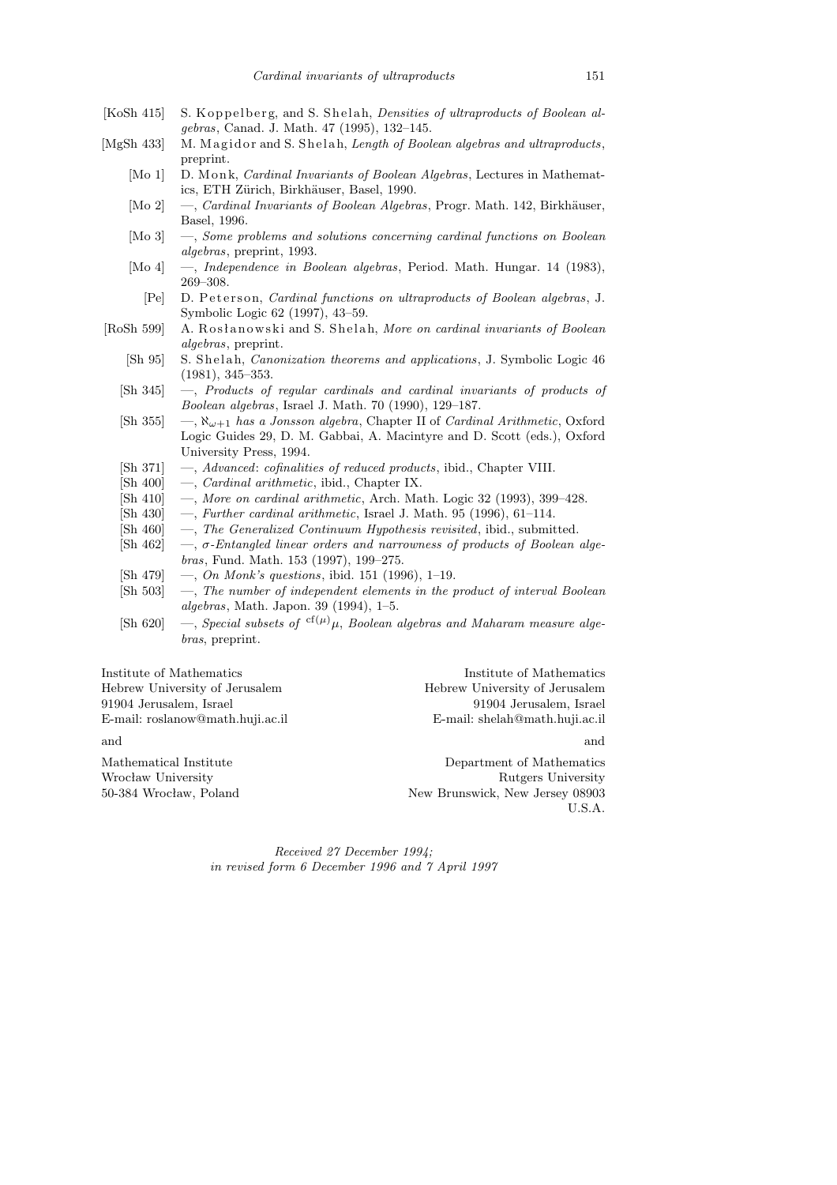[KoSh 415] S. Koppelberg, and S. Shelah, *Densities of ultraproducts of Boolean algebras*, Canad. J. Math. 47 (1995), 132–145.

[MgSh 433] M. Magidor and S. Shelah, *Length of Boolean algebras and ultraproducts*, preprint.

[Mo 1] D. Monk, *Cardinal Invariants of Boolean Algebras*, Lectures in Mathematics, ETH Zürich, Birkhäuser, Basel, 1990.

[Mo 2] —, *Cardinal Invariants of Boolean Algebras*, Progr. Math. 142, Birkhäuser, Basel, 1996.

[Mo 3] —, *Some problems and solutions concerning cardinal functions on Boolean algebras*, preprint, 1993.

[Mo 4] —, *Independence in Boolean algebras*, Period. Math. Hungar. 14 (1983), 269–308.

[Pe] D. Peterson, *Cardinal functions on ultraproducts of Boolean algebras*, J. Symbolic Logic 62 (1997), 43–59.

[RoSh 599] A. Rosłanowski and S. Shelah, *More on cardinal invariants of Boolean algebras*, preprint.

[Sh 95] S. Shelah, *Canonization theorems and applications*, J. Symbolic Logic 46 (1981), 345–353.

[Sh 345] —, *Products of regular cardinals and cardinal invariants of products of Boolean algebras*, Israel J. Math. 70 (1990), 129–187.

[Sh 355] —, *$\aleph_{\omega+1}$ has a Jonsson algebra*, Chapter II of *Cardinal Arithmetic*, Oxford Logic Guides 29, D. M. Gabbai, A. Macintyre and D. Scott (eds.), Oxford University Press, 1994.

[Sh 371] —, *Advanced: cofinalities of reduced products*, ibid., Chapter VIII.

[Sh 400] —, *Cardinal arithmetic*, ibid., Chapter IX.

[Sh 410] —, *More on cardinal arithmetic*, Arch. Math. Logic 32 (1993), 399–428.

[Sh 430] —, *Further cardinal arithmetic*, Israel J. Math. 95 (1996), 61–114.

[Sh 460] —, *The Generalized Continuum Hypothesis revisited*, ibid., submitted.

[Sh 462] —, *$\sigma$-Entangled linear orders and narrowness of products of Boolean algebras*, Fund. Math. 153 (1997), 199–275.

[Sh 479] —, *On Monk's questions*, ibid. 151 (1996), 1–19.

[Sh 503] —, *The number of independent elements in the product of interval Boolean algebras*, Math. Japon. 39 (1994), 1–5.

[Sh 620] —, *Special subsets of ${}^{\mathrm{cf}(\mu)}\mu$, Boolean algebras and Maharam measure algebras*, preprint.

Institute of Mathematics
Hebrew University of Jerusalem
91904 Jerusalem, Israel
E-mail: roslanow@math.huji.ac.il

and

Mathematical Institute
Wrocław University
50-384 Wrocław, Poland

Institute of Mathematics
Hebrew University of Jerusalem
91904 Jerusalem, Israel
E-mail: shelah@math.huji.ac.il

and

Department of Mathematics
Rutgers University
New Brunswick, New Jersey 08903
U.S.A.

*Received 27 December 1994;*
*in revised form 6 December 1996 and 7 April 1997*